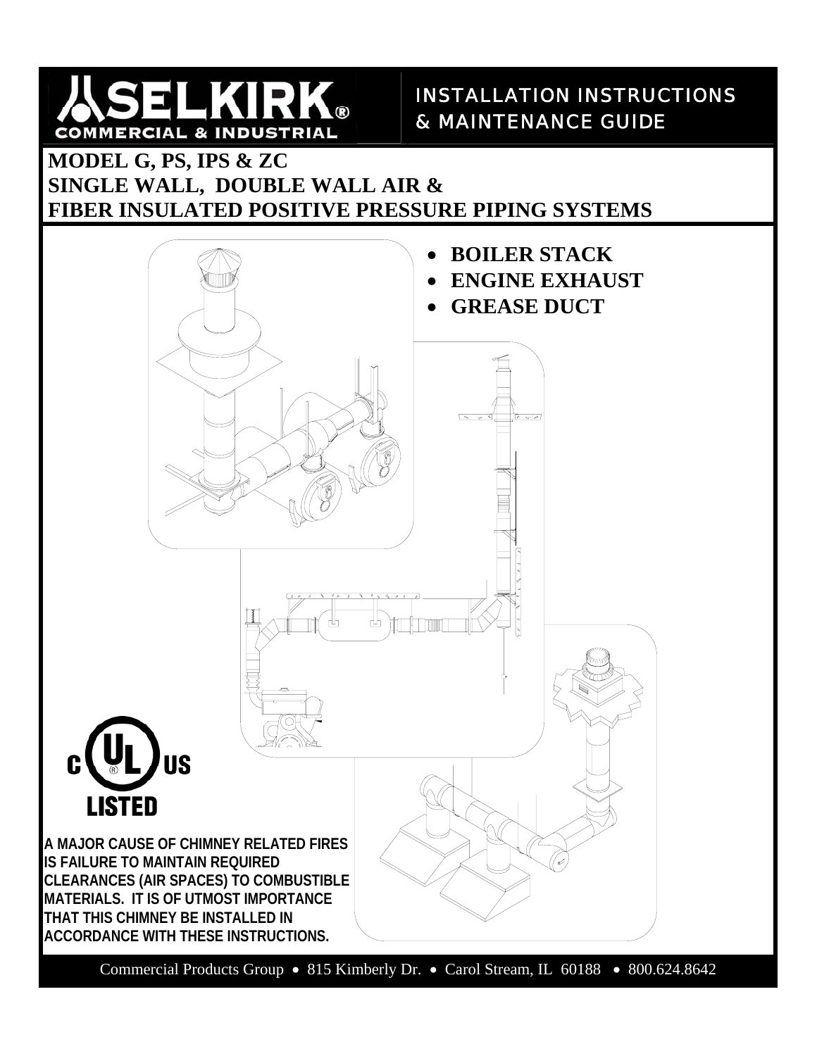SELKIRK® COMMERCIAL & INDUSTRIAL

INSTALLATION INSTRUCTIONS & MAINTENANCE GUIDE

# MODEL G, PS, IPS & ZC SINGLE WALL, DOUBLE WALL AIR & FIBER INSULATED POSITIVE PRESSURE PIPING SYSTEMS

- **BOILER STACK**
- **ENGINE EXHAUST**
- **GREASE DUCT**

c UL us LISTED

**A MAJOR CAUSE OF CHIMNEY RELATED FIRES IS FAILURE TO MAINTAIN REQUIRED CLEARANCES (AIR SPACES) TO COMBUSTIBLE MATERIALS. IT IS OF UTMOST IMPORTANCE THAT THIS CHIMNEY BE INSTALLED IN ACCORDANCE WITH THESE INSTRUCTIONS.**

Commercial Products Group • 815 Kimberly Dr. • Carol Stream, IL 60188 • 800.624.8642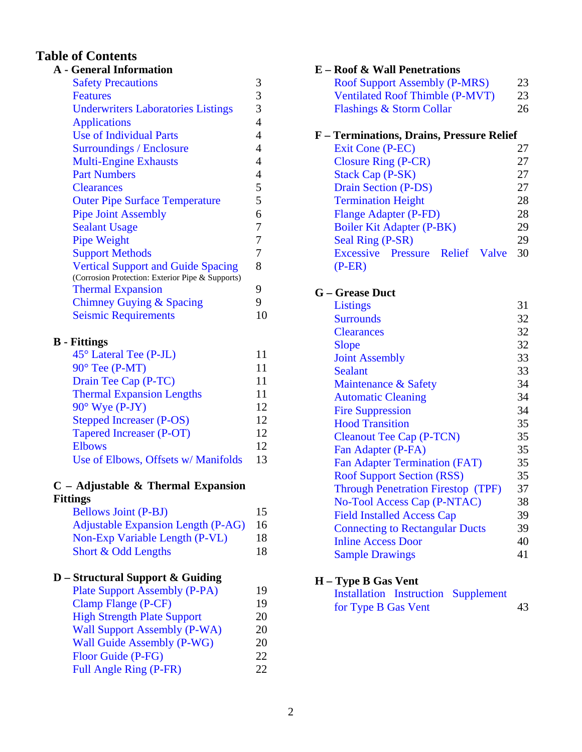# Table of Contents

## A - General Information

| | |
|---|---|
| Safety Precautions | 3 |
| Features | 3 |
| Underwriters Laboratories Listings | 3 |
| Applications | 4 |
| Use of Individual Parts | 4 |
| Surroundings / Enclosure | 4 |
| Multi-Engine Exhausts | 4 |
| Part Numbers | 4 |
| Clearances | 5 |
| Outer Pipe Surface Temperature | 5 |
| Pipe Joint Assembly | 6 |
| Sealant Usage | 7 |
| Pipe Weight | 7 |
| Support Methods | 7 |
| Vertical Support and Guide Spacing (Corrosion Protection: Exterior Pipe & Supports) | 8 |
| Thermal Expansion | 9 |
| Chimney Guying & Spacing | 9 |
| Seismic Requirements | 10 |

## B - Fittings

| | |
|---|---|
| 45° Lateral Tee (P-JL) | 11 |
| 90° Tee (P-MT) | 11 |
| Drain Tee Cap (P-TC) | 11 |
| Thermal Expansion Lengths | 11 |
| 90° Wye (P-JY) | 12 |
| Stepped Increaser (P-OS) | 12 |
| Tapered Increaser (P-OT) | 12 |
| Elbows | 12 |
| Use of Elbows, Offsets w/ Manifolds | 13 |

## C – Adjustable & Thermal Expansion Fittings

| | |
|---|---|
| Bellows Joint (P-BJ) | 15 |
| Adjustable Expansion Length (P-AG) | 16 |
| Non-Exp Variable Length (P-VL) | 18 |
| Short & Odd Lengths | 18 |

## D – Structural Support & Guiding

| | |
|---|---|
| Plate Support Assembly (P-PA) | 19 |
| Clamp Flange (P-CF) | 19 |
| High Strength Plate Support | 20 |
| Wall Support Assembly (P-WA) | 20 |
| Wall Guide Assembly (P-WG) | 20 |
| Floor Guide (P-FG) | 22 |
| Full Angle Ring (P-FR) | 22 |

## E – Roof & Wall Penetrations

| | |
|---|---|
| Roof Support Assembly (P-MRS) | 23 |
| Ventilated Roof Thimble (P-MVT) | 23 |
| Flashings & Storm Collar | 26 |

## F – Terminations, Drains, Pressure Relief

| | |
|---|---|
| Exit Cone (P-EC) | 27 |
| Closure Ring (P-CR) | 27 |
| Stack Cap (P-SK) | 27 |
| Drain Section (P-DS) | 27 |
| Termination Height | 28 |
| Flange Adapter (P-FD) | 28 |
| Boiler Kit Adapter (P-BK) | 29 |
| Seal Ring (P-SR) | 29 |
| Excessive Pressure Relief Valve (P-ER) | 30 |

## G – Grease Duct

| | |
|---|---|
| Listings | 31 |
| Surrounds | 32 |
| Clearances | 32 |
| Slope | 32 |
| Joint Assembly | 33 |
| Sealant | 33 |
| Maintenance & Safety | 34 |
| Automatic Cleaning | 34 |
| Fire Suppression | 34 |
| Hood Transition | 35 |
| Cleanout Tee Cap (P-TCN) | 35 |
| Fan Adapter (P-FA) | 35 |
| Fan Adapter Termination (FAT) | 35 |
| Roof Support Section (RSS) | 35 |
| Through Penetration Firestop (TPF) | 37 |
| No-Tool Access Cap (P-NTAC) | 38 |
| Field Installed Access Cap | 39 |
| Connecting to Rectangular Ducts | 39 |
| Inline Access Door | 40 |
| Sample Drawings | 41 |

## H – Type B Gas Vent

| | |
|---|---|
| Installation Instruction Supplement for Type B Gas Vent | 43 |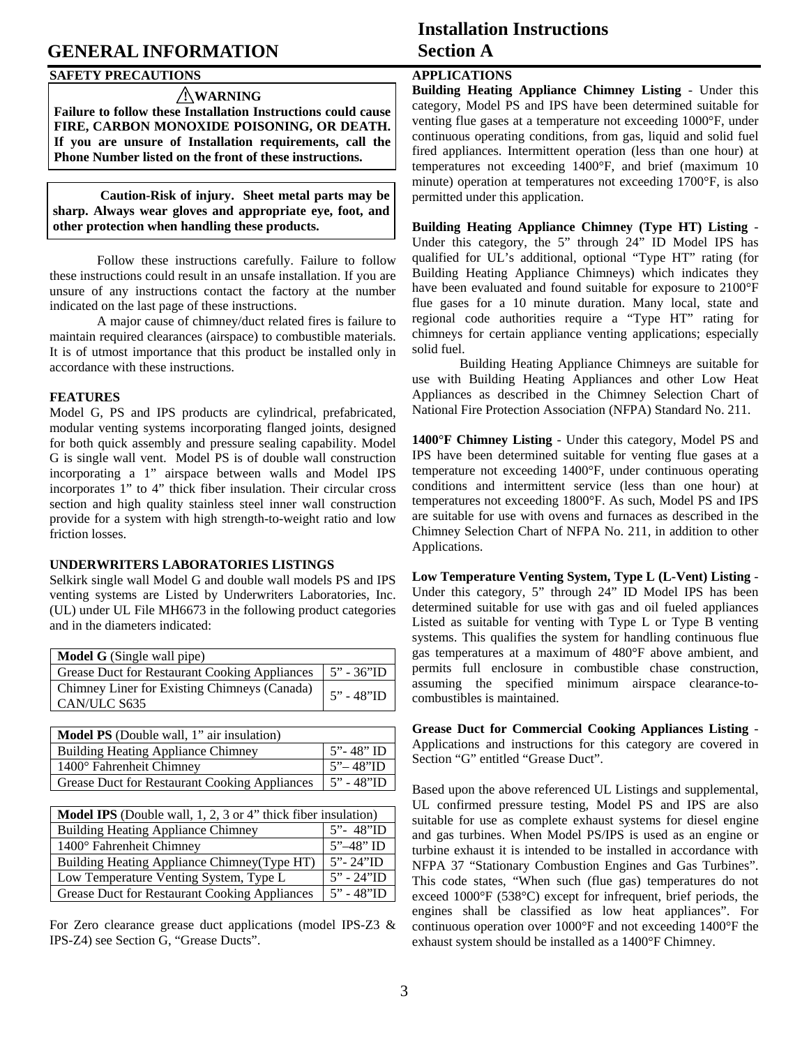# GENERAL INFORMATION

# Installation Instructions Section A

### SAFETY PRECAUTIONS

**⚠ WARNING**

**Failure to follow these Installation Instructions could cause FIRE, CARBON MONOXIDE POISONING, OR DEATH. If you are unsure of Installation requirements, call the Phone Number listed on the front of these instructions.**

**Caution-Risk of injury. Sheet metal parts may be sharp. Always wear gloves and appropriate eye, foot, and other protection when handling these products.**

Follow these instructions carefully. Failure to follow these instructions could result in an unsafe installation. If you are unsure of any instructions contact the factory at the number indicated on the last page of these instructions.

A major cause of chimney/duct related fires is failure to maintain required clearances (airspace) to combustible materials. It is of utmost importance that this product be installed only in accordance with these instructions.

### FEATURES

Model G, PS and IPS products are cylindrical, prefabricated, modular venting systems incorporating flanged joints, designed for both quick assembly and pressure sealing capability. Model G is single wall vent. Model PS is of double wall construction incorporating a 1" airspace between walls and Model IPS incorporates 1" to 4" thick fiber insulation. Their circular cross section and high quality stainless steel inner wall construction provide for a system with high strength-to-weight ratio and low friction losses.

### UNDERWRITERS LABORATORIES LISTINGS

Selkirk single wall Model G and double wall models PS and IPS venting systems are Listed by Underwriters Laboratories, Inc. (UL) under UL File MH6673 in the following product categories and in the diameters indicated:

| **Model G** (Single wall pipe) | |
|---|---|
| Grease Duct for Restaurant Cooking Appliances | 5" - 36"ID |
| Chimney Liner for Existing Chimneys (Canada) CAN/ULC S635 | 5" - 48"ID |

| **Model PS** (Double wall, 1" air insulation) | |
|---|---|
| Building Heating Appliance Chimney | 5"- 48" ID |
| 1400° Fahrenheit Chimney | 5"– 48"ID |
| Grease Duct for Restaurant Cooking Appliances | 5" - 48"ID |

| **Model IPS** (Double wall, 1, 2, 3 or 4" thick fiber insulation) | |
|---|---|
| Building Heating Appliance Chimney | 5"- 48"ID |
| 1400° Fahrenheit Chimney | 5"–48" ID |
| Building Heating Appliance Chimney(Type HT) | 5"- 24"ID |
| Low Temperature Venting System, Type L | 5" - 24"ID |
| Grease Duct for Restaurant Cooking Appliances | 5" - 48"ID |

For Zero clearance grease duct applications (model IPS-Z3 & IPS-Z4) see Section G, "Grease Ducts".

### APPLICATIONS

**Building Heating Appliance Chimney Listing** - Under this category, Model PS and IPS have been determined suitable for venting flue gases at a temperature not exceeding 1000°F, under continuous operating conditions, from gas, liquid and solid fuel fired appliances. Intermittent operation (less than one hour) at temperatures not exceeding 1400°F, and brief (maximum 10 minute) operation at temperatures not exceeding 1700°F, is also permitted under this application.

**Building Heating Appliance Chimney (Type HT) Listing** - Under this category, the 5" through 24" ID Model IPS has qualified for UL's additional, optional "Type HT" rating (for Building Heating Appliance Chimneys) which indicates they have been evaluated and found suitable for exposure to 2100°F flue gases for a 10 minute duration. Many local, state and regional code authorities require a "Type HT" rating for chimneys for certain appliance venting applications; especially solid fuel.

Building Heating Appliance Chimneys are suitable for use with Building Heating Appliances and other Low Heat Appliances as described in the Chimney Selection Chart of National Fire Protection Association (NFPA) Standard No. 211.

**1400°F Chimney Listing** - Under this category, Model PS and IPS have been determined suitable for venting flue gases at a temperature not exceeding 1400°F, under continuous operating conditions and intermittent service (less than one hour) at temperatures not exceeding 1800°F. As such, Model PS and IPS are suitable for use with ovens and furnaces as described in the Chimney Selection Chart of NFPA No. 211, in addition to other Applications.

**Low Temperature Venting System, Type L (L-Vent) Listing** - Under this category, 5" through 24" ID Model IPS has been determined suitable for use with gas and oil fueled appliances Listed as suitable for venting with Type L or Type B venting systems. This qualifies the system for handling continuous flue gas temperatures at a maximum of 480°F above ambient, and permits full enclosure in combustible chase construction, assuming the specified minimum airspace clearance-to-combustibles is maintained.

**Grease Duct for Commercial Cooking Appliances Listing** - Applications and instructions for this category are covered in Section "G" entitled "Grease Duct".

Based upon the above referenced UL Listings and supplemental, UL confirmed pressure testing, Model PS and IPS are also suitable for use as complete exhaust systems for diesel engine and gas turbines. When Model PS/IPS is used as an engine or turbine exhaust it is intended to be installed in accordance with NFPA 37 "Stationary Combustion Engines and Gas Turbines". This code states, "When such (flue gas) temperatures do not exceed 1000°F (538°C) except for infrequent, brief periods, the engines shall be classified as low heat appliances". For continuous operation over 1000°F and not exceeding 1400°F the exhaust system should be installed as a 1400°F Chimney.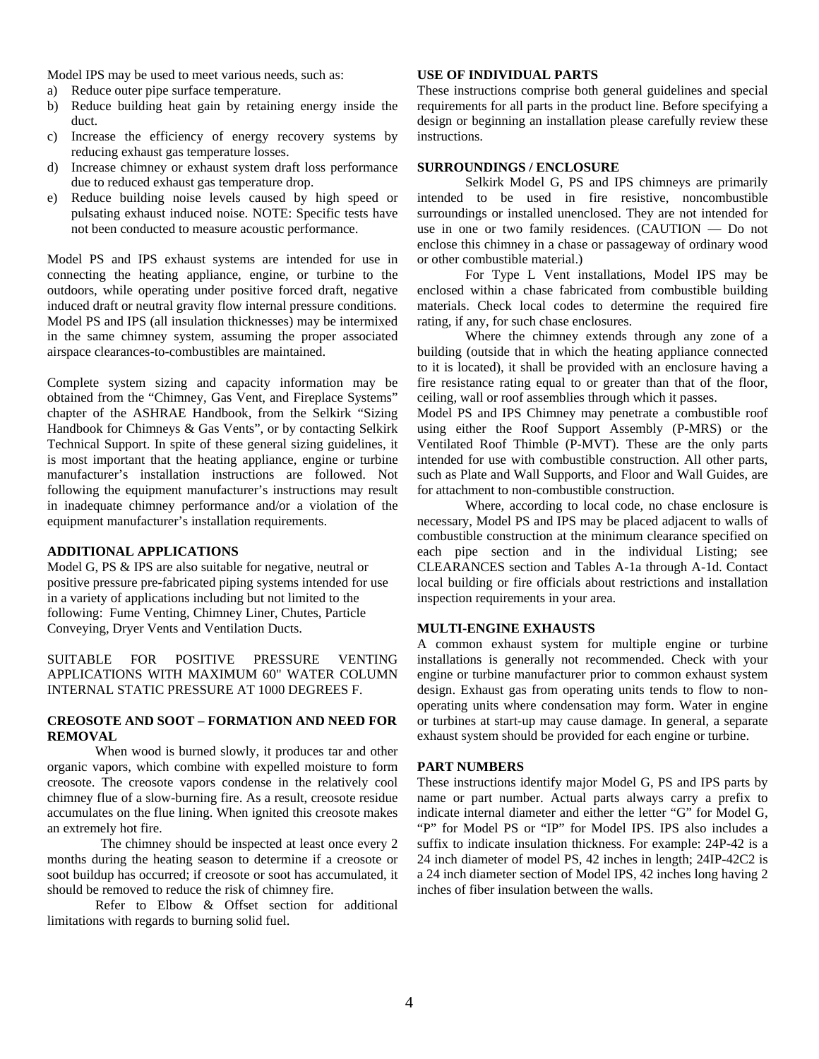Model IPS may be used to meet various needs, such as:

a) Reduce outer pipe surface temperature.
b) Reduce building heat gain by retaining energy inside the duct.
c) Increase the efficiency of energy recovery systems by reducing exhaust gas temperature losses.
d) Increase chimney or exhaust system draft loss performance due to reduced exhaust gas temperature drop.
e) Reduce building noise levels caused by high speed or pulsating exhaust induced noise. NOTE: Specific tests have not been conducted to measure acoustic performance.

Model PS and IPS exhaust systems are intended for use in connecting the heating appliance, engine, or turbine to the outdoors, while operating under positive forced draft, negative induced draft or neutral gravity flow internal pressure conditions. Model PS and IPS (all insulation thicknesses) may be intermixed in the same chimney system, assuming the proper associated airspace clearances-to-combustibles are maintained.

Complete system sizing and capacity information may be obtained from the "Chimney, Gas Vent, and Fireplace Systems" chapter of the ASHRAE Handbook, from the Selkirk "Sizing Handbook for Chimneys & Gas Vents", or by contacting Selkirk Technical Support. In spite of these general sizing guidelines, it is most important that the heating appliance, engine or turbine manufacturer's installation instructions are followed. Not following the equipment manufacturer's instructions may result in inadequate chimney performance and/or a violation of the equipment manufacturer's installation requirements.

**ADDITIONAL APPLICATIONS**

Model G, PS & IPS are also suitable for negative, neutral or positive pressure pre-fabricated piping systems intended for use in a variety of applications including but not limited to the following: Fume Venting, Chimney Liner, Chutes, Particle Conveying, Dryer Vents and Ventilation Ducts.

SUITABLE FOR POSITIVE PRESSURE VENTING APPLICATIONS WITH MAXIMUM 60" WATER COLUMN INTERNAL STATIC PRESSURE AT 1000 DEGREES F.

**CREOSOTE AND SOOT – FORMATION AND NEED FOR REMOVAL**

When wood is burned slowly, it produces tar and other organic vapors, which combine with expelled moisture to form creosote. The creosote vapors condense in the relatively cool chimney flue of a slow-burning fire. As a result, creosote residue accumulates on the flue lining. When ignited this creosote makes an extremely hot fire.

The chimney should be inspected at least once every 2 months during the heating season to determine if a creosote or soot buildup has occurred; if creosote or soot has accumulated, it should be removed to reduce the risk of chimney fire.

Refer to Elbow & Offset section for additional limitations with regards to burning solid fuel.

**USE OF INDIVIDUAL PARTS**

These instructions comprise both general guidelines and special requirements for all parts in the product line. Before specifying a design or beginning an installation please carefully review these instructions.

**SURROUNDINGS / ENCLOSURE**

Selkirk Model G, PS and IPS chimneys are primarily intended to be used in fire resistive, noncombustible surroundings or installed unenclosed. They are not intended for use in one or two family residences. (CAUTION — Do not enclose this chimney in a chase or passageway of ordinary wood or other combustible material.)

For Type L Vent installations, Model IPS may be enclosed within a chase fabricated from combustible building materials. Check local codes to determine the required fire rating, if any, for such chase enclosures.

Where the chimney extends through any zone of a building (outside that in which the heating appliance connected to it is located), it shall be provided with an enclosure having a fire resistance rating equal to or greater than that of the floor, ceiling, wall or roof assemblies through which it passes.

Model PS and IPS Chimney may penetrate a combustible roof using either the Roof Support Assembly (P-MRS) or the Ventilated Roof Thimble (P-MVT). These are the only parts intended for use with combustible construction. All other parts, such as Plate and Wall Supports, and Floor and Wall Guides, are for attachment to non-combustible construction.

Where, according to local code, no chase enclosure is necessary, Model PS and IPS may be placed adjacent to walls of combustible construction at the minimum clearance specified on each pipe section and in the individual Listing; see CLEARANCES section and Tables A-1a through A-1d. Contact local building or fire officials about restrictions and installation inspection requirements in your area.

**MULTI-ENGINE EXHAUSTS**

A common exhaust system for multiple engine or turbine installations is generally not recommended. Check with your engine or turbine manufacturer prior to common exhaust system design. Exhaust gas from operating units tends to flow to non-operating units where condensation may form. Water in engine or turbines at start-up may cause damage. In general, a separate exhaust system should be provided for each engine or turbine.

**PART NUMBERS**

These instructions identify major Model G, PS and IPS parts by name or part number. Actual parts always carry a prefix to indicate internal diameter and either the letter "G" for Model G, "P" for Model PS or "IP" for Model IPS. IPS also includes a suffix to indicate insulation thickness. For example: 24P-42 is a 24 inch diameter of model PS, 42 inches in length; 24IP-42C2 is a 24 inch diameter section of Model IPS, 42 inches long having 2 inches of fiber insulation between the walls.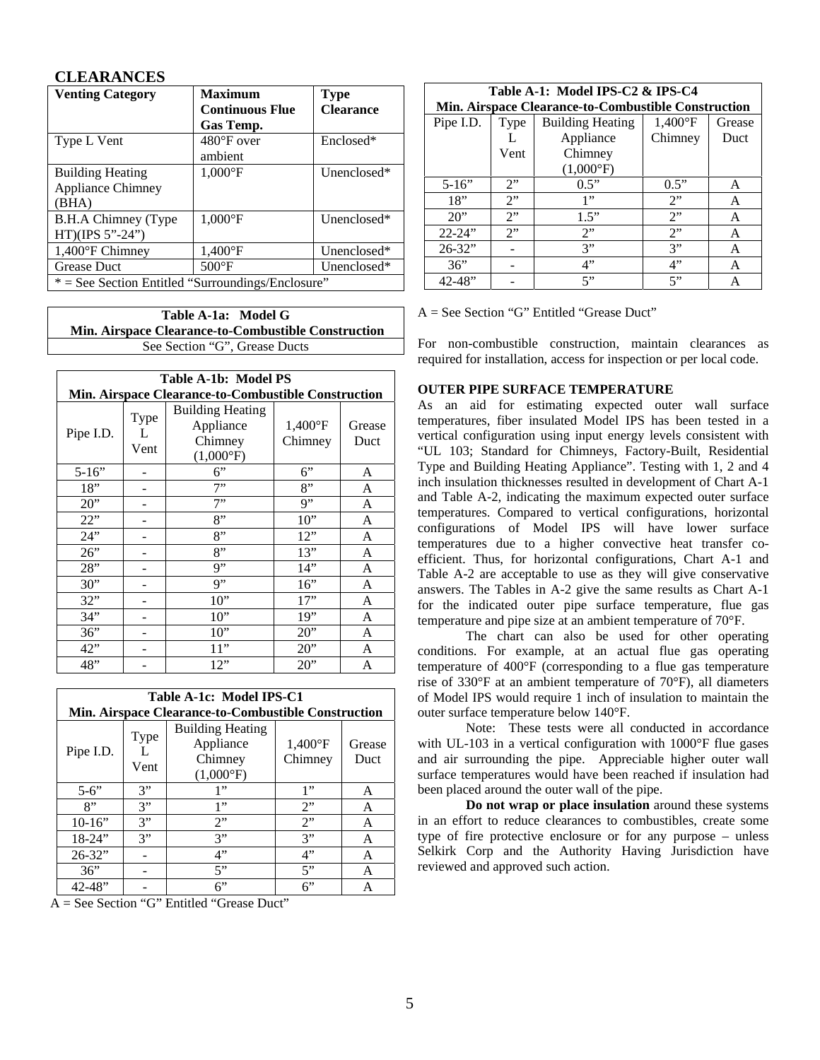## CLEARANCES

| Venting Category | Maximum Continuous Flue Gas Temp. | Type Clearance |
|---|---|---|
| Type L Vent | 480°F over ambient | Enclosed* |
| Building Heating Appliance Chimney (BHA) | 1,000°F | Unenclosed* |
| B.H.A Chimney (Type HT)(IPS 5"-24") | 1,000°F | Unenclosed* |
| 1,400°F Chimney | 1,400°F | Unenclosed* |
| Grease Duct | 500°F | Unenclosed* |
| * = See Section Entitled "Surroundings/Enclosure" | | |

**Table A-1a: Model G**
**Min. Airspace Clearance-to-Combustible Construction**

See Section "G", Grease Ducts

**Table A-1b: Model PS**
**Min. Airspace Clearance-to-Combustible Construction**

| Pipe I.D. | Type L Vent | Building Heating Appliance Chimney (1,000°F) | 1,400°F Chimney | Grease Duct |
|---|---|---|---|---|
| 5-16" | - | 6" | 6" | A |
| 18" | - | 7" | 8" | A |
| 20" | - | 7" | 9" | A |
| 22" | - | 8" | 10" | A |
| 24" | - | 8" | 12" | A |
| 26" | - | 8" | 13" | A |
| 28" | - | 9" | 14" | A |
| 30" | - | 9" | 16" | A |
| 32" | - | 10" | 17" | A |
| 34" | - | 10" | 19" | A |
| 36" | - | 10" | 20" | A |
| 42" | - | 11" | 20" | A |
| 48" | - | 12" | 20" | A |

**Table A-1c: Model IPS-C1**
**Min. Airspace Clearance-to-Combustible Construction**

| Pipe I.D. | Type L Vent | Building Heating Appliance Chimney (1,000°F) | 1,400°F Chimney | Grease Duct |
|---|---|---|---|---|
| 5-6" | 3" | 1" | 1" | A |
| 8" | 3" | 1" | 2" | A |
| 10-16" | 3" | 2" | 2" | A |
| 18-24" | 3" | 3" | 3" | A |
| 26-32" | - | 4" | 4" | A |
| 36" | - | 5" | 5" | A |
| 42-48" | - | 6" | 6" | A |

A = See Section "G" Entitled "Grease Duct"

**Table A-1: Model IPS-C2 & IPS-C4**
**Min. Airspace Clearance-to-Combustible Construction**

| Pipe I.D. | Type L Vent | Building Heating Appliance Chimney (1,000°F) | 1,400°F Chimney | Grease Duct |
|---|---|---|---|---|
| 5-16" | 2" | 0.5" | 0.5" | A |
| 18" | 2" | 1" | 2" | A |
| 20" | 2" | 1.5" | 2" | A |
| 22-24" | 2" | 2" | 2" | A |
| 26-32" | - | 3" | 3" | A |
| 36" | - | 4" | 4" | A |
| 42-48" | - | 5" | 5" | A |

A = See Section "G" Entitled "Grease Duct"

For non-combustible construction, maintain clearances as required for installation, access for inspection or per local code.

### OUTER PIPE SURFACE TEMPERATURE

As an aid for estimating expected outer wall surface temperatures, fiber insulated Model IPS has been tested in a vertical configuration using input energy levels consistent with "UL 103; Standard for Chimneys, Factory-Built, Residential Type and Building Heating Appliance". Testing with 1, 2 and 4 inch insulation thicknesses resulted in development of Chart A-1 and Table A-2, indicating the maximum expected outer surface temperatures. Compared to vertical configurations, horizontal configurations of Model IPS will have lower surface temperatures due to a higher convective heat transfer co-efficient. Thus, for horizontal configurations, Chart A-1 and Table A-2 are acceptable to use as they will give conservative answers. The Tables in A-2 give the same results as Chart A-1 for the indicated outer pipe surface temperature, flue gas temperature and pipe size at an ambient temperature of 70°F.

The chart can also be used for other operating conditions. For example, at an actual flue gas operating temperature of 400°F (corresponding to a flue gas temperature rise of 330°F at an ambient temperature of 70°F), all diameters of Model IPS would require 1 inch of insulation to maintain the outer surface temperature below 140°F.

Note: These tests were all conducted in accordance with UL-103 in a vertical configuration with 1000°F flue gases and air surrounding the pipe. Appreciable higher outer wall surface temperatures would have been reached if insulation had been placed around the outer wall of the pipe.

**Do not wrap or place insulation** around these systems in an effort to reduce clearances to combustibles, create some type of fire protective enclosure or for any purpose – unless Selkirk Corp and the Authority Having Jurisdiction have reviewed and approved such action.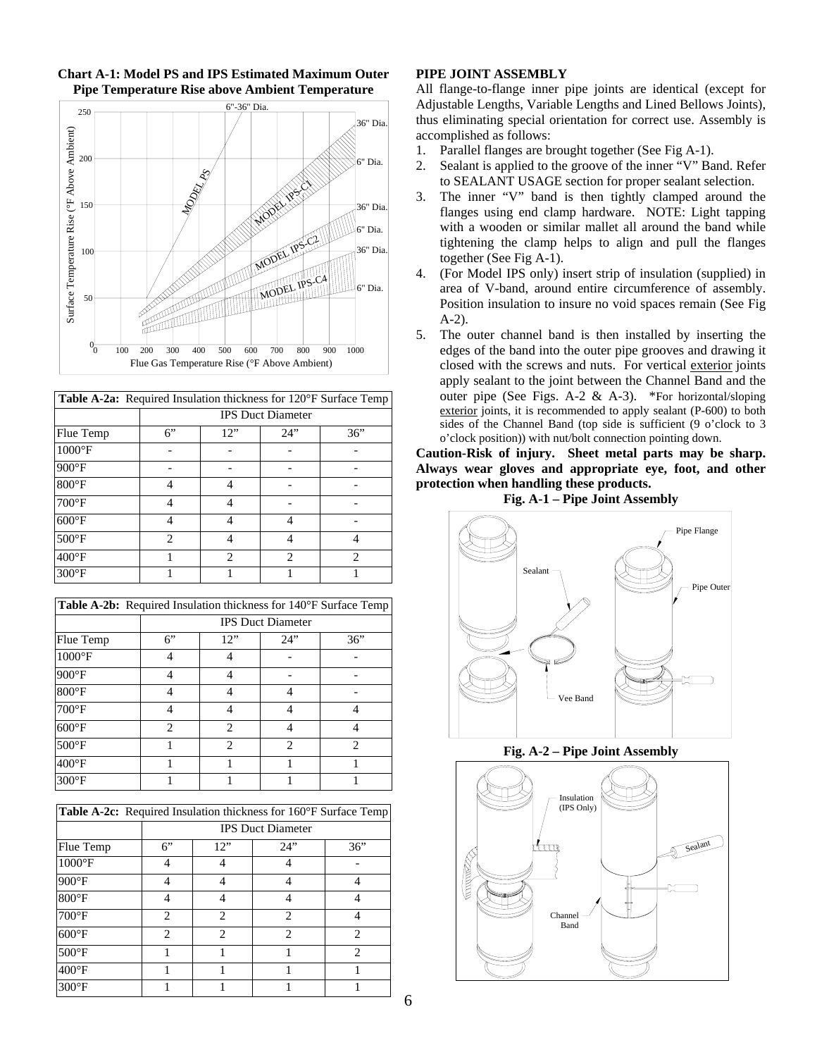**Chart A-1: Model PS and IPS Estimated Maximum Outer Pipe Temperature Rise above Ambient Temperature**

6"-36" Dia.
36" Dia.
6" Dia.
36" Dia.
6" Dia.
36" Dia.
6" Dia.
MODEL PS
MODEL IPS-C1
MODEL IPS-C2
MODEL IPS-C4
Surface Temperature Rise (°F Above Ambient)
250
200
150
100
50
0
0 100 200 300 400 500 600 700 800 900 1000
Flue Gas Temperature Rise (°F Above Ambient)

**Table A-2a:** Required Insulation thickness for 120°F Surface Temp

| | IPS Duct Diameter | | | |
|---|---|---|---|---|
| Flue Temp | 6" | 12" | 24" | 36" |
| 1000°F | - | - | - | - |
| 900°F | - | - | - | - |
| 800°F | 4 | 4 | - | - |
| 700°F | 4 | 4 | - | - |
| 600°F | 4 | 4 | 4 | - |
| 500°F | 2 | 4 | 4 | 4 |
| 400°F | 1 | 2 | 2 | 2 |
| 300°F | 1 | 1 | 1 | 1 |

**Table A-2b:** Required Insulation thickness for 140°F Surface Temp

| | IPS Duct Diameter | | | |
|---|---|---|---|---|
| Flue Temp | 6" | 12" | 24" | 36" |
| 1000°F | 4 | 4 | - | - |
| 900°F | 4 | 4 | - | - |
| 800°F | 4 | 4 | 4 | - |
| 700°F | 4 | 4 | 4 | 4 |
| 600°F | 2 | 2 | 4 | 4 |
| 500°F | 1 | 2 | 2 | 2 |
| 400°F | 1 | 1 | 1 | 1 |
| 300°F | 1 | 1 | 1 | 1 |

**Table A-2c:** Required Insulation thickness for 160°F Surface Temp

| | IPS Duct Diameter | | | |
|---|---|---|---|---|
| Flue Temp | 6" | 12" | 24" | 36" |
| 1000°F | 4 | 4 | 4 | - |
| 900°F | 4 | 4 | 4 | 4 |
| 800°F | 4 | 4 | 4 | 4 |
| 700°F | 2 | 2 | 2 | 4 |
| 600°F | 2 | 2 | 2 | 2 |
| 500°F | 1 | 1 | 1 | 2 |
| 400°F | 1 | 1 | 1 | 1 |
| 300°F | 1 | 1 | 1 | 1 |

**PIPE JOINT ASSEMBLY**

All flange-to-flange inner pipe joints are identical (except for Adjustable Lengths, Variable Lengths and Lined Bellows Joints), thus eliminating special orientation for correct use. Assembly is accomplished as follows:

1. Parallel flanges are brought together (See Fig A-1).
2. Sealant is applied to the groove of the inner "V" Band. Refer to SEALANT USAGE section for proper sealant selection.
3. The inner "V" band is then tightly clamped around the flanges using end clamp hardware. NOTE: Light tapping with a wooden or similar mallet all around the band while tightening the clamp helps to align and pull the flanges together (See Fig A-1).
4. (For Model IPS only) insert strip of insulation (supplied) in area of V-band, around entire circumference of assembly. Position insulation to insure no void spaces remain (See Fig A-2).
5. The outer channel band is then installed by inserting the edges of the band into the outer pipe grooves and drawing it closed with the screws and nuts. For vertical exterior joints apply sealant to the joint between the Channel Band and the outer pipe (See Figs. A-2 & A-3). *For horizontal/sloping exterior joints, it is recommended to apply sealant (P-600) to both sides of the Channel Band (top side is sufficient (9 o'clock to 3 o'clock position)) with nut/bolt connection pointing down.

**Caution-Risk of injury. Sheet metal parts may be sharp. Always wear gloves and appropriate eye, foot, and other protection when handling these products.**

**Fig. A-1 – Pipe Joint Assembly**

Pipe Flange
Sealant
Pipe Outer
Vee Band

**Fig. A-2 – Pipe Joint Assembly**

Insulation (IPS Only)
Sealant
Channel Band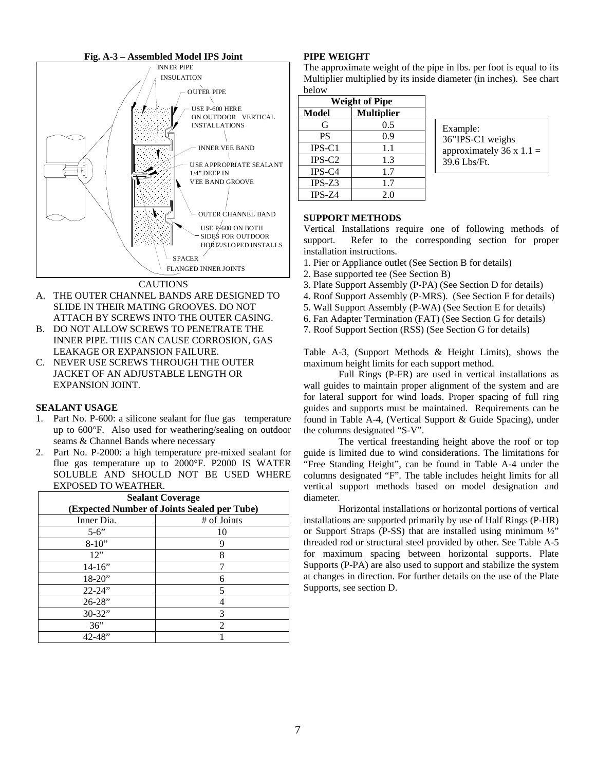**Fig. A-3 – Assembled Model IPS Joint**

INNER PIPE

INSULATION

OUTER PIPE

USE P-600 HERE ON OUTDOOR VERTICAL INSTALLATIONS

INNER VEE BAND

USE APPROPRIATE SEALANT 1/4" DEEP IN VEE BAND GROOVE

OUTER CHANNEL BAND

USE P-600 ON BOTH SIDES FOR OUTDOOR HORIZ/SLOPED INSTALLS

SPACER

FLANGED INNER JOINTS

CAUTIONS

A. THE OUTER CHANNEL BANDS ARE DESIGNED TO SLIDE IN THEIR MATING GROOVES. DO NOT ATTACH BY SCREWS INTO THE OUTER CASING.
B. DO NOT ALLOW SCREWS TO PENETRATE THE INNER PIPE. THIS CAN CAUSE CORROSION, GAS LEAKAGE OR EXPANSION FAILURE.
C. NEVER USE SCREWS THROUGH THE OUTER JACKET OF AN ADJUSTABLE LENGTH OR EXPANSION JOINT.

**SEALANT USAGE**

1. Part No. P-600: a silicone sealant for flue gas temperature up to 600°F. Also used for weathering/sealing on outdoor seams & Channel Bands where necessary
2. Part No. P-2000: a high temperature pre-mixed sealant for flue gas temperature up to 2000°F. P2000 IS WATER SOLUBLE AND SHOULD NOT BE USED WHERE EXPOSED TO WEATHER.

| Sealant Coverage (Expected Number of Joints Sealed per Tube) | |
|---|---|
| Inner Dia. | # of Joints |
| 5-6" | 10 |
| 8-10" | 9 |
| 12" | 8 |
| 14-16" | 7 |
| 18-20" | 6 |
| 22-24" | 5 |
| 26-28" | 4 |
| 30-32" | 3 |
| 36" | 2 |
| 42-48" | 1 |

**PIPE WEIGHT**

The approximate weight of the pipe in lbs. per foot is equal to its Multiplier multiplied by its inside diameter (in inches). See chart below

| Weight of Pipe | |
|---|---|
| Model | Multiplier |
| G | 0.5 |
| PS | 0.9 |
| IPS-C1 | 1.1 |
| IPS-C2 | 1.3 |
| IPS-C4 | 1.7 |
| IPS-Z3 | 1.7 |
| IPS-Z4 | 2.0 |

Example:
36"IPS-C1 weighs approximately 36 x 1.1 = 39.6 Lbs/Ft.

**SUPPORT METHODS**

Vertical Installations require one of following methods of support. Refer to the corresponding section for proper installation instructions.

1. Pier or Appliance outlet (See Section B for details)
2. Base supported tee (See Section B)
3. Plate Support Assembly (P-PA) (See Section D for details)
4. Roof Support Assembly (P-MRS). (See Section F for details)
5. Wall Support Assembly (P-WA) (See Section E for details)
6. Fan Adapter Termination (FAT) (See Section G for details)
7. Roof Support Section (RSS) (See Section G for details)

Table A-3, (Support Methods & Height Limits), shows the maximum height limits for each support method.

Full Rings (P-FR) are used in vertical installations as wall guides to maintain proper alignment of the system and are for lateral support for wind loads. Proper spacing of full ring guides and supports must be maintained. Requirements can be found in Table A-4, (Vertical Support & Guide Spacing), under the columns designated "S-V".

The vertical freestanding height above the roof or top guide is limited due to wind considerations. The limitations for "Free Standing Height", can be found in Table A-4 under the columns designated "F". The table includes height limits for all vertical support methods based on model designation and diameter.

Horizontal installations or horizontal portions of vertical installations are supported primarily by use of Half Rings (P-HR) or Support Straps (P-SS) that are installed using minimum ½" threaded rod or structural steel provided by other. See Table A-5 for maximum spacing between horizontal supports. Plate Supports (P-PA) are also used to support and stabilize the system at changes in direction. For further details on the use of the Plate Supports, see section D.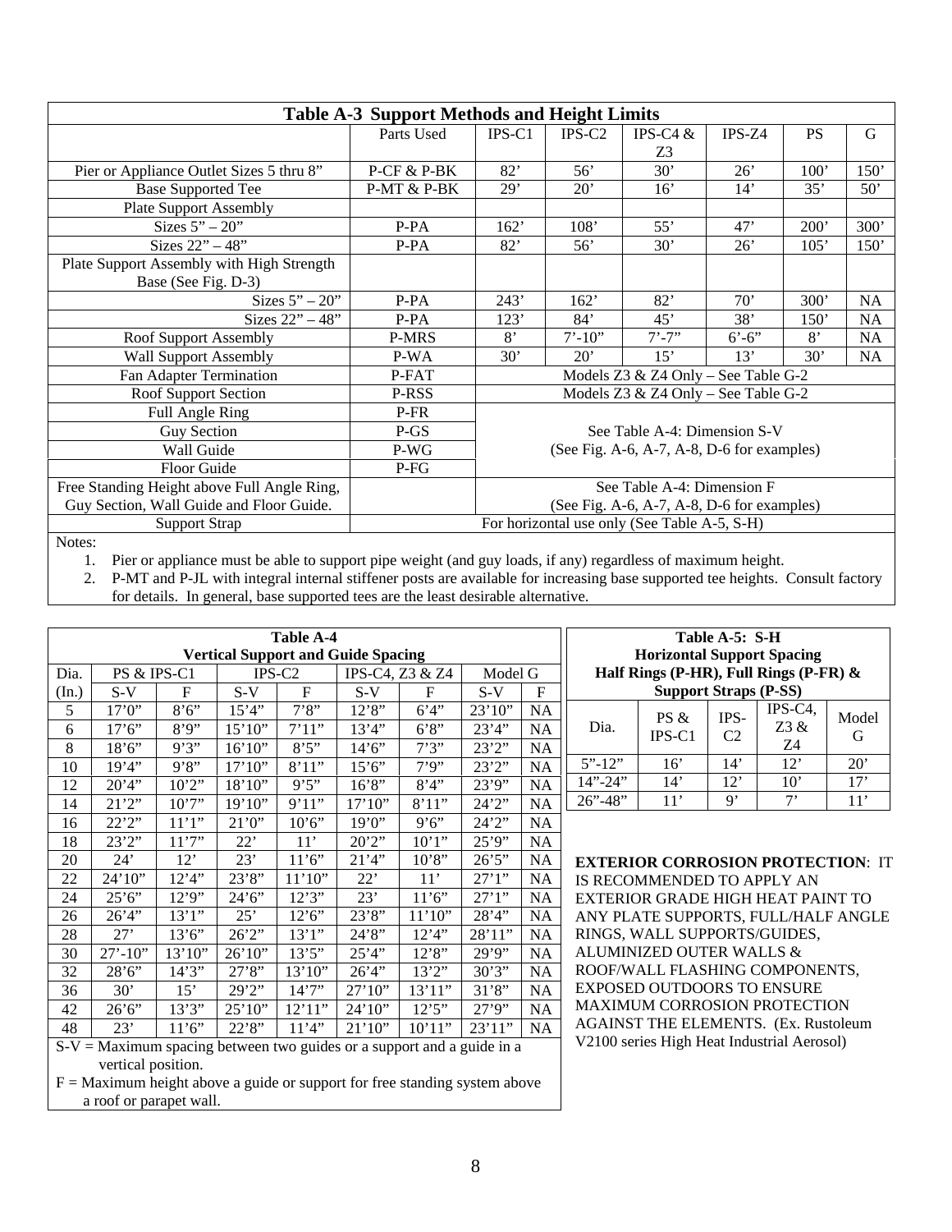| Table A-3 Support Methods and Height Limits | | | | | | | |
|---|---|---|---|---|---|---|---|
| | Parts Used | IPS-C1 | IPS-C2 | IPS-C4 & Z3 | IPS-Z4 | PS | G |
| Pier or Appliance Outlet Sizes 5 thru 8" | P-CF & P-BK | 82' | 56' | 30' | 26' | 100' | 150' |
| Base Supported Tee | P-MT & P-BK | 29' | 20' | 16' | 14' | 35' | 50' |
| Plate Support Assembly | | | | | | | |
| Sizes 5" – 20" | P-PA | 162' | 108' | 55' | 47' | 200' | 300' |
| Sizes 22" – 48" | P-PA | 82' | 56' | 30' | 26' | 105' | 150' |
| Plate Support Assembly with High Strength Base (See Fig. D-3) | | | | | | | |
| Sizes 5" – 20" | P-PA | 243' | 162' | 82' | 70' | 300' | NA |
| Sizes 22" – 48" | P-PA | 123' | 84' | 45' | 38' | 150' | NA |
| Roof Support Assembly | P-MRS | 8' | 7'-10" | 7'-7" | 6'-6" | 8' | NA |
| Wall Support Assembly | P-WA | 30' | 20' | 15' | 13' | 30' | NA |
| Fan Adapter Termination | P-FAT | Models Z3 & Z4 Only – See Table G-2 | | | | | |
| Roof Support Section | P-RSS | Models Z3 & Z4 Only – See Table G-2 | | | | | |
| Full Angle Ring | P-FR | See Table A-4: Dimension S-V (See Fig. A-6, A-7, A-8, D-6 for examples) | | | | | |
| Guy Section | P-GS | | | | | | |
| Wall Guide | P-WG | | | | | | |
| Floor Guide | P-FG | | | | | | |
| Free Standing Height above Full Angle Ring, Guy Section, Wall Guide and Floor Guide. | | See Table A-4: Dimension F (See Fig. A-6, A-7, A-8, D-6 for examples) | | | | | |
| Support Strap | | For horizontal use only (See Table A-5, S-H) | | | | | |

Notes:

1. Pier or appliance must be able to support pipe weight (and guy loads, if any) regardless of maximum height.
2. P-MT and P-JL with integral internal stiffener posts are available for increasing base supported tee heights. Consult factory for details. In general, base supported tees are the least desirable alternative.

**Table A-4**
**Vertical Support and Guide Spacing**

| Dia. | PS & IPS-C1 | | IPS-C2 | | IPS-C4, Z3 & Z4 | | Model G | |
|---|---|---|---|---|---|---|---|---|
| (In.) | S-V | F | S-V | F | S-V | F | S-V | F |
| 5 | 17'0" | 8'6" | 15'4" | 7'8" | 12'8" | 6'4" | 23'10" | NA |
| 6 | 17'6" | 8'9" | 15'10" | 7'11" | 13'4" | 6'8" | 23'4" | NA |
| 8 | 18'6" | 9'3" | 16'10" | 8'5" | 14'6" | 7'3" | 23'2" | NA |
| 10 | 19'4" | 9'8" | 17'10" | 8'11" | 15'6" | 7'9" | 23'2" | NA |
| 12 | 20'4" | 10'2" | 18'10" | 9'5" | 16'8" | 8'4" | 23'9" | NA |
| 14 | 21'2" | 10'7" | 19'10" | 9'11" | 17'10" | 8'11" | 24'2" | NA |
| 16 | 22'2" | 11'1" | 21'0" | 10'6" | 19'0" | 9'6" | 24'2" | NA |
| 18 | 23'2" | 11'7" | 22' | 11' | 20'2" | 10'1" | 25'9" | NA |
| 20 | 24' | 12' | 23' | 11'6" | 21'4" | 10'8" | 26'5" | NA |
| 22 | 24'10" | 12'4" | 23'8" | 11'10" | 22' | 11' | 27'1" | NA |
| 24 | 25'6" | 12'9" | 24'6" | 12'3" | 23' | 11'6" | 27'1" | NA |
| 26 | 26'4" | 13'1" | 25' | 12'6" | 23'8" | 11'10" | 28'4" | NA |
| 28 | 27' | 13'6" | 26'2" | 13'1" | 24'8" | 12'4" | 28'11" | NA |
| 30 | 27'-10" | 13'10" | 26'10" | 13'5" | 25'4" | 12'8" | 29'9" | NA |
| 32 | 28'6" | 14'3" | 27'8" | 13'10" | 26'4" | 13'2" | 30'3" | NA |
| 36 | 30' | 15' | 29'2" | 14'7" | 27'10" | 13'11" | 31'8" | NA |
| 42 | 26'6" | 13'3" | 25'10" | 12'11" | 24'10" | 12'5" | 27'9" | NA |
| 48 | 23' | 11'6" | 22'8" | 11'4" | 21'10" | 10'11" | 23'11" | NA |

S-V = Maximum spacing between two guides or a support and a guide in a vertical position.

F = Maximum height above a guide or support for free standing system above a roof or parapet wall.

**Table A-5: S-H**
**Horizontal Support Spacing**
**Half Rings (P-HR), Full Rings (P-FR) & Support Straps (P-SS)**

| Dia. | PS & IPS-C1 | IPS-C2 | IPS-C4, Z3 & Z4 | Model G |
|---|---|---|---|---|
| 5"-12" | 16' | 14' | 12' | 20' |
| 14"-24" | 14' | 12' | 10' | 17' |
| 26"-48" | 11' | 9' | 7' | 11' |

**EXTERIOR CORROSION PROTECTION**: IT IS RECOMMENDED TO APPLY AN EXTERIOR GRADE HIGH HEAT PAINT TO ANY PLATE SUPPORTS, FULL/HALF ANGLE RINGS, WALL SUPPORTS/GUIDES, ALUMINIZED OUTER WALLS & ROOF/WALL FLASHING COMPONENTS, EXPOSED OUTDOORS TO ENSURE MAXIMUM CORROSION PROTECTION AGAINST THE ELEMENTS. (Ex. Rustoleum V2100 series High Heat Industrial Aerosol)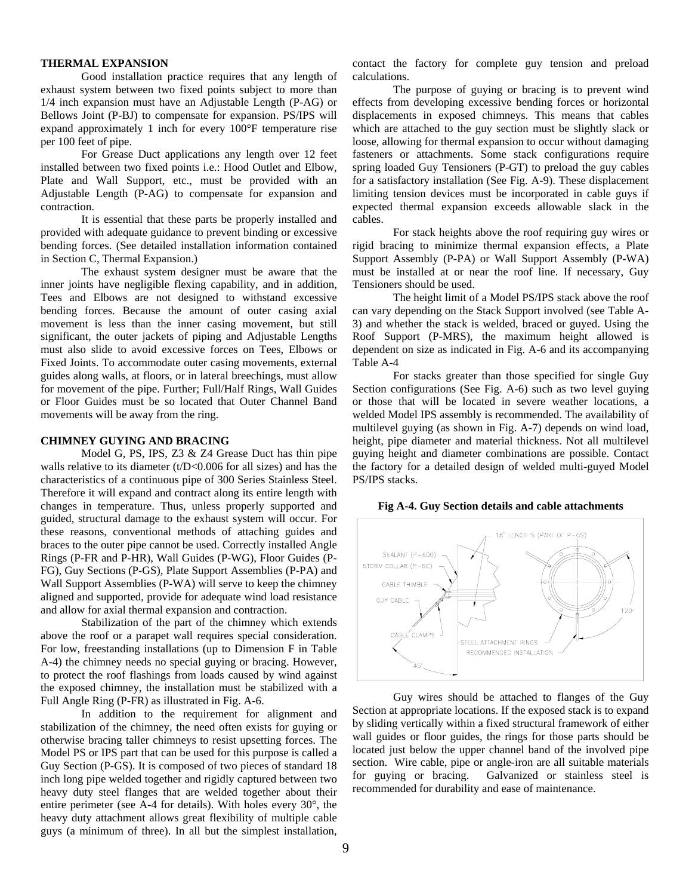## THERMAL EXPANSION

Good installation practice requires that any length of exhaust system between two fixed points subject to more than 1/4 inch expansion must have an Adjustable Length (P-AG) or Bellows Joint (P-BJ) to compensate for expansion. PS/IPS will expand approximately 1 inch for every 100°F temperature rise per 100 feet of pipe.

For Grease Duct applications any length over 12 feet installed between two fixed points i.e.: Hood Outlet and Elbow, Plate and Wall Support, etc., must be provided with an Adjustable Length (P-AG) to compensate for expansion and contraction.

It is essential that these parts be properly installed and provided with adequate guidance to prevent binding or excessive bending forces. (See detailed installation information contained in Section C, Thermal Expansion.)

The exhaust system designer must be aware that the inner joints have negligible flexing capability, and in addition, Tees and Elbows are not designed to withstand excessive bending forces. Because the amount of outer casing axial movement is less than the inner casing movement, but still significant, the outer jackets of piping and Adjustable Lengths must also slide to avoid excessive forces on Tees, Elbows or Fixed Joints. To accommodate outer casing movements, external guides along walls, at floors, or in lateral breechings, must allow for movement of the pipe. Further; Full/Half Rings, Wall Guides or Floor Guides must be so located that Outer Channel Band movements will be away from the ring.

## CHIMNEY GUYING AND BRACING

Model G, PS, IPS, Z3 & Z4 Grease Duct has thin pipe walls relative to its diameter ($t/D<0.006$ for all sizes) and has the characteristics of a continuous pipe of 300 Series Stainless Steel. Therefore it will expand and contract along its entire length with changes in temperature. Thus, unless properly supported and guided, structural damage to the exhaust system will occur. For these reasons, conventional methods of attaching guides and braces to the outer pipe cannot be used. Correctly installed Angle Rings (P-FR and P-HR), Wall Guides (P-WG), Floor Guides (P-FG), Guy Sections (P-GS), Plate Support Assemblies (P-PA) and Wall Support Assemblies (P-WA) will serve to keep the chimney aligned and supported, provide for adequate wind load resistance and allow for axial thermal expansion and contraction.

Stabilization of the part of the chimney which extends above the roof or a parapet wall requires special consideration. For low, freestanding installations (up to Dimension F in Table A-4) the chimney needs no special guying or bracing. However, to protect the roof flashings from loads caused by wind against the exposed chimney, the installation must be stabilized with a Full Angle Ring (P-FR) as illustrated in Fig. A-6.

In addition to the requirement for alignment and stabilization of the chimney, the need often exists for guying or otherwise bracing taller chimneys to resist upsetting forces. The Model PS or IPS part that can be used for this purpose is called a Guy Section (P-GS). It is composed of two pieces of standard 18 inch long pipe welded together and rigidly captured between two heavy duty steel flanges that are welded together about their entire perimeter (see A-4 for details). With holes every 30°, the heavy duty attachment allows great flexibility of multiple cable guys (a minimum of three). In all but the simplest installation, contact the factory for complete guy tension and preload calculations.

The purpose of guying or bracing is to prevent wind effects from developing excessive bending forces or horizontal displacements in exposed chimneys. This means that cables which are attached to the guy section must be slightly slack or loose, allowing for thermal expansion to occur without damaging fasteners or attachments. Some stack configurations require spring loaded Guy Tensioners (P-GT) to preload the guy cables for a satisfactory installation (See Fig. A-9). These displacement limiting tension devices must be incorporated in cable guys if expected thermal expansion exceeds allowable slack in the cables.

For stack heights above the roof requiring guy wires or rigid bracing to minimize thermal expansion effects, a Plate Support Assembly (P-PA) or Wall Support Assembly (P-WA) must be installed at or near the roof line. If necessary, Guy Tensioners should be used.

The height limit of a Model PS/IPS stack above the roof can vary depending on the Stack Support involved (see Table A-3) and whether the stack is welded, braced or guyed. Using the Roof Support (P-MRS), the maximum height allowed is dependent on size as indicated in Fig. A-6 and its accompanying Table A-4

For stacks greater than those specified for single Guy Section configurations (See Fig. A-6) such as two level guying or those that will be located in severe weather locations, a welded Model IPS assembly is recommended. The availability of multilevel guying (as shown in Fig. A-7) depends on wind load, height, pipe diameter and material thickness. Not all multilevel guying height and diameter combinations are possible. Contact the factory for a detailed design of welded multi-guyed Model PS/IPS stacks.

**Fig A-4. Guy Section details and cable attachments**

18" LENGTHS (PART OF P-GS)
SEALANT (P-600)
STORM COLLAR (P-SC)
CABLE THIMBLE
GUY CABLE
CABLE CLAMPS
45°
STEEL ATTACHMENT RINGS
RECOMMENDED INSTALLATION
120°

Guy wires should be attached to flanges of the Guy Section at appropriate locations. If the exposed stack is to expand by sliding vertically within a fixed structural framework of either wall guides or floor guides, the rings for those parts should be located just below the upper channel band of the involved pipe section. Wire cable, pipe or angle-iron are all suitable materials for guying or bracing. Galvanized or stainless steel is recommended for durability and ease of maintenance.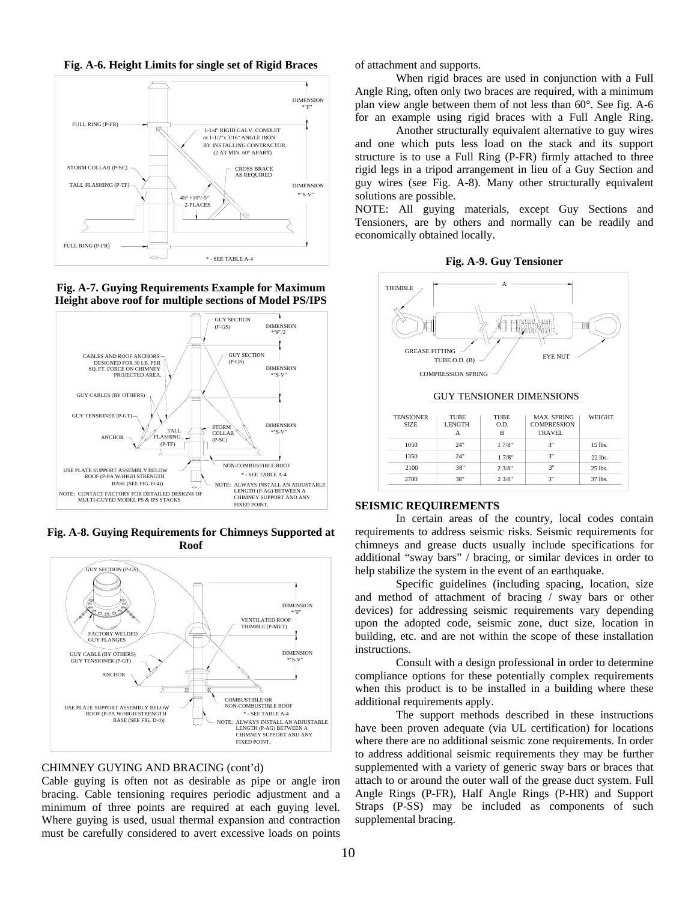**Fig. A-6. Height Limits for single set of Rigid Braces**

DIMENSION
*"F"

FULL RING (P-FR)

1-1/4" RIGID GALV. CONDUIT
or 1-1/2"x 3/16" ANGLE IRON
BY INSTALLING CONTRACTOR.
(2 AT MIN. 60° APART)

STORM COLLAR (P-SC)

CROSS BRACE
AS REQUIRED

TALL FLASHING (P-TF)

DIMENSION
*"S-V"

45° +10°/-5°
2-PLACES

FULL RING (P-FR)

* - SEE TABLE A-4

**Fig. A-7. Guying Requirements Example for Maximum Height above roof for multiple sections of Model PS/IPS**

GUY SECTION
(P-GS)

DIMENSION
*"F"/2

CABLES AND ROOF ANCHORS
DESIGNED FOR 30 LB. PER
SQ. FT. FORCE ON CHIMNEY
PROJECTED AREA.

GUY SECTION
(P-GS)

DIMENSION
*"S-V"

GUY CABLES (BY OTHERS)

GUY TENSIONER (P-GT)

TALL
FLASHING
(P-TF)

STORM
COLLAR
(P-SC)

DIMENSION
*"S-V"

ANCHOR

NON-COMBUSTIBLE ROOF

* - SEE TABLE A-4

USE PLATE SUPPORT ASSEMBLY BELOW
ROOF (P-PA W/HIGH STRENGTH
BASE (SEE FIG. D-4))

NOTE: CONTACT FACTORY FOR DETAILED DESIGNS OF
MULTI-GUYED MODEL PS & IPS STACKS

NOTE: ALWAYS INSTALL AN ADJUSTABLE
LENGTH (P-AG) BETWEEN A
CHIMNEY SUPPORT AND ANY
FIXED POINT.

**Fig. A-8. Guying Requirements for Chimneys Supported at Roof**

GUY SECTION (P-GS)

DIMENSION
*"F"

VENTILATED ROOF
THIMBLE (P-MVT)

FACTORY WELDED
GUY FLANGES

GUY CABLE (BY OTHERS)
GUY TENSIONER (P-GT)

DIMENSION
*"S-V"

ANCHOR

COMBUSTIBLE OR
NON-COMBUSTIBLE ROOF

* - SEE TABLE A-4

USE PLATE SUPPORT ASSEMBLY BELOW
ROOF (P-PA W/HIGH STRENGTH
BASE (SEE FIG. D-4))

NOTE: ALWAYS INSTALL AN ADJUSTABLE
LENGTH (P-AG) BETWEEN A
CHIMNEY SUPPORT AND ANY
FIXED POINT.

CHIMNEY GUYING AND BRACING (cont'd)

Cable guying is often not as desirable as pipe or angle iron bracing. Cable tensioning requires periodic adjustment and a minimum of three points are required at each guying level. Where guying is used, usual thermal expansion and contraction must be carefully considered to avert excessive loads on points of attachment and supports.

When rigid braces are used in conjunction with a Full Angle Ring, often only two braces are required, with a minimum plan view angle between them of not less than 60°. See fig. A-6 for an example using rigid braces with a Full Angle Ring.

Another structurally equivalent alternative to guy wires and one which puts less load on the stack and its support structure is to use a Full Ring (P-FR) firmly attached to three rigid legs in a tripod arrangement in lieu of a Guy Section and guy wires (see Fig. A-8). Many other structurally equivalent solutions are possible.

NOTE: All guying materials, except Guy Sections and Tensioners, are by others and normally can be readily and economically obtained locally.

**Fig. A-9. Guy Tensioner**

THIMBLE

A

GREASE FITTING

EYE NUT

TUBE O.D. (B)

COMPRESSION SPRING

GUY TENSIONER DIMENSIONS

| TENSIONER SIZE | TUBE LENGTH A | TUBE O.D. B | MAX. SPRING COMPRESSION TRAVEL | WEIGHT |
|---|---|---|---|---|
| 1050 | 24" | 1 7/8" | 3" | 15 lbs. |
| 1350 | 24" | 1 7/8" | 3" | 22 lbs. |
| 2100 | 38" | 2 3/8" | 3" | 25 lbs. |
| 2700 | 38" | 2 3/8" | 3" | 37 lbs. |

## SEISMIC REQUIREMENTS

In certain areas of the country, local codes contain requirements to address seismic risks. Seismic requirements for chimneys and grease ducts usually include specifications for additional "sway bars" / bracing, or similar devices in order to help stabilize the system in the event of an earthquake.

Specific guidelines (including spacing, location, size and method of attachment of bracing / sway bars or other devices) for addressing seismic requirements vary depending upon the adopted code, seismic zone, duct size, location in building, etc. and are not within the scope of these installation instructions.

Consult with a design professional in order to determine compliance options for these potentially complex requirements when this product is to be installed in a building where these additional requirements apply.

The support methods described in these instructions have been proven adequate (via UL certification) for locations where there are no additional seismic zone requirements. In order to address additional seismic requirements they may be further supplemented with a variety of generic sway bars or braces that attach to or around the outer wall of the grease duct system. Full Angle Rings (P-FR), Half Angle Rings (P-HR) and Support Straps (P-SS) may be included as components of such supplemental bracing.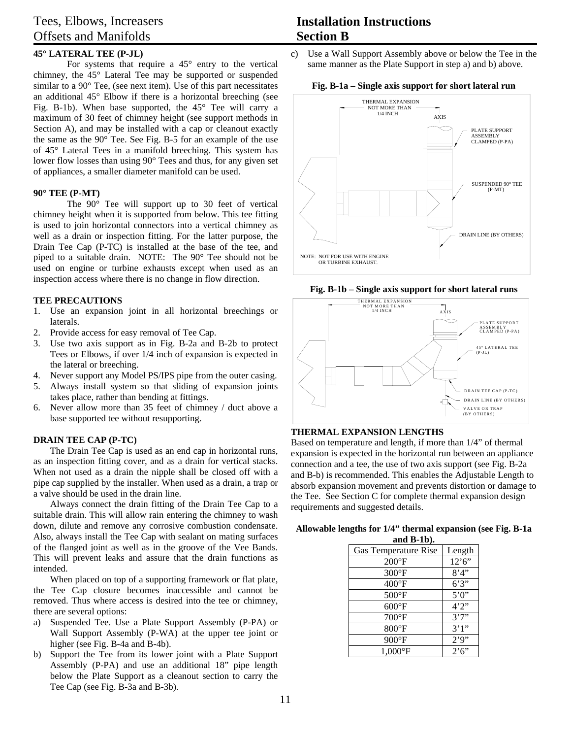## 45° LATERAL TEE (P-JL)

For systems that require a 45° entry to the vertical chimney, the 45° Lateral Tee may be supported or suspended similar to a 90° Tee, (see next item). Use of this part necessitates an additional 45° Elbow if there is a horizontal breeching (see Fig. B-1b). When base supported, the 45° Tee will carry a maximum of 30 feet of chimney height (see support methods in Section A), and may be installed with a cap or cleanout exactly the same as the 90° Tee. See Fig. B-5 for an example of the use of 45° Lateral Tees in a manifold breeching. This system has lower flow losses than using 90° Tees and thus, for any given set of appliances, a smaller diameter manifold can be used.

## 90° TEE (P-MT)

The 90° Tee will support up to 30 feet of vertical chimney height when it is supported from below. This tee fitting is used to join horizontal connectors into a vertical chimney as well as a drain or inspection fitting. For the latter purpose, the Drain Tee Cap (P-TC) is installed at the base of the tee, and piped to a suitable drain. NOTE: The 90° Tee should not be used on engine or turbine exhausts except when used as an inspection access where there is no change in flow direction.

## TEE PRECAUTIONS

1. Use an expansion joint in all horizontal breechings or laterals.
2. Provide access for easy removal of Tee Cap.
3. Use two axis support as in Fig. B-2a and B-2b to protect Tees or Elbows, if over 1/4 inch of expansion is expected in the lateral or breeching.
4. Never support any Model PS/IPS pipe from the outer casing.
5. Always install system so that sliding of expansion joints takes place, rather than bending at fittings.
6. Never allow more than 35 feet of chimney / duct above a base supported tee without resupporting.

## DRAIN TEE CAP (P-TC)

The Drain Tee Cap is used as an end cap in horizontal runs, as an inspection fitting cover, and as a drain for vertical stacks. When not used as a drain the nipple shall be closed off with a pipe cap supplied by the installer. When used as a drain, a trap or a valve should be used in the drain line.

Always connect the drain fitting of the Drain Tee Cap to a suitable drain. This will allow rain entering the chimney to wash down, dilute and remove any corrosive combustion condensate. Also, always install the Tee Cap with sealant on mating surfaces of the flanged joint as well as in the groove of the Vee Bands. This will prevent leaks and assure that the drain functions as intended.

When placed on top of a supporting framework or flat plate, the Tee Cap closure becomes inaccessible and cannot be removed. Thus where access is desired into the tee or chimney, there are several options:

a) Suspended Tee. Use a Plate Support Assembly (P-PA) or Wall Support Assembly (P-WA) at the upper tee joint or higher (see Fig. B-4a and B-4b).
b) Support the Tee from its lower joint with a Plate Support Assembly (P-PA) and use an additional 18" pipe length below the Plate Support as a cleanout section to carry the Tee Cap (see Fig. B-3a and B-3b).
c) Use a Wall Support Assembly above or below the Tee in the same manner as the Plate Support in step a) and b) above.

**Fig. B-1a – Single axis support for short lateral run**

THERMAL EXPANSION NOT MORE THAN 1/4 INCH

AXIS

PLATE SUPPORT ASSEMBLY CLAMPED (P-PA)

SUSPENDED 90° TEE (P-MT)

DRAIN LINE (BY OTHERS)

NOTE: NOT FOR USE WITH ENGINE OR TURBINE EXHAUST.

**Fig. B-1b – Single axis support for short lateral runs**

THERMAL EXPANSION NOT MORE THAN 1/4 INCH

AXIS

PLATE SUPPORT ASSEMBLY CLAMPED (P-PA)

45° LATERAL TEE (P-JL)

DRAIN TEE CAP (P-TC)

DRAIN LINE (BY OTHERS)

VALVE OR TRAP (BY OTHERS)

## THERMAL EXPANSION LENGTHS

Based on temperature and length, if more than 1/4" of thermal expansion is expected in the horizontal run between an appliance connection and a tee, the use of two axis support (see Fig. B-2a and B-b) is recommended. This enables the Adjustable Length to absorb expansion movement and prevents distortion or damage to the Tee. See Section C for complete thermal expansion design requirements and suggested details.

**Allowable lengths for 1/4" thermal expansion (see Fig. B-1a and B-1b).**

| Gas Temperature Rise | Length |
|---|---|
| 200°F | 12'6" |
| 300°F | 8'4" |
| 400°F | 6'3" |
| 500°F | 5'0" |
| 600°F | 4'2" |
| 700°F | 3'7" |
| 800°F | 3'1" |
| 900°F | 2'9" |
| 1,000°F | 2'6" |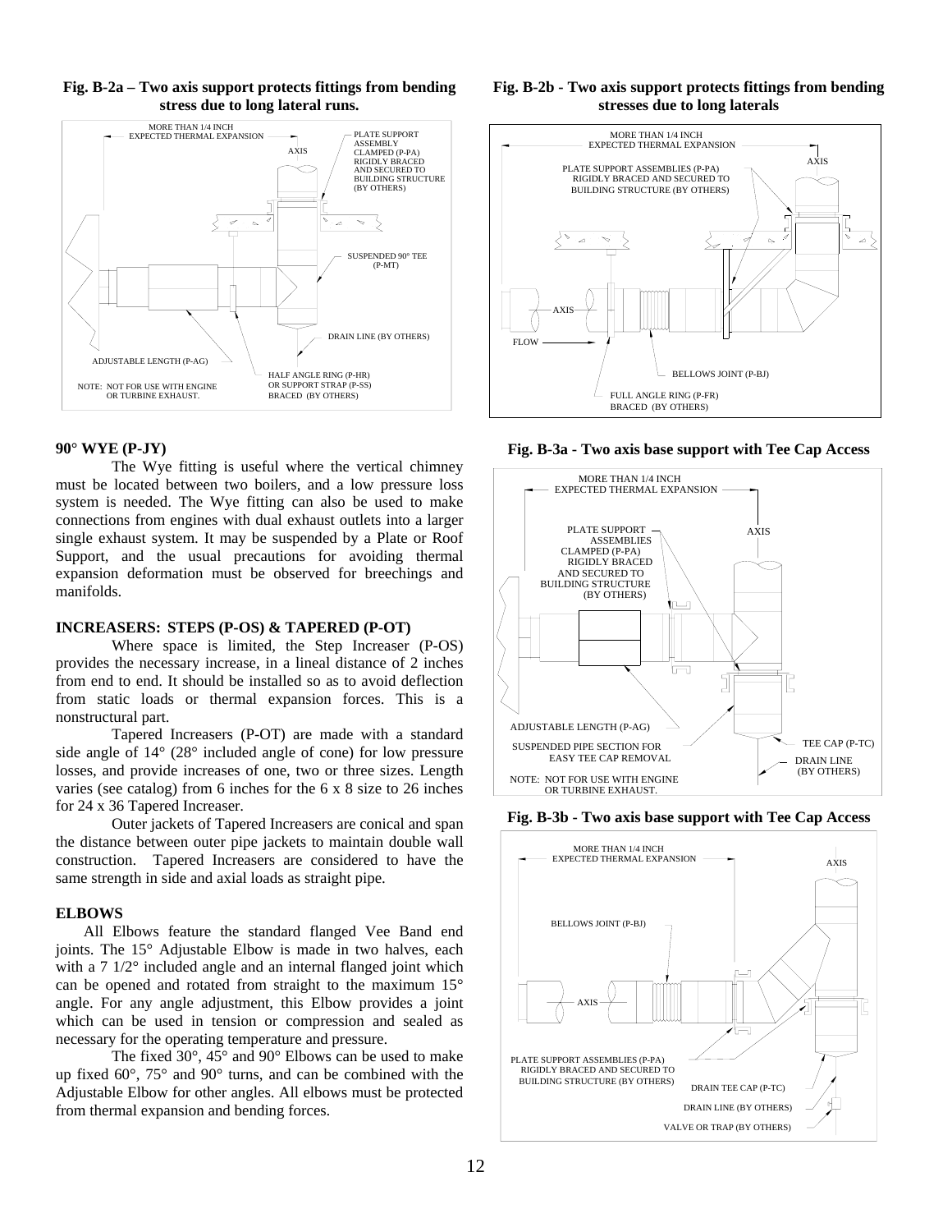**Fig. B-2a – Two axis support protects fittings from bending stress due to long lateral runs.**

MORE THAN 1/4 INCH
EXPECTED THERMAL EXPANSION
AXIS
PLATE SUPPORT ASSEMBLY CLAMPED (P-PA) RIGIDLY BRACED AND SECURED TO BUILDING STRUCTURE (BY OTHERS)
SUSPENDED 90° TEE (P-MT)
DRAIN LINE (BY OTHERS)
ADJUSTABLE LENGTH (P-AG)
HALF ANGLE RING (P-HR) OR SUPPORT STRAP (P-SS) BRACED (BY OTHERS)
NOTE: NOT FOR USE WITH ENGINE OR TURBINE EXHAUST.

**Fig. B-2b - Two axis support protects fittings from bending stresses due to long laterals**

MORE THAN 1/4 INCH
EXPECTED THERMAL EXPANSION
AXIS
PLATE SUPPORT ASSEMBLIES (P-PA) RIGIDLY BRACED AND SECURED TO BUILDING STRUCTURE (BY OTHERS)
AXIS
FLOW
BELLOWS JOINT (P-BJ)
FULL ANGLE RING (P-FR) BRACED (BY OTHERS)

### 90° WYE (P-JY)

The Wye fitting is useful where the vertical chimney must be located between two boilers, and a low pressure loss system is needed. The Wye fitting can also be used to make connections from engines with dual exhaust outlets into a larger single exhaust system. It may be suspended by a Plate or Roof Support, and the usual precautions for avoiding thermal expansion deformation must be observed for breechings and manifolds.

### INCREASERS: STEPS (P-OS) & TAPERED (P-OT)

Where space is limited, the Step Increaser (P-OS) provides the necessary increase, in a lineal distance of 2 inches from end to end. It should be installed so as to avoid deflection from static loads or thermal expansion forces. This is a nonstructural part.

Tapered Increasers (P-OT) are made with a standard side angle of 14° (28° included angle of cone) for low pressure losses, and provide increases of one, two or three sizes. Length varies (see catalog) from 6 inches for the 6 x 8 size to 26 inches for 24 x 36 Tapered Increaser.

Outer jackets of Tapered Increasers are conical and span the distance between outer pipe jackets to maintain double wall construction. Tapered Increasers are considered to have the same strength in side and axial loads as straight pipe.

### ELBOWS

All Elbows feature the standard flanged Vee Band end joints. The 15° Adjustable Elbow is made in two halves, each with a 7 1/2° included angle and an internal flanged joint which can be opened and rotated from straight to the maximum 15° angle. For any angle adjustment, this Elbow provides a joint which can be used in tension or compression and sealed as necessary for the operating temperature and pressure.

The fixed 30°, 45° and 90° Elbows can be used to make up fixed 60°, 75° and 90° turns, and can be combined with the Adjustable Elbow for other angles. All elbows must be protected from thermal expansion and bending forces.

**Fig. B-3a - Two axis base support with Tee Cap Access**

MORE THAN 1/4 INCH
EXPECTED THERMAL EXPANSION
PLATE SUPPORT ASSEMBLIES CLAMPED (P-PA) RIGIDLY BRACED AND SECURED TO BUILDING STRUCTURE (BY OTHERS)
AXIS
ADJUSTABLE LENGTH (P-AG)
SUSPENDED PIPE SECTION FOR EASY TEE CAP REMOVAL
TEE CAP (P-TC)
DRAIN LINE (BY OTHERS)
NOTE: NOT FOR USE WITH ENGINE OR TURBINE EXHAUST.

**Fig. B-3b - Two axis base support with Tee Cap Access**

MORE THAN 1/4 INCH
EXPECTED THERMAL EXPANSION
AXIS
BELLOWS JOINT (P-BJ)
AXIS
PLATE SUPPORT ASSEMBLIES (P-PA) RIGIDLY BRACED AND SECURED TO BUILDING STRUCTURE (BY OTHERS)
DRAIN TEE CAP (P-TC)
DRAIN LINE (BY OTHERS)
VALVE OR TRAP (BY OTHERS)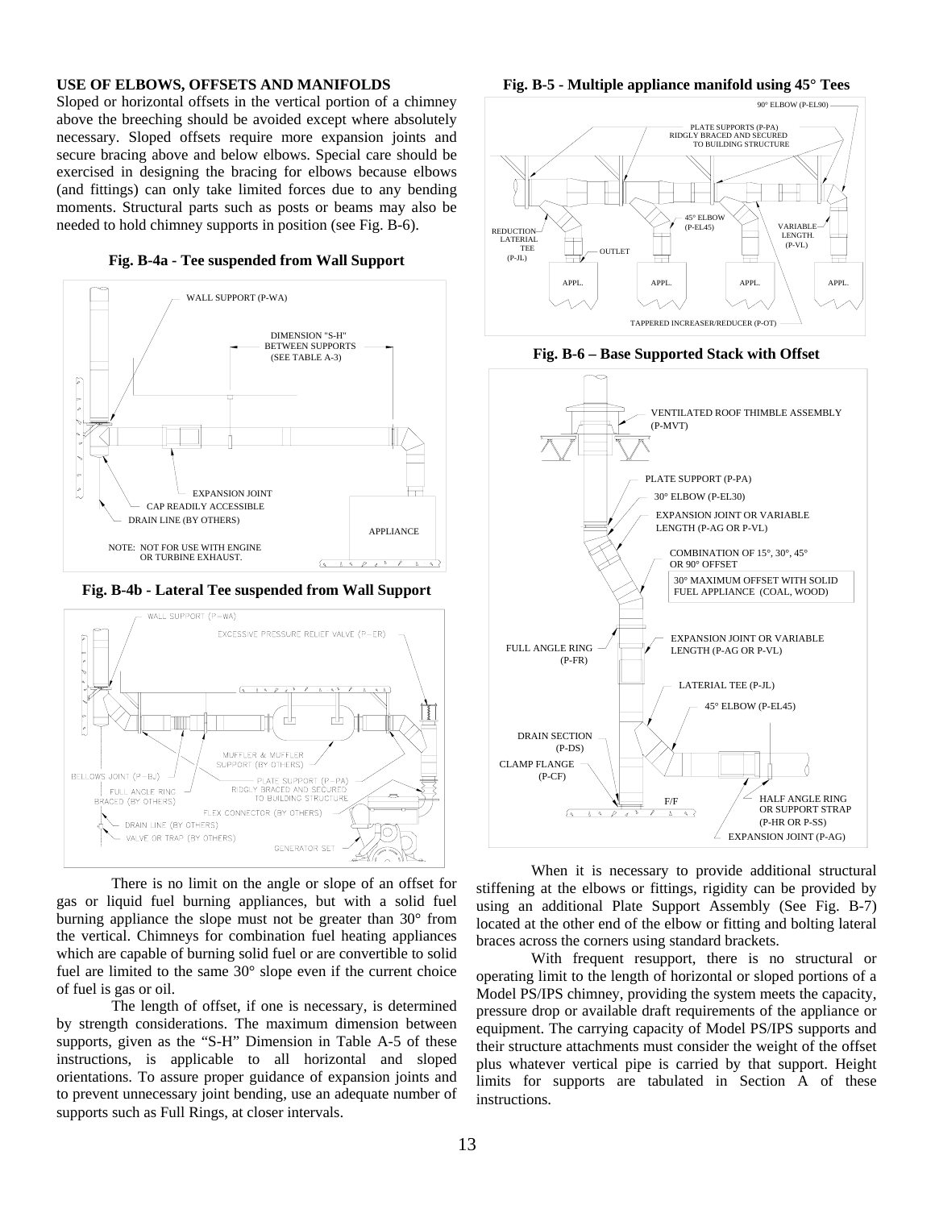## USE OF ELBOWS, OFFSETS AND MANIFOLDS

Sloped or horizontal offsets in the vertical portion of a chimney above the breeching should be avoided except where absolutely necessary. Sloped offsets require more expansion joints and secure bracing above and below elbows. Special care should be exercised in designing the bracing for elbows because elbows (and fittings) can only take limited forces due to any bending moments. Structural parts such as posts or beams may also be needed to hold chimney supports in position (see Fig. B-6).

**Fig. B-4a - Tee suspended from Wall Support**

**Fig. B-4b - Lateral Tee suspended from Wall Support**

There is no limit on the angle or slope of an offset for gas or liquid fuel burning appliances, but with a solid fuel burning appliance the slope must not be greater than 30° from the vertical. Chimneys for combination fuel heating appliances which are capable of burning solid fuel or are convertible to solid fuel are limited to the same 30° slope even if the current choice of fuel is gas or oil.

The length of offset, if one is necessary, is determined by strength considerations. The maximum dimension between supports, given as the "S-H" Dimension in Table A-5 of these instructions, is applicable to all horizontal and sloped orientations. To assure proper guidance of expansion joints and to prevent unnecessary joint bending, use an adequate number of supports such as Full Rings, at closer intervals.

**Fig. B-5 - Multiple appliance manifold using 45° Tees**

**Fig. B-6 – Base Supported Stack with Offset**

When it is necessary to provide additional structural stiffening at the elbows or fittings, rigidity can be provided by using an additional Plate Support Assembly (See Fig. B-7) located at the other end of the elbow or fitting and bolting lateral braces across the corners using standard brackets.

With frequent resupport, there is no structural or operating limit to the length of horizontal or sloped portions of a Model PS/IPS chimney, providing the system meets the capacity, pressure drop or available draft requirements of the appliance or equipment. The carrying capacity of Model PS/IPS supports and their structure attachments must consider the weight of the offset plus whatever vertical pipe is carried by that support. Height limits for supports are tabulated in Section A of these instructions.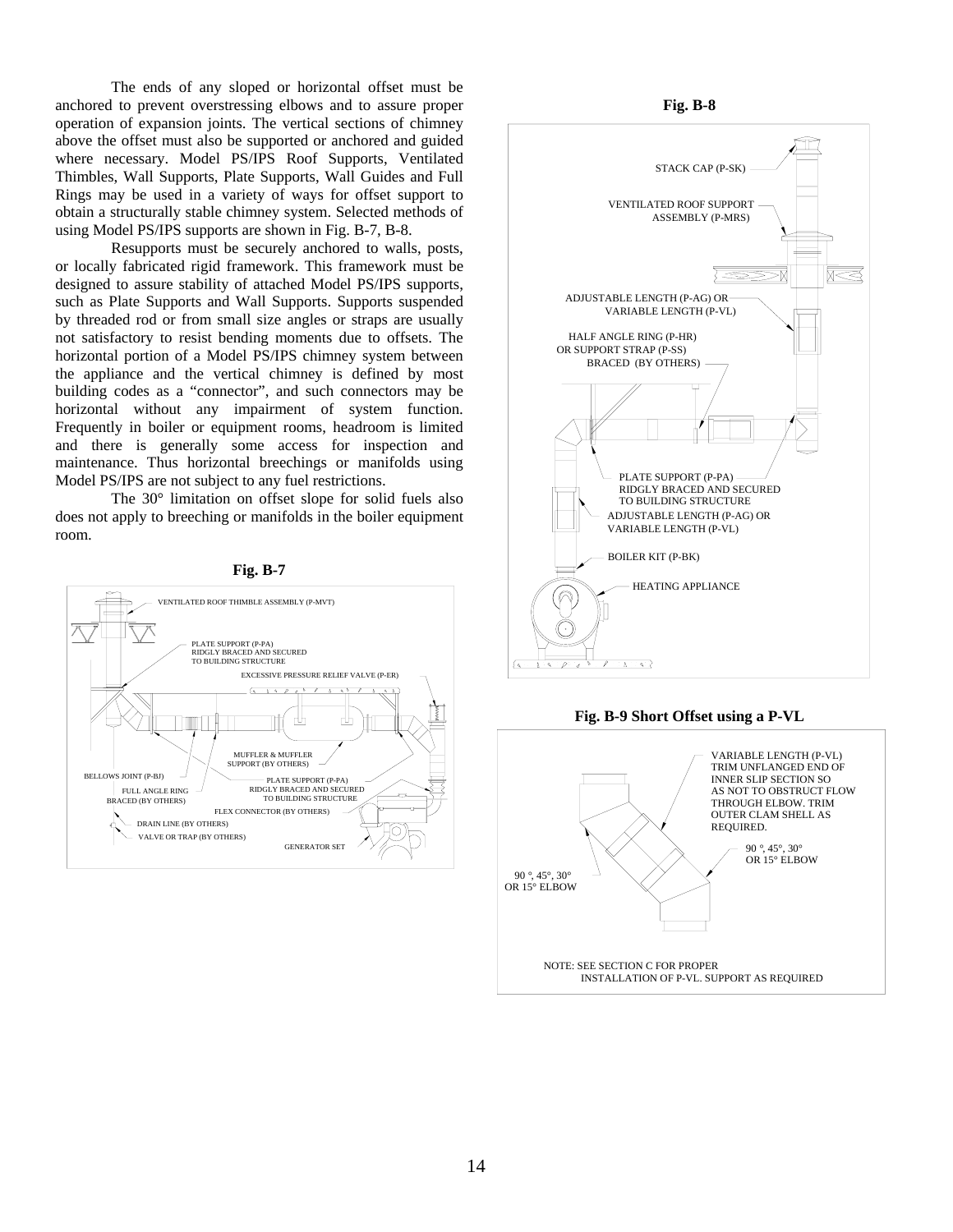The ends of any sloped or horizontal offset must be anchored to prevent overstressing elbows and to assure proper operation of expansion joints. The vertical sections of chimney above the offset must also be supported or anchored and guided where necessary. Model PS/IPS Roof Supports, Ventilated Thimbles, Wall Supports, Plate Supports, Wall Guides and Full Rings may be used in a variety of ways for offset support to obtain a structurally stable chimney system. Selected methods of using Model PS/IPS supports are shown in Fig. B-7, B-8.

Resupports must be securely anchored to walls, posts, or locally fabricated rigid framework. This framework must be designed to assure stability of attached Model PS/IPS supports, such as Plate Supports and Wall Supports. Supports suspended by threaded rod or from small size angles or straps are usually not satisfactory to resist bending moments due to offsets. The horizontal portion of a Model PS/IPS chimney system between the appliance and the vertical chimney is defined by most building codes as a "connector", and such connectors may be horizontal without any impairment of system function. Frequently in boiler or equipment rooms, headroom is limited and there is generally some access for inspection and maintenance. Thus horizontal breechings or manifolds using Model PS/IPS are not subject to any fuel restrictions.

The 30° limitation on offset slope for solid fuels also does not apply to breeching or manifolds in the boiler equipment room.

**Fig. B-7**

VENTILATED ROOF THIMBLE ASSEMBLY (P-MVT)
PLATE SUPPORT (P-PA) RIDGLY BRACED AND SECURED TO BUILDING STRUCTURE
EXCESSIVE PRESSURE RELIEF VALVE (P-ER)
MUFFLER & MUFFLER SUPPORT (BY OTHERS)
BELLOWS JOINT (P-BJ)
PLATE SUPPORT (P-PA) RIDGLY BRACED AND SECURED TO BUILDING STRUCTURE
FULL ANGLE RING BRACED (BY OTHERS)
FLEX CONNECTOR (BY OTHERS)
DRAIN LINE (BY OTHERS)
VALVE OR TRAP (BY OTHERS)
GENERATOR SET

**Fig. B-8**

STACK CAP (P-SK)
VENTILATED ROOF SUPPORT ASSEMBLY (P-MRS)
ADJUSTABLE LENGTH (P-AG) OR VARIABLE LENGTH (P-VL)
HALF ANGLE RING (P-HR) OR SUPPORT STRAP (P-SS) BRACED (BY OTHERS)
PLATE SUPPORT (P-PA) RIDGLY BRACED AND SECURED TO BUILDING STRUCTURE
ADJUSTABLE LENGTH (P-AG) OR VARIABLE LENGTH (P-VL)
BOILER KIT (P-BK)
HEATING APPLIANCE

**Fig. B-9 Short Offset using a P-VL**

VARIABLE LENGTH (P-VL) TRIM UNFLANGED END OF INNER SLIP SECTION SO AS NOT TO OBSTRUCT FLOW THROUGH ELBOW. TRIM OUTER CLAM SHELL AS REQUIRED.
90 °, 45°, 30° OR 15° ELBOW
90 °, 45°, 30° OR 15° ELBOW
NOTE: SEE SECTION C FOR PROPER INSTALLATION OF P-VL. SUPPORT AS REQUIRED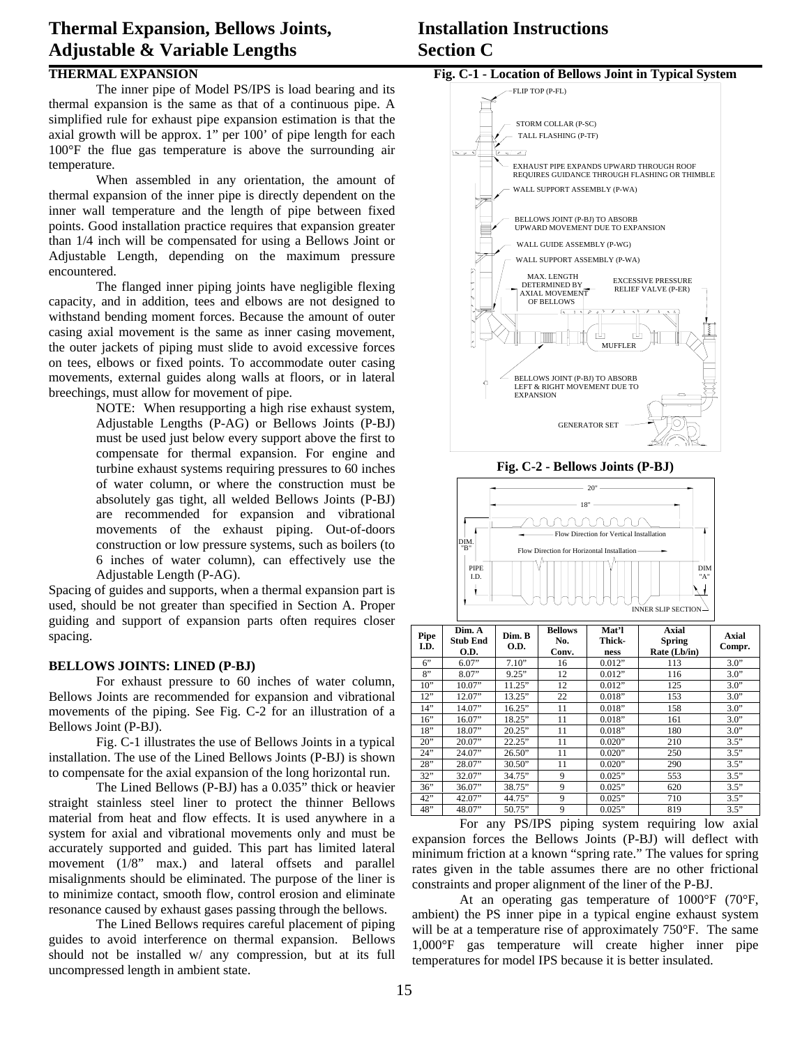# Thermal Expansion, Bellows Joints, Adjustable & Variable Lengths

# Installation Instructions Section C

## THERMAL EXPANSION

The inner pipe of Model PS/IPS is load bearing and its thermal expansion is the same as that of a continuous pipe. A simplified rule for exhaust pipe expansion estimation is that the axial growth will be approx. 1" per 100' of pipe length for each 100°F the flue gas temperature is above the surrounding air temperature.

When assembled in any orientation, the amount of thermal expansion of the inner pipe is directly dependent on the inner wall temperature and the length of pipe between fixed points. Good installation practice requires that expansion greater than 1/4 inch will be compensated for using a Bellows Joint or Adjustable Length, depending on the maximum pressure encountered.

The flanged inner piping joints have negligible flexing capacity, and in addition, tees and elbows are not designed to withstand bending moment forces. Because the amount of outer casing axial movement is the same as inner casing movement, the outer jackets of piping must slide to avoid excessive forces on tees, elbows or fixed points. To accommodate outer casing movements, external guides along walls at floors, or in lateral breechings, must allow for movement of pipe.

> NOTE: When resupporting a high rise exhaust system, Adjustable Lengths (P-AG) or Bellows Joints (P-BJ) must be used just below every support above the first to compensate for thermal expansion. For engine and turbine exhaust systems requiring pressures to 60 inches of water column, or where the construction must be absolutely gas tight, all welded Bellows Joints (P-BJ) are recommended for expansion and vibrational movements of the exhaust piping. Out-of-doors construction or low pressure systems, such as boilers (to 6 inches of water column), can effectively use the Adjustable Length (P-AG).

Spacing of guides and supports, when a thermal expansion part is used, should be not greater than specified in Section A. Proper guiding and support of expansion parts often requires closer spacing.

### BELLOWS JOINTS: LINED (P-BJ)

For exhaust pressure to 60 inches of water column, Bellows Joints are recommended for expansion and vibrational movements of the piping. See Fig. C-2 for an illustration of a Bellows Joint (P-BJ).

Fig. C-1 illustrates the use of Bellows Joints in a typical installation. The use of the Lined Bellows Joints (P-BJ) is shown to compensate for the axial expansion of the long horizontal run.

The Lined Bellows (P-BJ) has a 0.035" thick or heavier straight stainless steel liner to protect the thinner Bellows material from heat and flow effects. It is used anywhere in a system for axial and vibrational movements only and must be accurately supported and guided. This part has limited lateral movement (1/8" max.) and lateral offsets and parallel misalignments should be eliminated. The purpose of the liner is to minimize contact, smooth flow, control erosion and eliminate resonance caused by exhaust gases passing through the bellows.

The Lined Bellows requires careful placement of piping guides to avoid interference on thermal expansion. Bellows should not be installed w/ any compression, but at its full uncompressed length in ambient state.

**Fig. C-1 - Location of Bellows Joint in Typical System**

FLIP TOP (P-FL)
STORM COLLAR (P-SC)
TALL FLASHING (P-TF)
EXHAUST PIPE EXPANDS UPWARD THROUGH ROOF REQUIRES GUIDANCE THROUGH FLASHING OR THIMBLE
WALL SUPPORT ASSEMBLY (P-WA)
BELLOWS JOINT (P-BJ) TO ABSORB UPWARD MOVEMENT DUE TO EXPANSION
WALL GUIDE ASSEMBLY (P-WG)
WALL SUPPORT ASSEMBLY (P-WA)
MAX. LENGTH DETERMINED BY AXIAL MOVEMENT OF BELLOWS
EXCESSIVE PRESSURE RELIEF VALVE (P-ER)
MUFFLER
BELLOWS JOINT (P-BJ) TO ABSORB LEFT & RIGHT MOVEMENT DUE TO EXPANSION
GENERATOR SET

**Fig. C-2 - Bellows Joints (P-BJ)**

20"
18"
Flow Direction for Vertical Installation
Flow Direction for Horizontal Installation
DIM. "B"
PIPE I.D.
DIM "A"
INNER SLIP SECTION

| Pipe I.D. | Dim. A Stub End O.D. | Dim. B O.D. | Bellows No. Conv. | Mat'l Thick-ness | Axial Spring Rate (Lb/in) | Axial Compr. |
|---|---|---|---|---|---|---|
| 6" | 6.07" | 7.10" | 16 | 0.012" | 113 | 3.0" |
| 8" | 8.07" | 9.25" | 12 | 0.012" | 116 | 3.0" |
| 10" | 10.07" | 11.25" | 12 | 0.012" | 125 | 3.0" |
| 12" | 12.07" | 13.25" | 22 | 0.018" | 153 | 3.0" |
| 14" | 14.07" | 16.25" | 11 | 0.018" | 158 | 3.0" |
| 16" | 16.07" | 18.25" | 11 | 0.018" | 161 | 3.0" |
| 18" | 18.07" | 20.25" | 11 | 0.018" | 180 | 3.0" |
| 20" | 20.07" | 22.25" | 11 | 0.020" | 210 | 3.5" |
| 24" | 24.07" | 26.50" | 11 | 0.020" | 250 | 3.5" |
| 28" | 28.07" | 30.50" | 11 | 0.020" | 290 | 3.5" |
| 32" | 32.07" | 34.75" | 9 | 0.025" | 553 | 3.5" |
| 36" | 36.07" | 38.75" | 9 | 0.025" | 620 | 3.5" |
| 42" | 42.07" | 44.75" | 9 | 0.025" | 710 | 3.5" |
| 48" | 48.07" | 50.75" | 9 | 0.025" | 819 | 3.5" |

For any PS/IPS piping system requiring low axial expansion forces the Bellows Joints (P-BJ) will deflect with minimum friction at a known "spring rate." The values for spring rates given in the table assumes there are no other frictional constraints and proper alignment of the liner of the P-BJ.

At an operating gas temperature of 1000°F (70°F, ambient) the PS inner pipe in a typical engine exhaust system will be at a temperature rise of approximately 750°F. The same 1,000°F gas temperature will create higher inner pipe temperatures for model IPS because it is better insulated.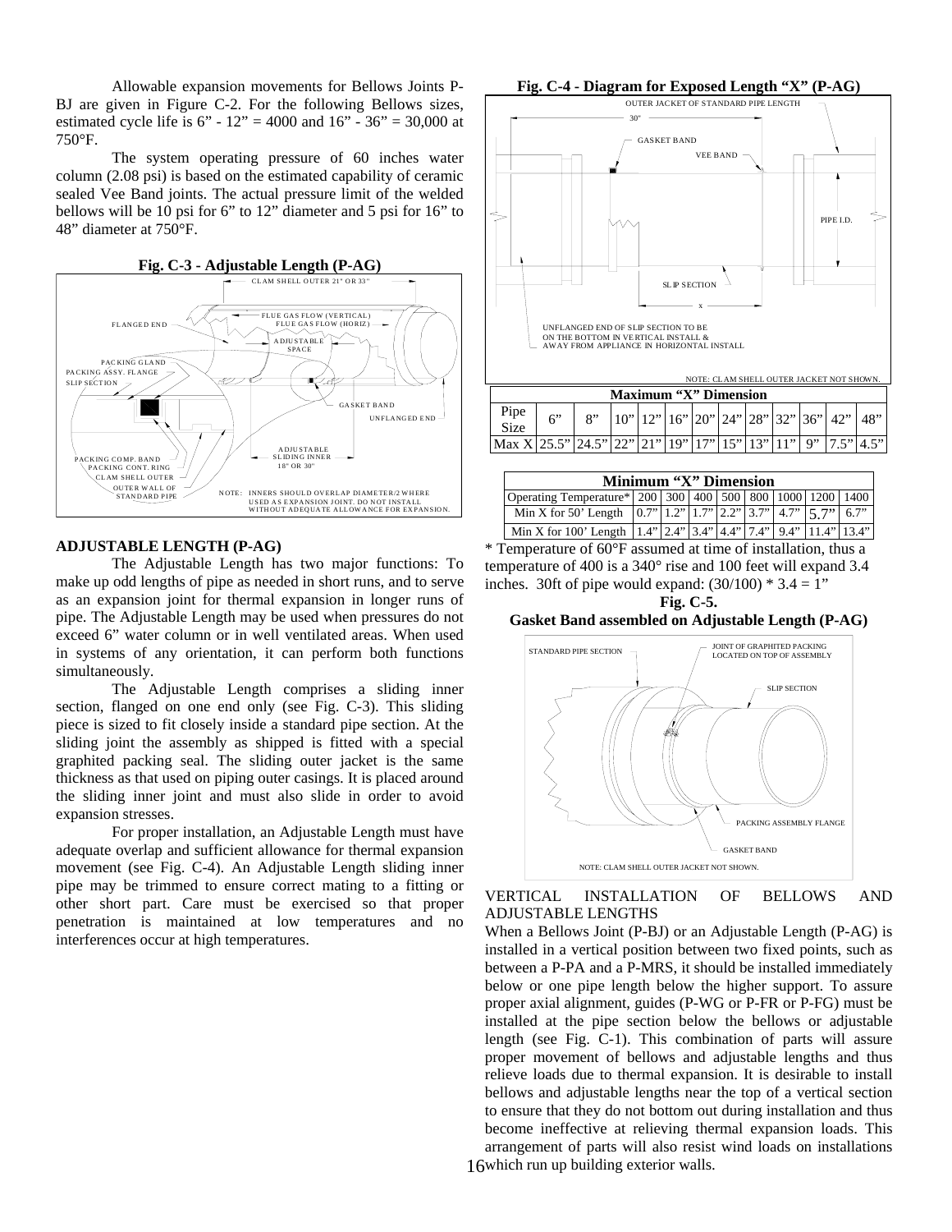Allowable expansion movements for Bellows Joints P-BJ are given in Figure C-2. For the following Bellows sizes, estimated cycle life is 6" - 12" = 4000 and 16" - 36" = 30,000 at 750°F.

The system operating pressure of 60 inches water column (2.08 psi) is based on the estimated capability of ceramic sealed Vee Band joints. The actual pressure limit of the welded bellows will be 10 psi for 6" to 12" diameter and 5 psi for 16" to 48" diameter at 750°F.

**Fig. C-3 - Adjustable Length (P-AG)**

## ADJUSTABLE LENGTH (P-AG)

The Adjustable Length has two major functions: To make up odd lengths of pipe as needed in short runs, and to serve as an expansion joint for thermal expansion in longer runs of pipe. The Adjustable Length may be used when pressures do not exceed 6" water column or in well ventilated areas. When used in systems of any orientation, it can perform both functions simultaneously.

The Adjustable Length comprises a sliding inner section, flanged on one end only (see Fig. C-3). This sliding piece is sized to fit closely inside a standard pipe section. At the sliding joint the assembly as shipped is fitted with a special graphited packing seal. The sliding outer jacket is the same thickness as that used on piping outer casings. It is placed around the sliding inner joint and must also slide in order to avoid expansion stresses.

For proper installation, an Adjustable Length must have adequate overlap and sufficient allowance for thermal expansion movement (see Fig. C-4). An Adjustable Length sliding inner pipe may be trimmed to ensure correct mating to a fitting or other short part. Care must be exercised so that proper penetration is maintained at low temperatures and no interferences occur at high temperatures.

**Fig. C-4 - Diagram for Exposed Length "X" (P-AG)**

| Maximum "X" Dimension | | | | | | | | | | | | |
|---|---|---|---|---|---|---|---|---|---|---|---|---|
| Pipe Size | 6" | 8" | 10" | 12" | 16" | 20" | 24" | 28" | 32" | 36" | 42" | 48" |
| Max X | 25.5" | 24.5" | 22" | 21" | 19" | 17" | 15" | 13" | 11" | 9" | 7.5" | 4.5" |

| Minimum "X" Dimension | | | | | | | | |
|---|---|---|---|---|---|---|---|---|
| Operating Temperature* | 200 | 300 | 400 | 500 | 800 | 1000 | 1200 | 1400 |
| Min X for 50' Length | 0.7" | 1.2" | 1.7" | 2.2" | 3.7" | 4.7" | 5.7" | 6.7" |
| Min X for 100' Length | 1.4" | 2.4" | 3.4" | 4.4" | 7.4" | 9.4" | 11.4" | 13.4" |

\* Temperature of 60°F assumed at time of installation, thus a temperature of 400 is a 340° rise and 100 feet will expand 3.4 inches. 30ft of pipe would expand: (30/100) * 3.4 = 1"

**Fig. C-5.**
**Gasket Band assembled on Adjustable Length (P-AG)**

VERTICAL INSTALLATION OF BELLOWS AND ADJUSTABLE LENGTHS

When a Bellows Joint (P-BJ) or an Adjustable Length (P-AG) is installed in a vertical position between two fixed points, such as between a P-PA and a P-MRS, it should be installed immediately below or one pipe length below the higher support. To assure proper axial alignment, guides (P-WG or P-FR or P-FG) must be installed at the pipe section below the bellows or adjustable length (see Fig. C-1). This combination of parts will assure proper movement of bellows and adjustable lengths and thus relieve loads due to thermal expansion. It is desirable to install bellows and adjustable lengths near the top of a vertical section to ensure that they do not bottom out during installation and thus become ineffective at relieving thermal expansion loads. This arrangement of parts will also resist wind loads on installations which run up building exterior walls.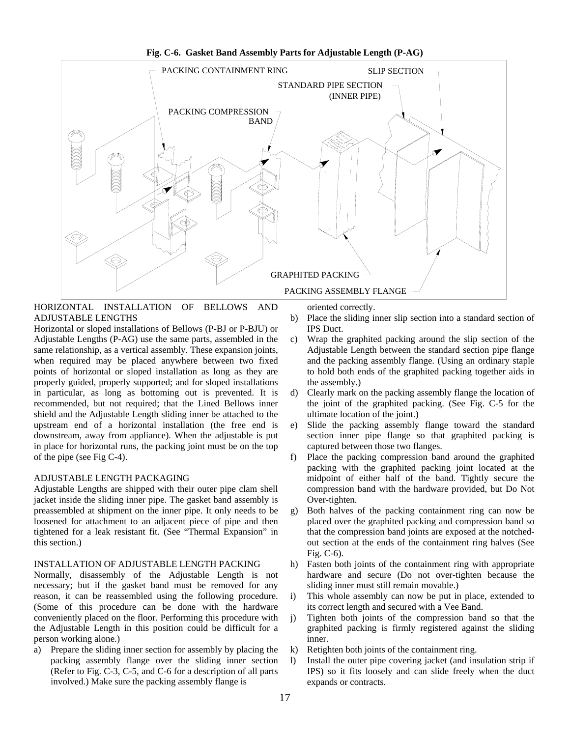**Fig. C-6. Gasket Band Assembly Parts for Adjustable Length (P-AG)**

PACKING CONTAINMENT RING

SLIP SECTION

STANDARD PIPE SECTION (INNER PIPE)

PACKING COMPRESSION BAND

GRAPHITED PACKING

PACKING ASSEMBLY FLANGE

## HORIZONTAL INSTALLATION OF BELLOWS AND ADJUSTABLE LENGTHS

Horizontal or sloped installations of Bellows (P-BJ or P-BJU) or Adjustable Lengths (P-AG) use the same parts, assembled in the same relationship, as a vertical assembly. These expansion joints, when required may be placed anywhere between two fixed points of horizontal or sloped installation as long as they are properly guided, properly supported; and for sloped installations in particular, as long as bottoming out is prevented. It is recommended, but not required; that the Lined Bellows inner shield and the Adjustable Length sliding inner be attached to the upstream end of a horizontal installation (the free end is downstream, away from appliance). When the adjustable is put in place for horizontal runs, the packing joint must be on the top of the pipe (see Fig C-4).

## ADJUSTABLE LENGTH PACKAGING

Adjustable Lengths are shipped with their outer pipe clam shell jacket inside the sliding inner pipe. The gasket band assembly is preassembled at shipment on the inner pipe. It only needs to be loosened for attachment to an adjacent piece of pipe and then tightened for a leak resistant fit. (See "Thermal Expansion" in this section.)

## INSTALLATION OF ADJUSTABLE LENGTH PACKING

Normally, disassembly of the Adjustable Length is not necessary; but if the gasket band must be removed for any reason, it can be reassembled using the following procedure. (Some of this procedure can be done with the hardware conveniently placed on the floor. Performing this procedure with the Adjustable Length in this position could be difficult for a person working alone.)

a) Prepare the sliding inner section for assembly by placing the packing assembly flange over the sliding inner section (Refer to Fig. C-3, C-5, and C-6 for a description of all parts involved.) Make sure the packing assembly flange is oriented correctly.
b) Place the sliding inner slip section into a standard section of IPS Duct.
c) Wrap the graphited packing around the slip section of the Adjustable Length between the standard section pipe flange and the packing assembly flange. (Using an ordinary staple to hold both ends of the graphited packing together aids in the assembly.)
d) Clearly mark on the packing assembly flange the location of the joint of the graphited packing. (See Fig. C-5 for the ultimate location of the joint.)
e) Slide the packing assembly flange toward the standard section inner pipe flange so that graphited packing is captured between those two flanges.
f) Place the packing compression band around the graphited packing with the graphited packing joint located at the midpoint of either half of the band. Tightly secure the compression band with the hardware provided, but Do Not Over-tighten.
g) Both halves of the packing containment ring can now be placed over the graphited packing and compression band so that the compression band joints are exposed at the notched-out section at the ends of the containment ring halves (See Fig. C-6).
h) Fasten both joints of the containment ring with appropriate hardware and secure (Do not over-tighten because the sliding inner must still remain movable.)
i) This whole assembly can now be put in place, extended to its correct length and secured with a Vee Band.
j) Tighten both joints of the compression band so that the graphited packing is firmly registered against the sliding inner.
k) Retighten both joints of the containment ring.
l) Install the outer pipe covering jacket (and insulation strip if IPS) so it fits loosely and can slide freely when the duct expands or contracts.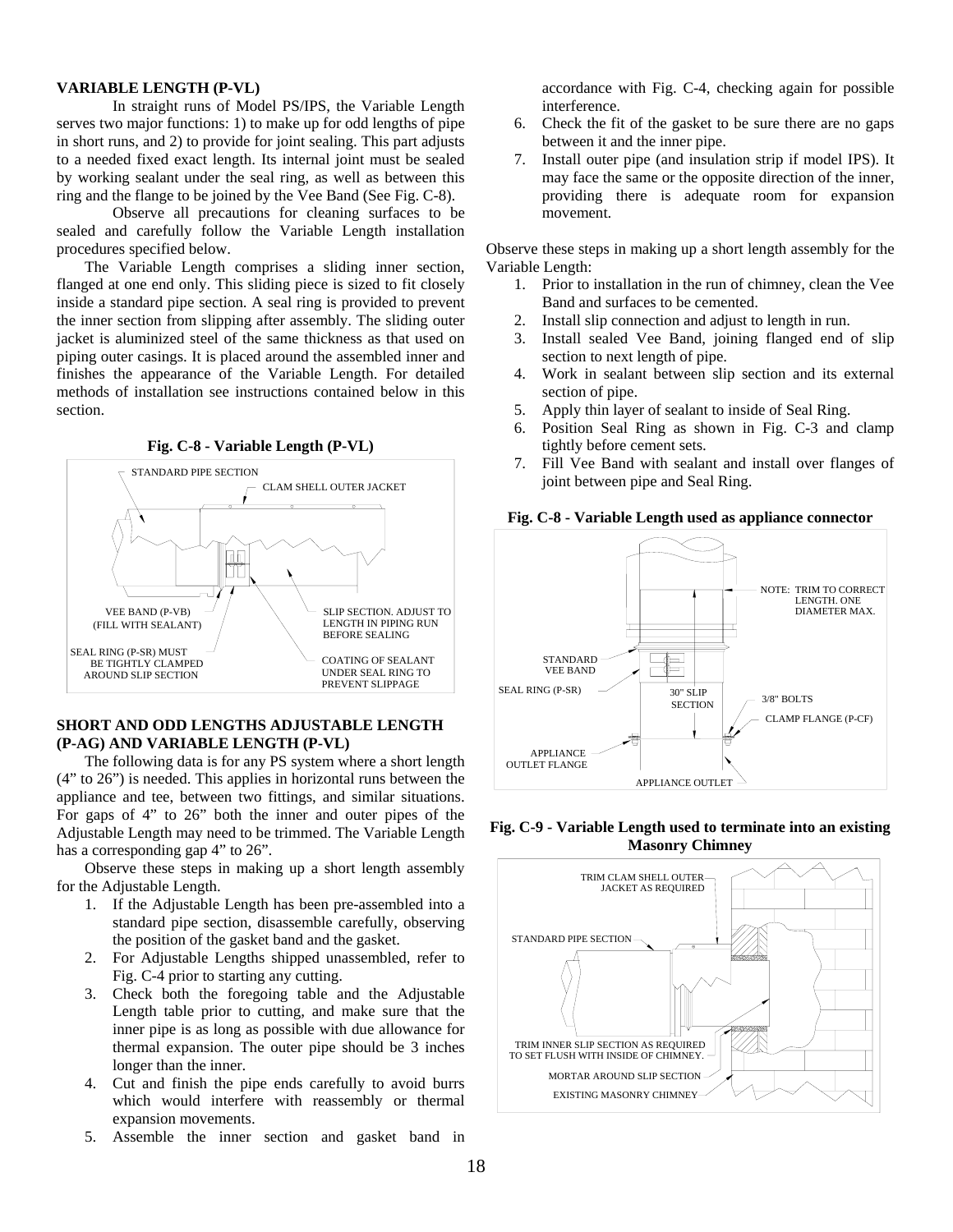## VARIABLE LENGTH (P-VL)

In straight runs of Model PS/IPS, the Variable Length serves two major functions: 1) to make up for odd lengths of pipe in short runs, and 2) to provide for joint sealing. This part adjusts to a needed fixed exact length. Its internal joint must be sealed by working sealant under the seal ring, as well as between this ring and the flange to be joined by the Vee Band (See Fig. C-8).

Observe all precautions for cleaning surfaces to be sealed and carefully follow the Variable Length installation procedures specified below.

The Variable Length comprises a sliding inner section, flanged at one end only. This sliding piece is sized to fit closely inside a standard pipe section. A seal ring is provided to prevent the inner section from slipping after assembly. The sliding outer jacket is aluminized steel of the same thickness as that used on piping outer casings. It is placed around the assembled inner and finishes the appearance of the Variable Length. For detailed methods of installation see instructions contained below in this section.

**Fig. C-8 - Variable Length (P-VL)**

STANDARD PIPE SECTION
CLAM SHELL OUTER JACKET
VEE BAND (P-VB) (FILL WITH SEALANT)
SLIP SECTION. ADJUST TO LENGTH IN PIPING RUN BEFORE SEALING
SEAL RING (P-SR) MUST BE TIGHTLY CLAMPED AROUND SLIP SECTION
COATING OF SEALANT UNDER SEAL RING TO PREVENT SLIPPAGE

## SHORT AND ODD LENGTHS ADJUSTABLE LENGTH (P-AG) AND VARIABLE LENGTH (P-VL)

The following data is for any PS system where a short length (4" to 26") is needed. This applies in horizontal runs between the appliance and tee, between two fittings, and similar situations. For gaps of 4" to 26" both the inner and outer pipes of the Adjustable Length may need to be trimmed. The Variable Length has a corresponding gap 4" to 26".

Observe these steps in making up a short length assembly for the Adjustable Length.

1. If the Adjustable Length has been pre-assembled into a standard pipe section, disassemble carefully, observing the position of the gasket band and the gasket.
2. For Adjustable Lengths shipped unassembled, refer to Fig. C-4 prior to starting any cutting.
3. Check both the foregoing table and the Adjustable Length table prior to cutting, and make sure that the inner pipe is as long as possible with due allowance for thermal expansion. The outer pipe should be 3 inches longer than the inner.
4. Cut and finish the pipe ends carefully to avoid burrs which would interfere with reassembly or thermal expansion movements.
5. Assemble the inner section and gasket band in accordance with Fig. C-4, checking again for possible interference.
6. Check the fit of the gasket to be sure there are no gaps between it and the inner pipe.
7. Install outer pipe (and insulation strip if model IPS). It may face the same or the opposite direction of the inner, providing there is adequate room for expansion movement.

Observe these steps in making up a short length assembly for the Variable Length:

1. Prior to installation in the run of chimney, clean the Vee Band and surfaces to be cemented.
2. Install slip connection and adjust to length in run.
3. Install sealed Vee Band, joining flanged end of slip section to next length of pipe.
4. Work in sealant between slip section and its external section of pipe.
5. Apply thin layer of sealant to inside of Seal Ring.
6. Position Seal Ring as shown in Fig. C-3 and clamp tightly before cement sets.
7. Fill Vee Band with sealant and install over flanges of joint between pipe and Seal Ring.

**Fig. C-8 - Variable Length used as appliance connector**

NOTE: TRIM TO CORRECT LENGTH. ONE DIAMETER MAX.
STANDARD VEE BAND
SEAL RING (P-SR)
30" SLIP SECTION
3/8" BOLTS
CLAMP FLANGE (P-CF)
APPLIANCE OUTLET FLANGE
APPLIANCE OUTLET

**Fig. C-9 - Variable Length used to terminate into an existing Masonry Chimney**

TRIM CLAM SHELL OUTER JACKET AS REQUIRED
STANDARD PIPE SECTION
TRIM INNER SLIP SECTION AS REQUIRED TO SET FLUSH WITH INSIDE OF CHIMNEY.
MORTAR AROUND SLIP SECTION
EXISTING MASONRY CHIMNEY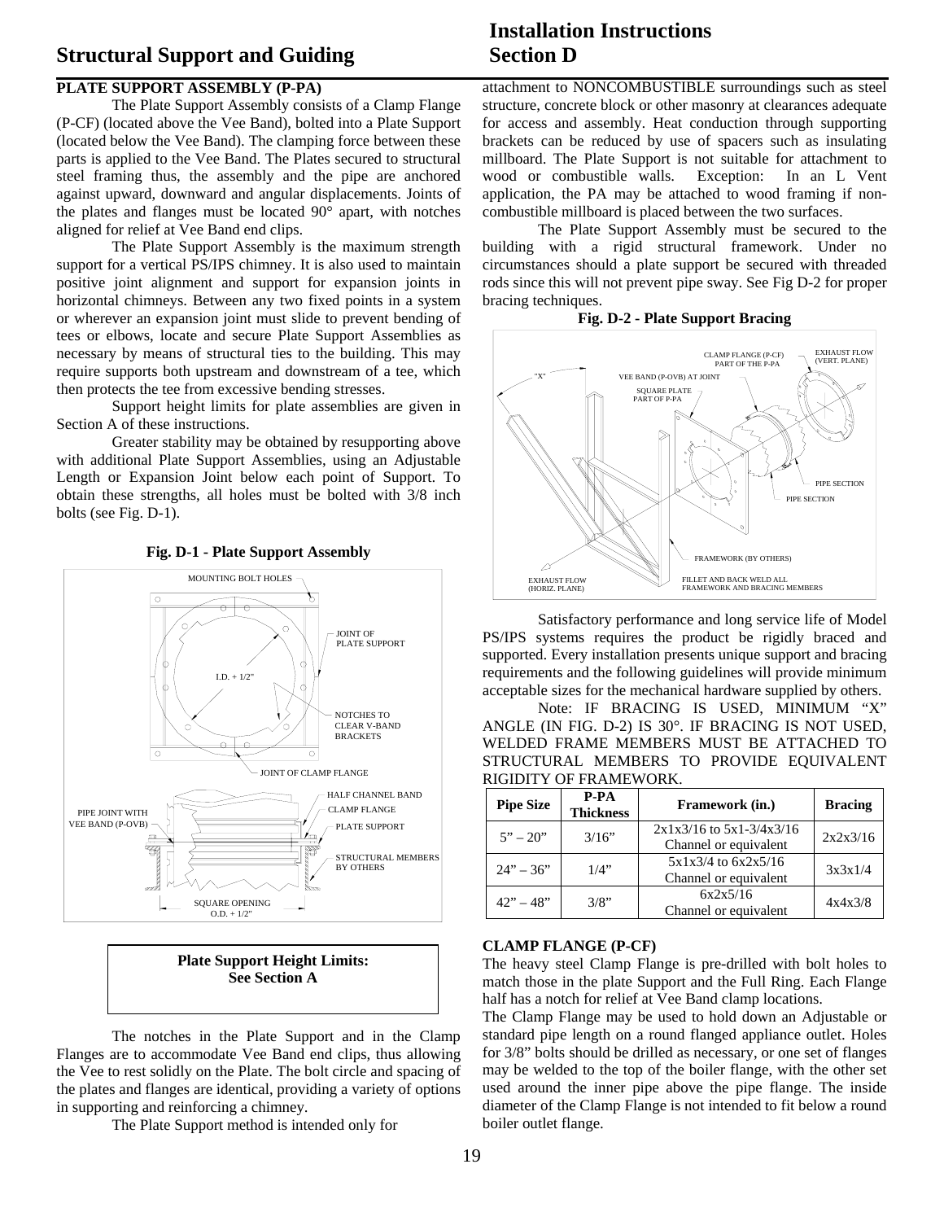# Structural Support and Guiding

# Installation Instructions Section D

## PLATE SUPPORT ASSEMBLY (P-PA)

The Plate Support Assembly consists of a Clamp Flange (P-CF) (located above the Vee Band), bolted into a Plate Support (located below the Vee Band). The clamping force between these parts is applied to the Vee Band. The Plates secured to structural steel framing thus, the assembly and the pipe are anchored against upward, downward and angular displacements. Joints of the plates and flanges must be located 90° apart, with notches aligned for relief at Vee Band end clips.

The Plate Support Assembly is the maximum strength support for a vertical PS/IPS chimney. It is also used to maintain positive joint alignment and support for expansion joints in horizontal chimneys. Between any two fixed points in a system or wherever an expansion joint must slide to prevent bending of tees or elbows, locate and secure Plate Support Assemblies as necessary by means of structural ties to the building. This may require supports both upstream and downstream of a tee, which then protects the tee from excessive bending stresses.

Support height limits for plate assemblies are given in Section A of these instructions.

Greater stability may be obtained by resupporting above with additional Plate Support Assemblies, using an Adjustable Length or Expansion Joint below each point of Support. To obtain these strengths, all holes must be bolted with 3/8 inch bolts (see Fig. D-1).

**Fig. D-1 - Plate Support Assembly**

MOUNTING BOLT HOLES
JOINT OF PLATE SUPPORT
I.D. + 1/2"
NOTCHES TO CLEAR V-BAND BRACKETS
JOINT OF CLAMP FLANGE
HALF CHANNEL BAND
CLAMP FLANGE
PIPE JOINT WITH VEE BAND (P-OVB)
PLATE SUPPORT
STRUCTURAL MEMBERS BY OTHERS
SQUARE OPENING O.D. + 1/2"

**Plate Support Height Limits: See Section A**

The notches in the Plate Support and in the Clamp Flanges are to accommodate Vee Band end clips, thus allowing the Vee to rest solidly on the Plate. The bolt circle and spacing of the plates and flanges are identical, providing a variety of options in supporting and reinforcing a chimney.

The Plate Support method is intended only for attachment to NONCOMBUSTIBLE surroundings such as steel structure, concrete block or other masonry at clearances adequate for access and assembly. Heat conduction through supporting brackets can be reduced by use of spacers such as insulating millboard. The Plate Support is not suitable for attachment to wood or combustible walls. Exception: In an L Vent application, the PA may be attached to wood framing if non-combustible millboard is placed between the two surfaces.

The Plate Support Assembly must be secured to the building with a rigid structural framework. Under no circumstances should a plate support be secured with threaded rods since this will not prevent pipe sway. See Fig D-2 for proper bracing techniques.

**Fig. D-2 - Plate Support Bracing**

"X"
VEE BAND (P-OVB) AT JOINT
CLAMP FLANGE (P-CF) PART OF THE P-PA
EXHAUST FLOW (VERT. PLANE)
SQUARE PLATE PART OF P-PA
PIPE SECTION
PIPE SECTION
FRAMEWORK (BY OTHERS)
EXHAUST FLOW (HORIZ. PLANE)
FILLET AND BACK WELD ALL FRAMEWORK AND BRACING MEMBERS

Satisfactory performance and long service life of Model PS/IPS systems requires the product be rigidly braced and supported. Every installation presents unique support and bracing requirements and the following guidelines will provide minimum acceptable sizes for the mechanical hardware supplied by others.

Note: IF BRACING IS USED, MINIMUM "X" ANGLE (IN FIG. D-2) IS 30°. IF BRACING IS NOT USED, WELDED FRAME MEMBERS MUST BE ATTACHED TO STRUCTURAL MEMBERS TO PROVIDE EQUIVALENT RIGIDITY OF FRAMEWORK.

| Pipe Size | P-PA Thickness | Framework (in.) | Bracing |
|---|---|---|---|
| 5" – 20" | 3/16" | 2x1x3/16 to 5x1-3/4x3/16 Channel or equivalent | 2x2x3/16 |
| 24" – 36" | 1/4" | 5x1x3/4 to 6x2x5/16 Channel or equivalent | 3x3x1/4 |
| 42" – 48" | 3/8" | 6x2x5/16 Channel or equivalent | 4x4x3/8 |

## CLAMP FLANGE (P-CF)

The heavy steel Clamp Flange is pre-drilled with bolt holes to match those in the plate Support and the Full Ring. Each Flange half has a notch for relief at Vee Band clamp locations.

The Clamp Flange may be used to hold down an Adjustable or standard pipe length on a round flanged appliance outlet. Holes for 3/8" bolts should be drilled as necessary, or one set of flanges may be welded to the top of the boiler flange, with the other set used around the inner pipe above the pipe flange. The inside diameter of the Clamp Flange is not intended to fit below a round boiler outlet flange.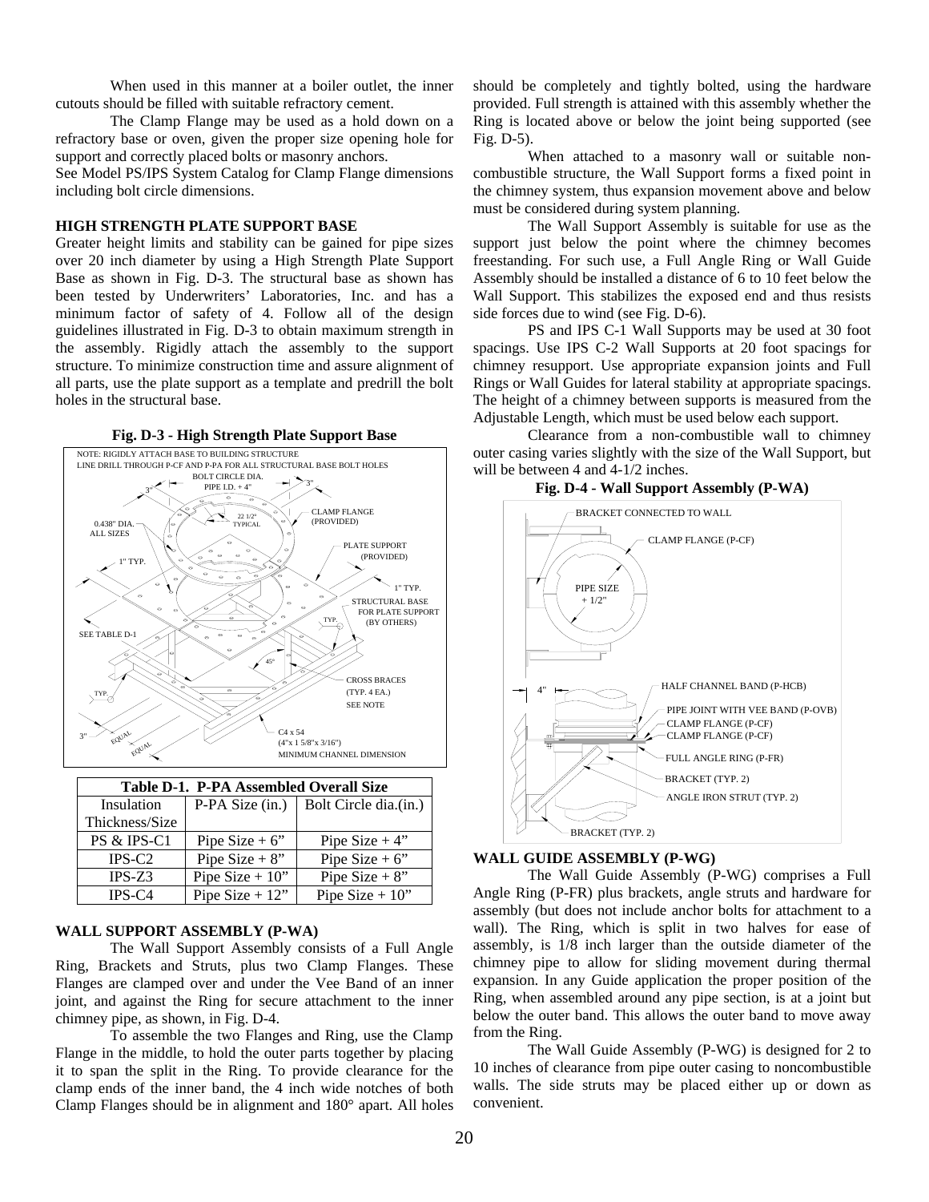When used in this manner at a boiler outlet, the inner cutouts should be filled with suitable refractory cement.

The Clamp Flange may be used as a hold down on a refractory base or oven, given the proper size opening hole for support and correctly placed bolts or masonry anchors.

See Model PS/IPS System Catalog for Clamp Flange dimensions including bolt circle dimensions.

## HIGH STRENGTH PLATE SUPPORT BASE

Greater height limits and stability can be gained for pipe sizes over 20 inch diameter by using a High Strength Plate Support Base as shown in Fig. D-3. The structural base as shown has been tested by Underwriters' Laboratories, Inc. and has a minimum factor of safety of 4. Follow all of the design guidelines illustrated in Fig. D-3 to obtain maximum strength in the assembly. Rigidly attach the assembly to the support structure. To minimize construction time and assure alignment of all parts, use the plate support as a template and predrill the bolt holes in the structural base.

**Fig. D-3 - High Strength Plate Support Base**

NOTE: RIGIDLY ATTACH BASE TO BUILDING STRUCTURE
LINE DRILL THROUGH P-CF AND P-PA FOR ALL STRUCTURAL BASE BOLT HOLES
BOLT CIRCLE DIA.
PIPE I.D. + 4"
3"
3"
22 1/2° TYPICAL
0.438" DIA. ALL SIZES
CLAMP FLANGE (PROVIDED)
PLATE SUPPORT (PROVIDED)
1" TYP.
1" TYP.
STRUCTURAL BASE FOR PLATE SUPPORT (BY OTHERS)
TYP.
SEE TABLE D-1
45°
CROSS BRACES (TYP. 4 EA.) SEE NOTE
TYP.
3"
EQUAL
EQUAL
C4 x 54 (4"x 1 5/8"x 3/16") MINIMUM CHANNEL DIMENSION

**Table D-1. P-PA Assembled Overall Size**

| Insulation Thickness/Size | P-PA Size (in.) | Bolt Circle dia.(in.) |
|---|---|---|
| PS & IPS-C1 | Pipe Size + 6" | Pipe Size + 4" |
| IPS-C2 | Pipe Size + 8" | Pipe Size + 6" |
| IPS-Z3 | Pipe Size + 10" | Pipe Size + 8" |
| IPS-C4 | Pipe Size + 12" | Pipe Size + 10" |

## WALL SUPPORT ASSEMBLY (P-WA)

The Wall Support Assembly consists of a Full Angle Ring, Brackets and Struts, plus two Clamp Flanges. These Flanges are clamped over and under the Vee Band of an inner joint, and against the Ring for secure attachment to the inner chimney pipe, as shown, in Fig. D-4.

To assemble the two Flanges and Ring, use the Clamp Flange in the middle, to hold the outer parts together by placing it to span the split in the Ring. To provide clearance for the clamp ends of the inner band, the 4 inch wide notches of both Clamp Flanges should be in alignment and 180° apart. All holes should be completely and tightly bolted, using the hardware provided. Full strength is attained with this assembly whether the Ring is located above or below the joint being supported (see Fig. D-5).

When attached to a masonry wall or suitable non-combustible structure, the Wall Support forms a fixed point in the chimney system, thus expansion movement above and below must be considered during system planning.

The Wall Support Assembly is suitable for use as the support just below the point where the chimney becomes freestanding. For such use, a Full Angle Ring or Wall Guide Assembly should be installed a distance of 6 to 10 feet below the Wall Support. This stabilizes the exposed end and thus resists side forces due to wind (see Fig. D-6).

PS and IPS C-1 Wall Supports may be used at 30 foot spacings. Use IPS C-2 Wall Supports at 20 foot spacings for chimney resupport. Use appropriate expansion joints and Full Rings or Wall Guides for lateral stability at appropriate spacings. The height of a chimney between supports is measured from the Adjustable Length, which must be used below each support.

Clearance from a non-combustible wall to chimney outer casing varies slightly with the size of the Wall Support, but will be between 4 and 4-1/2 inches.

**Fig. D-4 - Wall Support Assembly (P-WA)**

BRACKET CONNECTED TO WALL
CLAMP FLANGE (P-CF)
PIPE SIZE + 1/2"
4"
HALF CHANNEL BAND (P-HCB)
PIPE JOINT WITH VEE BAND (P-OVB)
CLAMP FLANGE (P-CF)
CLAMP FLANGE (P-CF)
FULL ANGLE RING (P-FR)
BRACKET (TYP. 2)
ANGLE IRON STRUT (TYP. 2)
BRACKET (TYP. 2)

## WALL GUIDE ASSEMBLY (P-WG)

The Wall Guide Assembly (P-WG) comprises a Full Angle Ring (P-FR) plus brackets, angle struts and hardware for assembly (but does not include anchor bolts for attachment to a wall). The Ring, which is split in two halves for ease of assembly, is 1/8 inch larger than the outside diameter of the chimney pipe to allow for sliding movement during thermal expansion. In any Guide application the proper position of the Ring, when assembled around any pipe section, is at a joint but below the outer band. This allows the outer band to move away from the Ring.

The Wall Guide Assembly (P-WG) is designed for 2 to 10 inches of clearance from pipe outer casing to noncombustible walls. The side struts may be placed either up or down as convenient.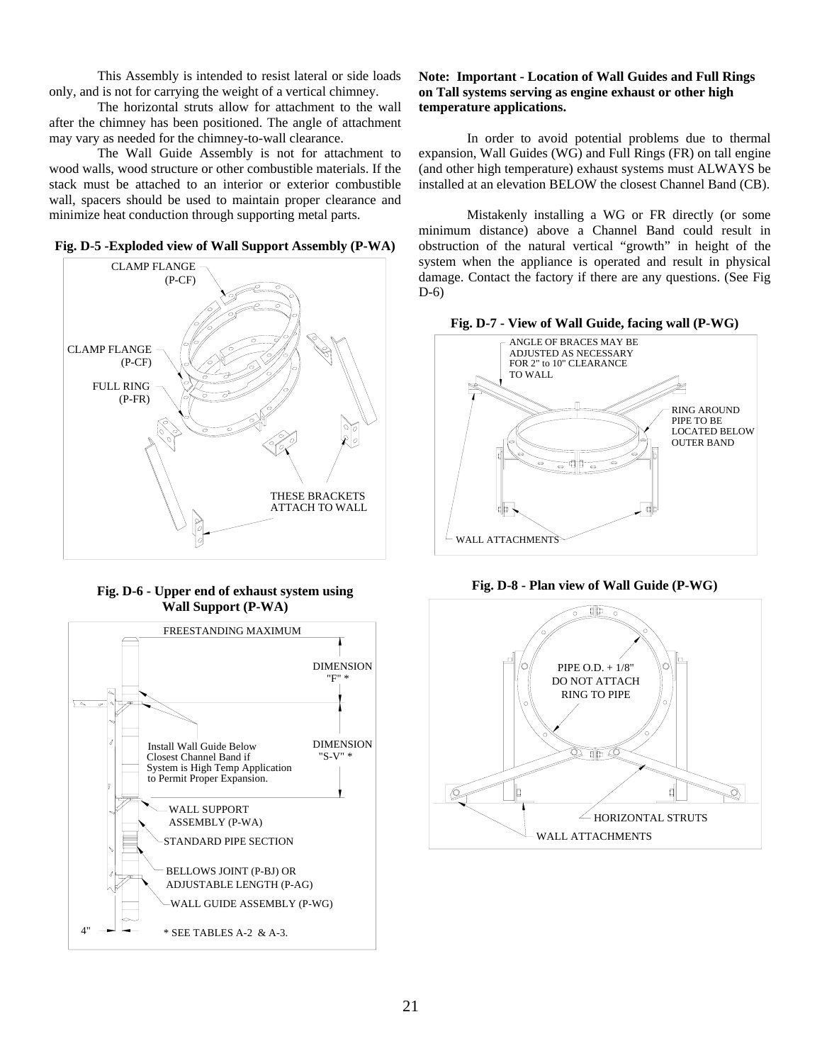This Assembly is intended to resist lateral or side loads only, and is not for carrying the weight of a vertical chimney.

The horizontal struts allow for attachment to the wall after the chimney has been positioned. The angle of attachment may vary as needed for the chimney-to-wall clearance.

The Wall Guide Assembly is not for attachment to wood walls, wood structure or other combustible materials. If the stack must be attached to an interior or exterior combustible wall, spacers should be used to maintain proper clearance and minimize heat conduction through supporting metal parts.

**Fig. D-5 -Exploded view of Wall Support Assembly (P-WA)**

CLAMP FLANGE (P-CF)

CLAMP FLANGE (P-CF)

FULL RING (P-FR)

THESE BRACKETS ATTACH TO WALL

**Fig. D-6 - Upper end of exhaust system using Wall Support (P-WA)**

FREESTANDING MAXIMUM

DIMENSION "F" *

DIMENSION "S-V" *

Install Wall Guide Below Closest Channel Band if System is High Temp Application to Permit Proper Expansion.

WALL SUPPORT ASSEMBLY (P-WA)

STANDARD PIPE SECTION

BELLOWS JOINT (P-BJ) OR ADJUSTABLE LENGTH (P-AG)

WALL GUIDE ASSEMBLY (P-WG)

4"

* SEE TABLES A-2 & A-3.

**Note: Important - Location of Wall Guides and Full Rings on Tall systems serving as engine exhaust or other high temperature applications.**

In order to avoid potential problems due to thermal expansion, Wall Guides (WG) and Full Rings (FR) on tall engine (and other high temperature) exhaust systems must ALWAYS be installed at an elevation BELOW the closest Channel Band (CB).

Mistakenly installing a WG or FR directly (or some minimum distance) above a Channel Band could result in obstruction of the natural vertical "growth" in height of the system when the appliance is operated and result in physical damage. Contact the factory if there are any questions. (See Fig D-6)

**Fig. D-7 - View of Wall Guide, facing wall (P-WG)**

ANGLE OF BRACES MAY BE ADJUSTED AS NECESSARY FOR 2" to 10" CLEARANCE TO WALL

RING AROUND PIPE TO BE LOCATED BELOW OUTER BAND

WALL ATTACHMENTS

**Fig. D-8 - Plan view of Wall Guide (P-WG)**

PIPE O.D. + 1/8" DO NOT ATTACH RING TO PIPE

HORIZONTAL STRUTS

WALL ATTACHMENTS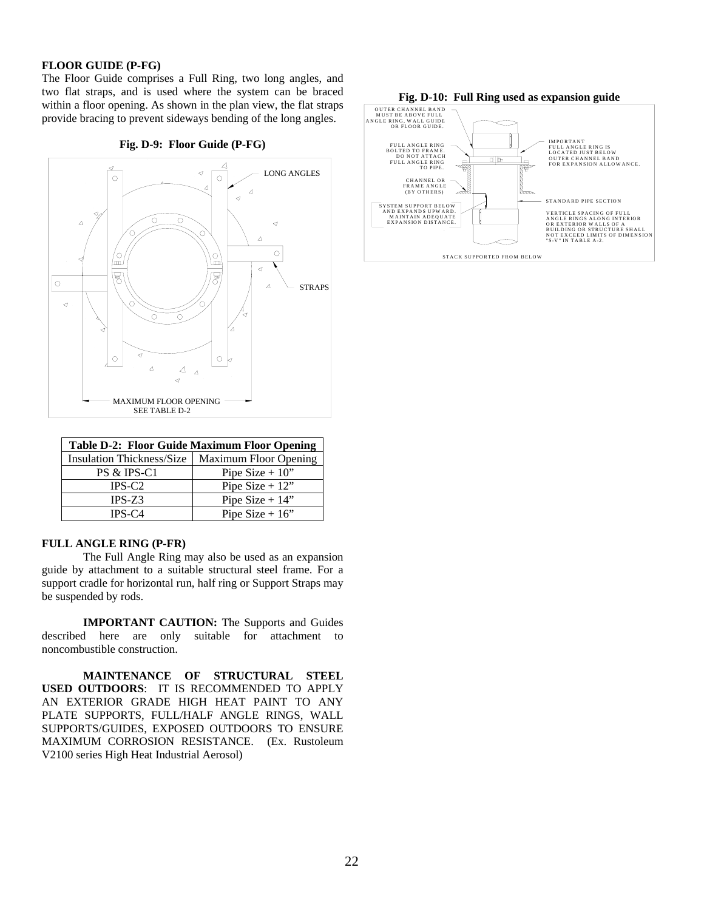**FLOOR GUIDE (P-FG)**

The Floor Guide comprises a Full Ring, two long angles, and two flat straps, and is used where the system can be braced within a floor opening. As shown in the plan view, the flat straps provide bracing to prevent sideways bending of the long angles.

**Fig. D-9: Floor Guide (P-FG)**

LONG ANGLES

STRAPS

MAXIMUM FLOOR OPENING
SEE TABLE D-2

| Table D-2: Floor Guide Maximum Floor Opening | |
|---|---|
| Insulation Thickness/Size | Maximum Floor Opening |
| PS & IPS-C1 | Pipe Size + 10” |
| IPS-C2 | Pipe Size + 12” |
| IPS-Z3 | Pipe Size + 14” |
| IPS-C4 | Pipe Size + 16” |

**FULL ANGLE RING (P-FR)**

The Full Angle Ring may also be used as an expansion guide by attachment to a suitable structural steel frame. For a support cradle for horizontal run, half ring or Support Straps may be suspended by rods.

**IMPORTANT CAUTION:** The Supports and Guides described here are only suitable for attachment to noncombustible construction.

**MAINTENANCE OF STRUCTURAL STEEL USED OUTDOORS**: IT IS RECOMMENDED TO APPLY AN EXTERIOR GRADE HIGH HEAT PAINT TO ANY PLATE SUPPORTS, FULL/HALF ANGLE RINGS, WALL SUPPORTS/GUIDES, EXPOSED OUTDOORS TO ENSURE MAXIMUM CORROSION RESISTANCE. (Ex. Rustoleum V2100 series High Heat Industrial Aerosol)

**Fig. D-10: Full Ring used as expansion guide**

OUTER CHANNEL BAND MUST BE ABOVE FULL ANGLE RING, WALL GUIDE OR FLOOR GUIDE.

FULL ANGLE RING BOLTED TO FRAME. DO NOT ATTACH FULL ANGLE RING TO PIPE.

CHANNEL OR FRAME ANGLE (BY OTHERS)

SYSTEM SUPPORT BELOW AND EXPANDS UPWARD. MAINTAIN ADEQUATE EXPANSION DISTANCE.

IMPORTANT FULL ANGLE RING IS LOCATED JUST BELOW OUTER CHANNEL BAND FOR EXPANSION ALLOWANCE.

STANDARD PIPE SECTION

VERTICLE SPACING OF FULL ANGLE RINGS ALONG INTERIOR OR EXTERIOR WALLS OF A BUILDING OR STRUCTURE SHALL NOT EXCEED LIMITS OF DIMENSION "S-V" IN TABLE A-2.

STACK SUPPORTED FROM BELOW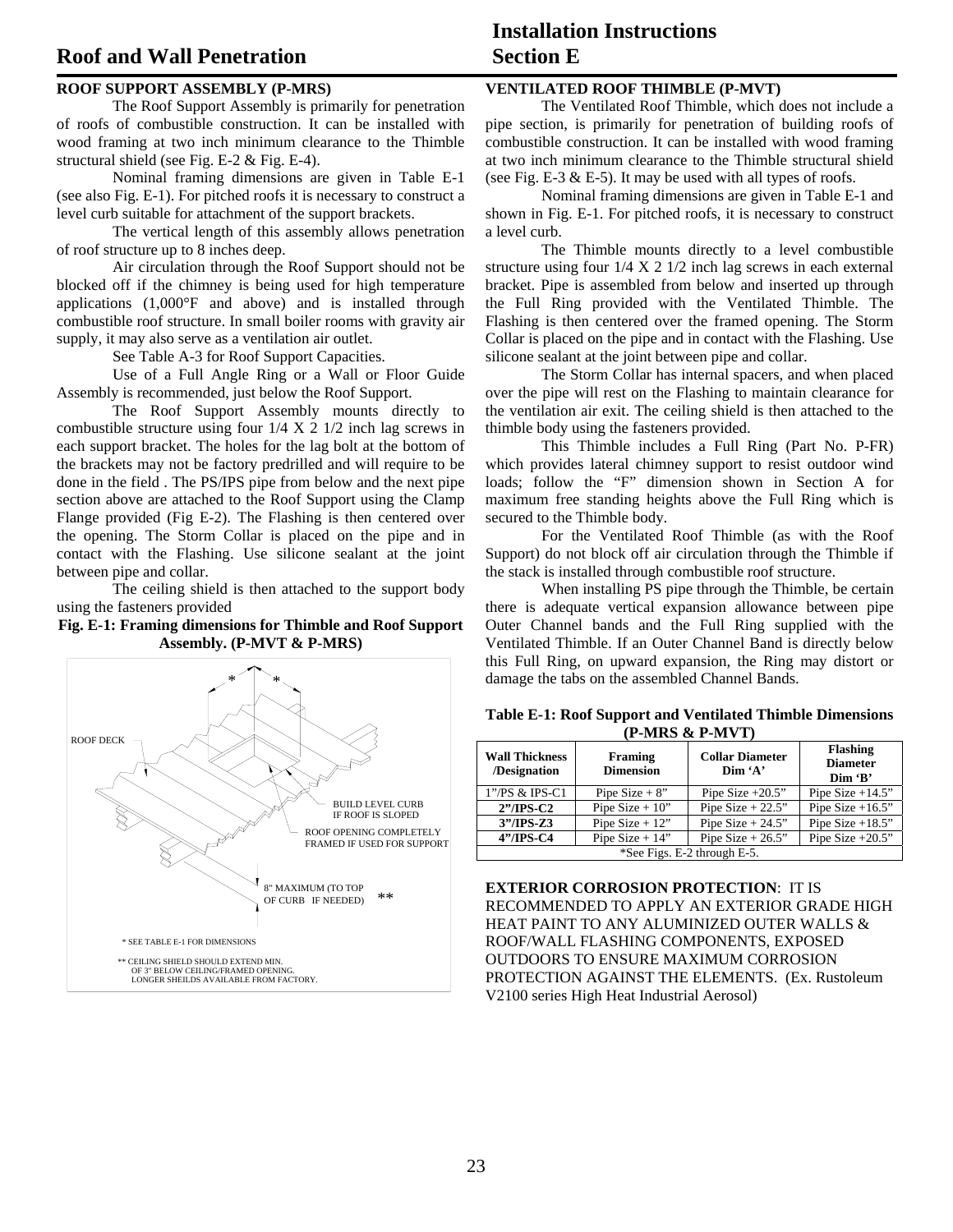# Roof and Wall Penetration

# Installation Instructions Section E

## ROOF SUPPORT ASSEMBLY (P-MRS)

The Roof Support Assembly is primarily for penetration of roofs of combustible construction. It can be installed with wood framing at two inch minimum clearance to the Thimble structural shield (see Fig. E-2 & Fig. E-4).

Nominal framing dimensions are given in Table E-1 (see also Fig. E-1). For pitched roofs it is necessary to construct a level curb suitable for attachment of the support brackets.

The vertical length of this assembly allows penetration of roof structure up to 8 inches deep.

Air circulation through the Roof Support should not be blocked off if the chimney is being used for high temperature applications (1,000°F and above) and is installed through combustible roof structure. In small boiler rooms with gravity air supply, it may also serve as a ventilation air outlet.

See Table A-3 for Roof Support Capacities.

Use of a Full Angle Ring or a Wall or Floor Guide Assembly is recommended, just below the Roof Support.

The Roof Support Assembly mounts directly to combustible structure using four 1/4 X 2 1/2 inch lag screws in each support bracket. The holes for the lag bolt at the bottom of the brackets may not be factory predrilled and will require to be done in the field . The PS/IPS pipe from below and the next pipe section above are attached to the Roof Support using the Clamp Flange provided (Fig E-2). The Flashing is then centered over the opening. The Storm Collar is placed on the pipe and in contact with the Flashing. Use silicone sealant at the joint between pipe and collar.

The ceiling shield is then attached to the support body using the fasteners provided

**Fig. E-1: Framing dimensions for Thimble and Roof Support Assembly. (P-MVT & P-MRS)**

ROOF DECK

BUILD LEVEL CURB IF ROOF IS SLOPED

ROOF OPENING COMPLETELY FRAMED IF USED FOR SUPPORT

8" MAXIMUM (TO TOP OF CURB IF NEEDED) **

* SEE TABLE E-1 FOR DIMENSIONS

** CEILING SHIELD SHOULD EXTEND MIN. OF 3" BELOW CEILING/FRAMED OPENING. LONGER SHEILDS AVAILABLE FROM FACTORY.

## VENTILATED ROOF THIMBLE (P-MVT)

The Ventilated Roof Thimble, which does not include a pipe section, is primarily for penetration of building roofs of combustible construction. It can be installed with wood framing at two inch minimum clearance to the Thimble structural shield (see Fig. E-3 & E-5). It may be used with all types of roofs.

Nominal framing dimensions are given in Table E-1 and shown in Fig. E-1. For pitched roofs, it is necessary to construct a level curb.

The Thimble mounts directly to a level combustible structure using four 1/4 X 2 1/2 inch lag screws in each external bracket. Pipe is assembled from below and inserted up through the Full Ring provided with the Ventilated Thimble. The Flashing is then centered over the framed opening. The Storm Collar is placed on the pipe and in contact with the Flashing. Use silicone sealant at the joint between pipe and collar.

The Storm Collar has internal spacers, and when placed over the pipe will rest on the Flashing to maintain clearance for the ventilation air exit. The ceiling shield is then attached to the thimble body using the fasteners provided.

This Thimble includes a Full Ring (Part No. P-FR) which provides lateral chimney support to resist outdoor wind loads; follow the "F" dimension shown in Section A for maximum free standing heights above the Full Ring which is secured to the Thimble body.

For the Ventilated Roof Thimble (as with the Roof Support) do not block off air circulation through the Thimble if the stack is installed through combustible roof structure.

When installing PS pipe through the Thimble, be certain there is adequate vertical expansion allowance between pipe Outer Channel bands and the Full Ring supplied with the Ventilated Thimble. If an Outer Channel Band is directly below this Full Ring, on upward expansion, the Ring may distort or damage the tabs on the assembled Channel Bands.

**Table E-1: Roof Support and Ventilated Thimble Dimensions (P-MRS & P-MVT)**

| Wall Thickness /Designation | Framing Dimension | Collar Diameter Dim 'A' | Flashing Diameter Dim 'B' |
|---|---|---|---|
| 1"/PS & IPS-C1 | Pipe Size + 8" | Pipe Size +20.5" | Pipe Size +14.5" |
| **2"/IPS-C2** | Pipe Size + 10" | Pipe Size + 22.5" | Pipe Size +16.5" |
| **3"/IPS-Z3** | Pipe Size + 12" | Pipe Size + 24.5" | Pipe Size +18.5" |
| **4"/IPS-C4** | Pipe Size + 14" | Pipe Size + 26.5" | Pipe Size +20.5" |
| *See Figs. E-2 through E-5. | | | |

**EXTERIOR CORROSION PROTECTION**: IT IS RECOMMENDED TO APPLY AN EXTERIOR GRADE HIGH HEAT PAINT TO ANY ALUMINIZED OUTER WALLS & ROOF/WALL FLASHING COMPONENTS, EXPOSED OUTDOORS TO ENSURE MAXIMUM CORROSION PROTECTION AGAINST THE ELEMENTS. (Ex. Rustoleum V2100 series High Heat Industrial Aerosol)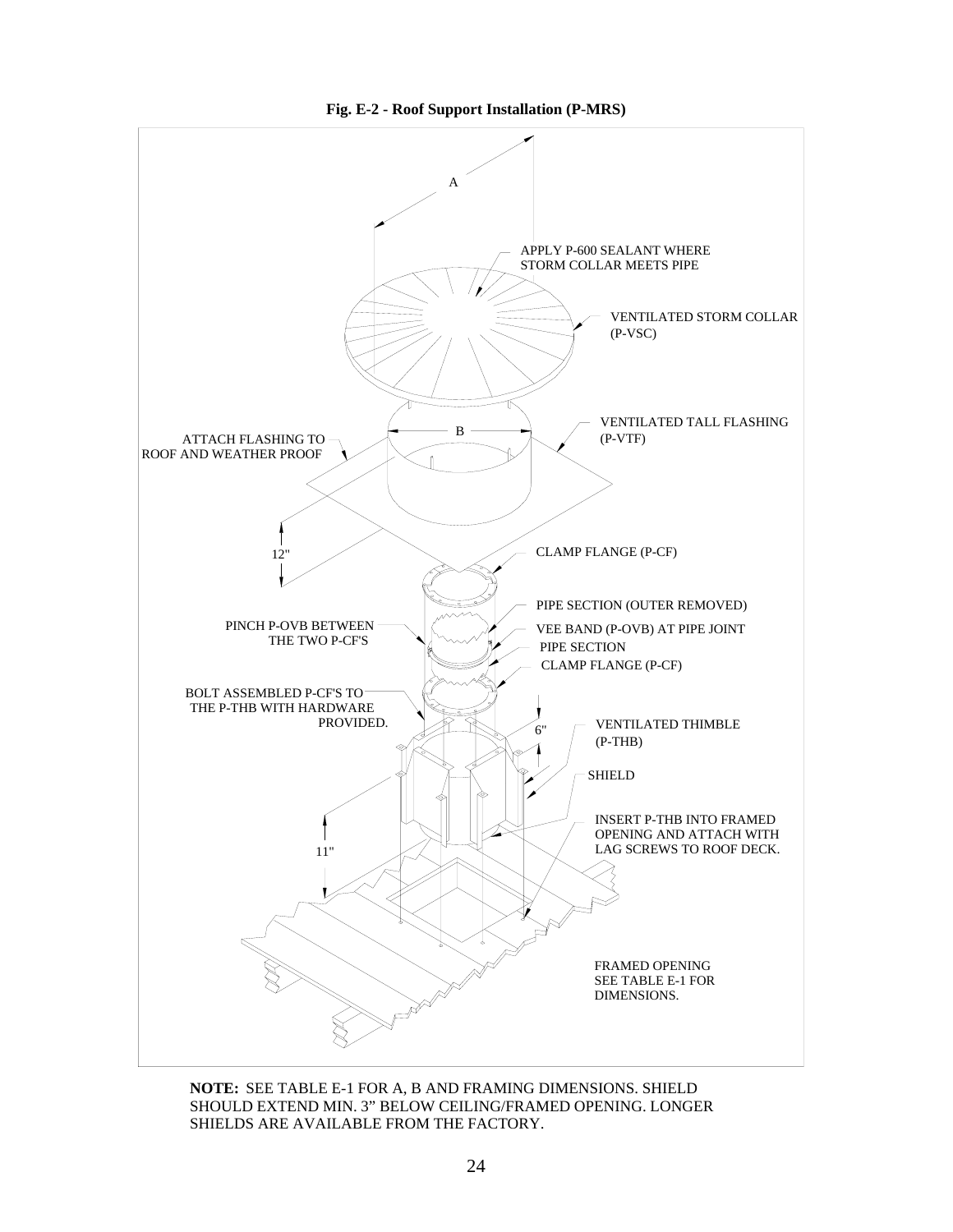**Fig. E-2 - Roof Support Installation (P-MRS)**

A

APPLY P-600 SEALANT WHERE STORM COLLAR MEETS PIPE

VENTILATED STORM COLLAR (P-VSC)

B

VENTILATED TALL FLASHING (P-VTF)

ATTACH FLASHING TO ROOF AND WEATHER PROOF

12"

CLAMP FLANGE (P-CF)

PIPE SECTION (OUTER REMOVED)

PINCH P-OVB BETWEEN THE TWO P-CF'S

VEE BAND (P-OVB) AT PIPE JOINT

PIPE SECTION

CLAMP FLANGE (P-CF)

BOLT ASSEMBLED P-CF'S TO THE P-THB WITH HARDWARE PROVIDED.

6"

VENTILATED THIMBLE (P-THB)

SHIELD

11"

INSERT P-THB INTO FRAMED OPENING AND ATTACH WITH LAG SCREWS TO ROOF DECK.

FRAMED OPENING SEE TABLE E-1 FOR DIMENSIONS.

**NOTE:** SEE TABLE E-1 FOR A, B AND FRAMING DIMENSIONS. SHIELD SHOULD EXTEND MIN. 3" BELOW CEILING/FRAMED OPENING. LONGER SHIELDS ARE AVAILABLE FROM THE FACTORY.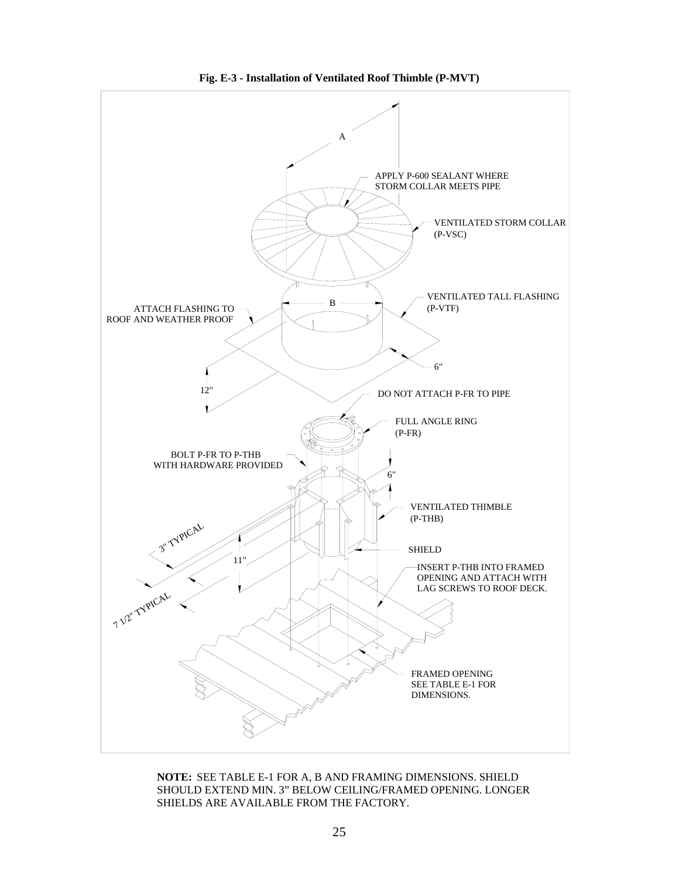**Fig. E-3 - Installation of Ventilated Roof Thimble (P-MVT)**

A

APPLY P-600 SEALANT WHERE STORM COLLAR MEETS PIPE

VENTILATED STORM COLLAR (P-VSC)

B

ATTACH FLASHING TO ROOF AND WEATHER PROOF

VENTILATED TALL FLASHING (P-VTF)

6"

12"

DO NOT ATTACH P-FR TO PIPE

FULL ANGLE RING (P-FR)

BOLT P-FR TO P-THB WITH HARDWARE PROVIDED

6"

VENTILATED THIMBLE (P-THB)

3" TYPICAL

SHIELD

11"

INSERT P-THB INTO FRAMED OPENING AND ATTACH WITH LAG SCREWS TO ROOF DECK.

7 1/2" TYPICAL

FRAMED OPENING SEE TABLE E-1 FOR DIMENSIONS.

**NOTE:** SEE TABLE E-1 FOR A, B AND FRAMING DIMENSIONS. SHIELD SHOULD EXTEND MIN. 3" BELOW CEILING/FRAMED OPENING. LONGER SHIELDS ARE AVAILABLE FROM THE FACTORY.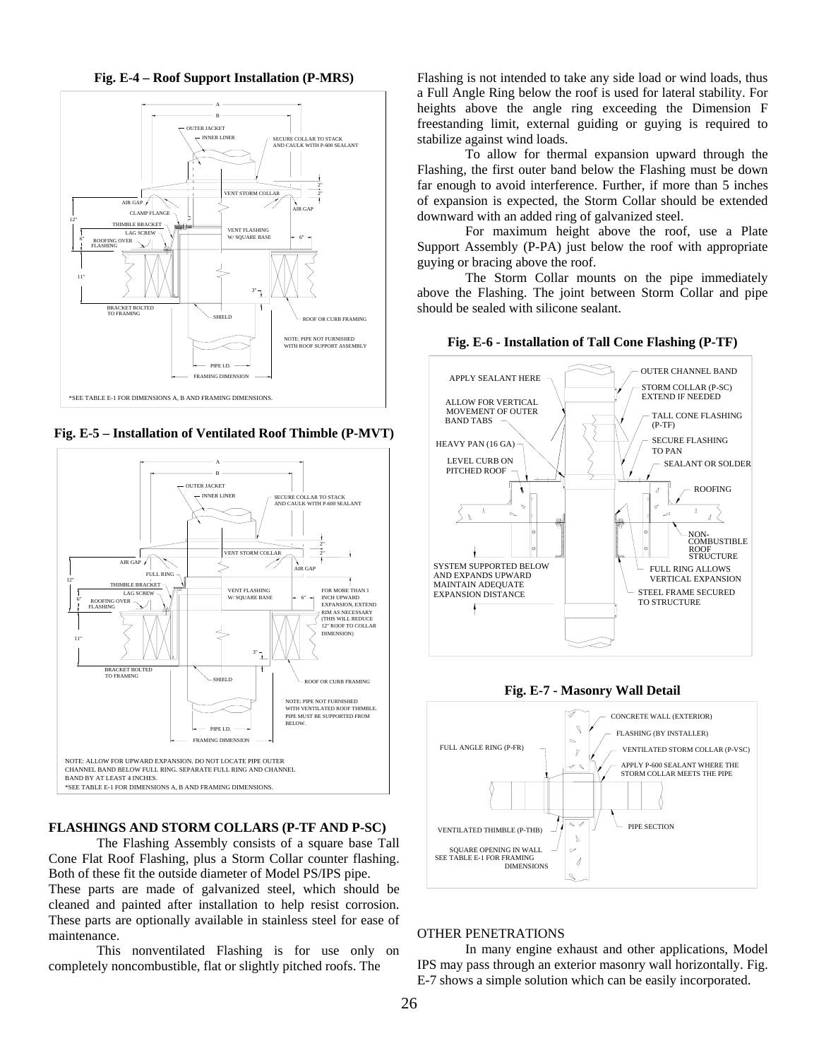**Fig. E-4 – Roof Support Installation (P-MRS)**

A
B
OUTER JACKET
INNER LINER
SECURE COLLAR TO STACK AND CAULK WITH P-600 SEALANT
2"
2"
VENT STORM COLLAR
AIR GAP
AIR GAP
CLAMP FLANGE
12"
THIMBLE BRACKET
LAG SCREW
VENT FLASHING W/ SQUARE BASE
6"
6"
ROOFING OVER FLASHING
11"
3"
BRACKET BOLTED TO FRAMING
SHIELD
ROOF OR CURB FRAMING
NOTE: PIPE NOT FURNISHED WITH ROOF SUPPORT ASSEMBLY
PIPE I.D.
FRAMING DIMENSION
*SEE TABLE E-1 FOR DIMENSIONS A, B AND FRAMING DIMENSIONS.

**Fig. E-5 – Installation of Ventilated Roof Thimble (P-MVT)**

A
B
OUTER JACKET
INNER LINER
SECURE COLLAR TO STACK AND CAULK WITH P-600 SEALANT
2"
2"
VENT STORM COLLAR
AIR GAP
AIR GAP
FULL RING
12"
THIMBLE BRACKET
LAG SCREW
VENT FLASHING W/ SQUARE BASE
6"
6"
ROOFING OVER FLASHING
FOR MORE THAN 1 INCH UPWARD EXPANSION, EXTEND RIM AS NECESSARY (THIS WILL REDUCE 12" ROOF TO COLLAR DIMENSION)
11"
3"
BRACKET BOLTED TO FRAMING
SHIELD
ROOF OR CURB FRAMING
NOTE: PIPE NOT FURNISHED WITH VENTILATED ROOF THIMBLE. PIPE MUST BE SUPPORTED FROM BELOW.
PIPE I.D.
FRAMING DIMENSION
NOTE: ALLOW FOR UPWARD EXPANSION. DO NOT LOCATE PIPE OUTER CHANNEL BAND BELOW FULL RING. SEPARATE FULL RING AND CHANNEL BAND BY AT LEAST 4 INCHES.
*SEE TABLE E-1 FOR DIMENSIONS A, B AND FRAMING DIMENSIONS.

## FLASHINGS AND STORM COLLARS (P-TF AND P-SC)

The Flashing Assembly consists of a square base Tall Cone Flat Roof Flashing, plus a Storm Collar counter flashing. Both of these fit the outside diameter of Model PS/IPS pipe.
These parts are made of galvanized steel, which should be cleaned and painted after installation to help resist corrosion. These parts are optionally available in stainless steel for ease of maintenance.

This nonventilated Flashing is for use only on completely noncombustible, flat or slightly pitched roofs. The Flashing is not intended to take any side load or wind loads, thus a Full Angle Ring below the roof is used for lateral stability. For heights above the angle ring exceeding the Dimension F freestanding limit, external guiding or guying is required to stabilize against wind loads.

To allow for thermal expansion upward through the Flashing, the first outer band below the Flashing must be down far enough to avoid interference. Further, if more than 5 inches of expansion is expected, the Storm Collar should be extended downward with an added ring of galvanized steel.

For maximum height above the roof, use a Plate Support Assembly (P-PA) just below the roof with appropriate guying or bracing above the roof.

The Storm Collar mounts on the pipe immediately above the Flashing. The joint between Storm Collar and pipe should be sealed with silicone sealant.

**Fig. E-6 - Installation of Tall Cone Flashing (P-TF)**

APPLY SEALANT HERE
OUTER CHANNEL BAND
STORM COLLAR (P-SC) EXTEND IF NEEDED
ALLOW FOR VERTICAL MOVEMENT OF OUTER BAND TABS
TALL CONE FLASHING (P-TF)
HEAVY PAN (16 GA)
SECURE FLASHING TO PAN
LEVEL CURB ON PITCHED ROOF
SEALANT OR SOLDER
ROOFING
NON-COMBUSTIBLE ROOF STRUCTURE
SYSTEM SUPPORTED BELOW AND EXPANDS UPWARD MAINTAIN ADEQUATE EXPANSION DISTANCE
FULL RING ALLOWS VERTICAL EXPANSION
STEEL FRAME SECURED TO STRUCTURE

**Fig. E-7 - Masonry Wall Detail**

CONCRETE WALL (EXTERIOR)
FLASHING (BY INSTALLER)
FULL ANGLE RING (P-FR)
VENTILATED STORM COLLAR (P-VSC)
APPLY P-600 SEALANT WHERE THE STORM COLLAR MEETS THE PIPE
VENTILATED THIMBLE (P-THB)
PIPE SECTION
SQUARE OPENING IN WALL SEE TABLE E-1 FOR FRAMING DIMENSIONS

OTHER PENETRATIONS

In many engine exhaust and other applications, Model IPS may pass through an exterior masonry wall horizontally. Fig. E-7 shows a simple solution which can be easily incorporated.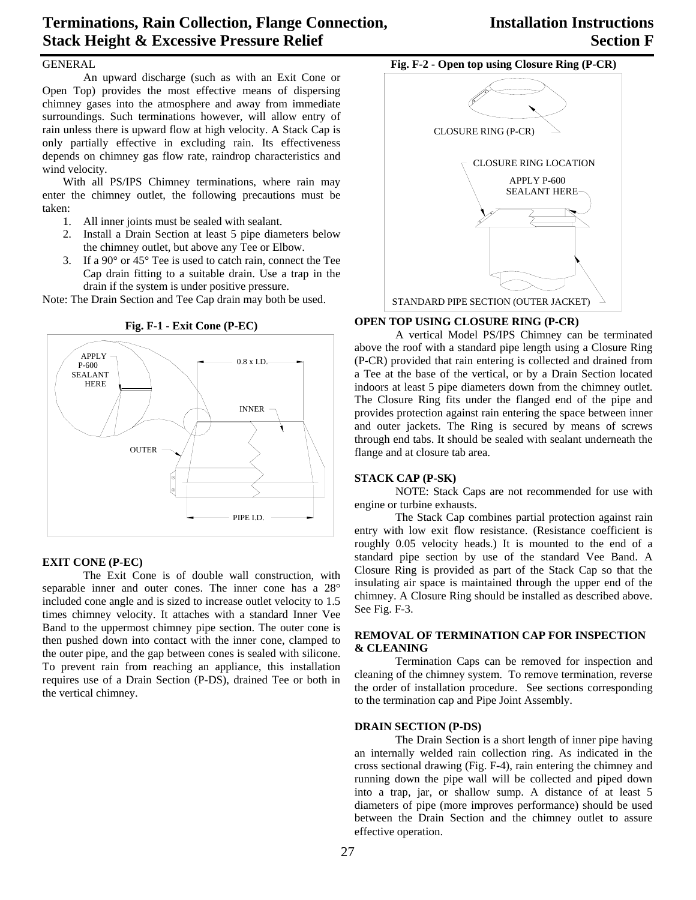GENERAL

An upward discharge (such as with an Exit Cone or Open Top) provides the most effective means of dispersing chimney gases into the atmosphere and away from immediate surroundings. Such terminations however, will allow entry of rain unless there is upward flow at high velocity. A Stack Cap is only partially effective in excluding rain. Its effectiveness depends on chimney gas flow rate, raindrop characteristics and wind velocity.

With all PS/IPS Chimney terminations, where rain may enter the chimney outlet, the following precautions must be taken:

1. All inner joints must be sealed with sealant.
2. Install a Drain Section at least 5 pipe diameters below the chimney outlet, but above any Tee or Elbow.
3. If a 90° or 45° Tee is used to catch rain, connect the Tee Cap drain fitting to a suitable drain. Use a trap in the drain if the system is under positive pressure.

Note: The Drain Section and Tee Cap drain may both be used.

**Fig. F-1 - Exit Cone (P-EC)**

APPLY P-600 SEALANT HERE
0.8 x I.D.
INNER
OUTER
PIPE I.D.

**EXIT CONE (P-EC)**

The Exit Cone is of double wall construction, with separable inner and outer cones. The inner cone has a 28° included cone angle and is sized to increase outlet velocity to 1.5 times chimney velocity. It attaches with a standard Inner Vee Band to the uppermost chimney pipe section. The outer cone is then pushed down into contact with the inner cone, clamped to the outer pipe, and the gap between cones is sealed with silicone. To prevent rain from reaching an appliance, this installation requires use of a Drain Section (P-DS), drained Tee or both in the vertical chimney.

**Fig. F-2 - Open top using Closure Ring (P-CR)**

CLOSURE RING (P-CR)
CLOSURE RING LOCATION
APPLY P-600 SEALANT HERE
STANDARD PIPE SECTION (OUTER JACKET)

**OPEN TOP USING CLOSURE RING (P-CR)**

A vertical Model PS/IPS Chimney can be terminated above the roof with a standard pipe length using a Closure Ring (P-CR) provided that rain entering is collected and drained from a Tee at the base of the vertical, or by a Drain Section located indoors at least 5 pipe diameters down from the chimney outlet. The Closure Ring fits under the flanged end of the pipe and provides protection against rain entering the space between inner and outer jackets. The Ring is secured by means of screws through end tabs. It should be sealed with sealant underneath the flange and at closure tab area.

**STACK CAP (P-SK)**

NOTE: Stack Caps are not recommended for use with engine or turbine exhausts.

The Stack Cap combines partial protection against rain entry with low exit flow resistance. (Resistance coefficient is roughly 0.05 velocity heads.) It is mounted to the end of a standard pipe section by use of the standard Vee Band. A Closure Ring is provided as part of the Stack Cap so that the insulating air space is maintained through the upper end of the chimney. A Closure Ring should be installed as described above. See Fig. F-3.

**REMOVAL OF TERMINATION CAP FOR INSPECTION & CLEANING**

Termination Caps can be removed for inspection and cleaning of the chimney system. To remove termination, reverse the order of installation procedure. See sections corresponding to the termination cap and Pipe Joint Assembly.

**DRAIN SECTION (P-DS)**

The Drain Section is a short length of inner pipe having an internally welded rain collection ring. As indicated in the cross sectional drawing (Fig. F-4), rain entering the chimney and running down the pipe wall will be collected and piped down into a trap, jar, or shallow sump. A distance of at least 5 diameters of pipe (more improves performance) should be used between the Drain Section and the chimney outlet to assure effective operation.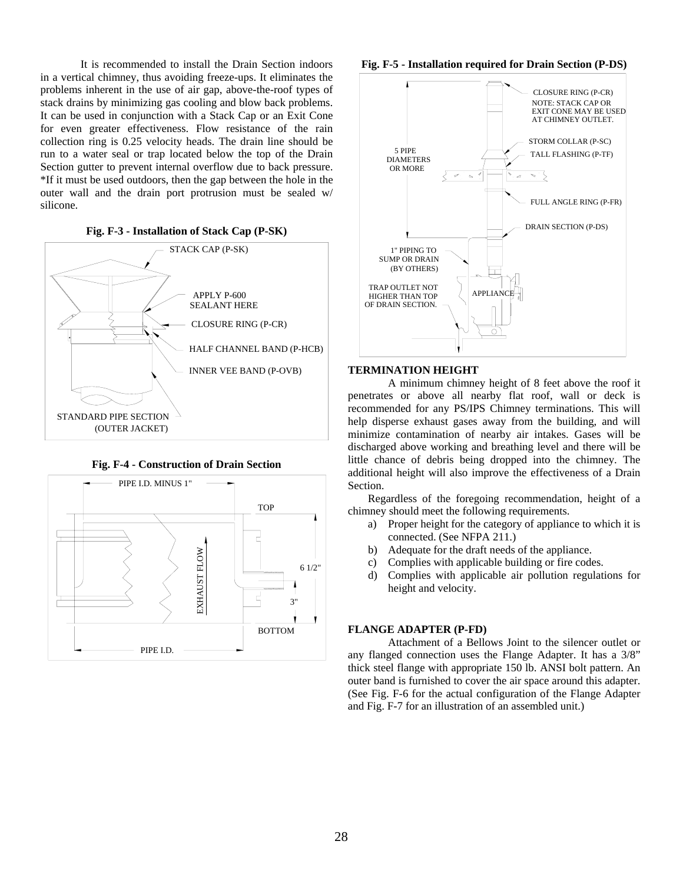It is recommended to install the Drain Section indoors in a vertical chimney, thus avoiding freeze-ups. It eliminates the problems inherent in the use of air gap, above-the-roof types of stack drains by minimizing gas cooling and blow back problems. It can be used in conjunction with a Stack Cap or an Exit Cone for even greater effectiveness. Flow resistance of the rain collection ring is 0.25 velocity heads. The drain line should be run to a water seal or trap located below the top of the Drain Section gutter to prevent internal overflow due to back pressure. *If it must be used outdoors, then the gap between the hole in the outer wall and the drain port protrusion must be sealed w/ silicone.

**Fig. F-3 - Installation of Stack Cap (P-SK)**

STACK CAP (P-SK)

APPLY P-600 SEALANT HERE

CLOSURE RING (P-CR)

HALF CHANNEL BAND (P-HCB)

INNER VEE BAND (P-OVB)

STANDARD PIPE SECTION (OUTER JACKET)

**Fig. F-4 - Construction of Drain Section**

PIPE I.D. MINUS 1"

TOP

EXHAUST FLOW

6 1/2"

3"

BOTTOM

PIPE I.D.

**Fig. F-5 - Installation required for Drain Section (P-DS)**

CLOSURE RING (P-CR)
NOTE: STACK CAP OR EXIT CONE MAY BE USED AT CHIMNEY OUTLET.

STORM COLLAR (P-SC)

TALL FLASHING (P-TF)

5 PIPE DIAMETERS OR MORE

FULL ANGLE RING (P-FR)

DRAIN SECTION (P-DS)

1" PIPING TO SUMP OR DRAIN (BY OTHERS)

TRAP OUTLET NOT HIGHER THAN TOP OF DRAIN SECTION.

APPLIANCE

## TERMINATION HEIGHT

A minimum chimney height of 8 feet above the roof it penetrates or above all nearby flat roof, wall or deck is recommended for any PS/IPS Chimney terminations. This will help disperse exhaust gases away from the building, and will minimize contamination of nearby air intakes. Gases will be discharged above working and breathing level and there will be little chance of debris being dropped into the chimney. The additional height will also improve the effectiveness of a Drain Section.

Regardless of the foregoing recommendation, height of a chimney should meet the following requirements.

a) Proper height for the category of appliance to which it is connected. (See NFPA 211.)
b) Adequate for the draft needs of the appliance.
c) Complies with applicable building or fire codes.
d) Complies with applicable air pollution regulations for height and velocity.

## FLANGE ADAPTER (P-FD)

Attachment of a Bellows Joint to the silencer outlet or any flanged connection uses the Flange Adapter. It has a 3/8" thick steel flange with appropriate 150 lb. ANSI bolt pattern. An outer band is furnished to cover the air space around this adapter. (See Fig. F-6 for the actual configuration of the Flange Adapter and Fig. F-7 for an illustration of an assembled unit.)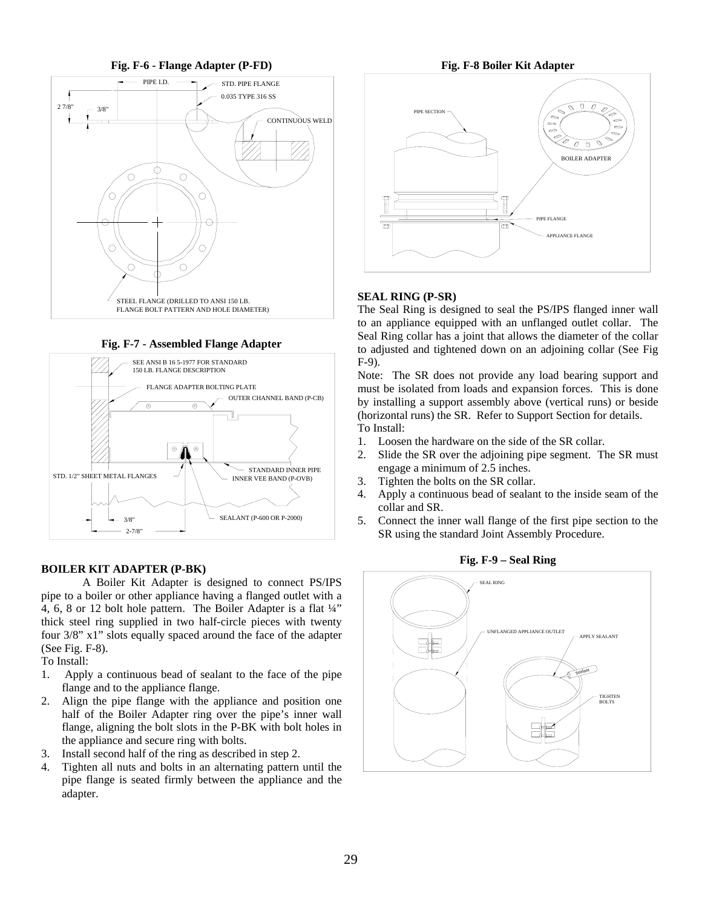**Fig. F-6 - Flange Adapter (P-FD)**

PIPE I.D.
STD. PIPE FLANGE
0.035 TYPE 316 SS
2 7/8"
3/8"
CONTINUOUS WELD
STEEL FLANGE (DRILLED TO ANSI 150 LB. FLANGE BOLT PATTERN AND HOLE DIAMETER)

**Fig. F-7 - Assembled Flange Adapter**

SEE ANSI B 16 5-1977 FOR STANDARD 150 LB. FLANGE DESCRIPTION
FLANGE ADAPTER BOLTING PLATE
OUTER CHANNEL BAND (P-CB)
STD. 1/2" SHEET METAL FLANGES
STANDARD INNER PIPE
INNER VEE BAND (P-OVB)
SEALANT (P-600 OR P-2000)
3/8"
2-7/8"

## BOILER KIT ADAPTER (P-BK)

A Boiler Kit Adapter is designed to connect PS/IPS pipe to a boiler or other appliance having a flanged outlet with a 4, 6, 8 or 12 bolt hole pattern. The Boiler Adapter is a flat ¼" thick steel ring supplied in two half-circle pieces with twenty four 3/8" x1" slots equally spaced around the face of the adapter (See Fig. F-8).

To Install:

1. Apply a continuous bead of sealant to the face of the pipe flange and to the appliance flange.
2. Align the pipe flange with the appliance and position one half of the Boiler Adapter ring over the pipe's inner wall flange, aligning the bolt slots in the P-BK with bolt holes in the appliance and secure ring with bolts.
3. Install second half of the ring as described in step 2.
4. Tighten all nuts and bolts in an alternating pattern until the pipe flange is seated firmly between the appliance and the adapter.

**Fig. F-8 Boiler Kit Adapter**

PIPE SECTION
BOILER ADAPTER
PIPE FLANGE
APPLIANCE FLANGE

## SEAL RING (P-SR)

The Seal Ring is designed to seal the PS/IPS flanged inner wall to an appliance equipped with an unflanged outlet collar. The Seal Ring collar has a joint that allows the diameter of the collar to adjusted and tightened down on an adjoining collar (See Fig F-9).

Note: The SR does not provide any load bearing support and must be isolated from loads and expansion forces. This is done by installing a support assembly above (vertical runs) or beside (horizontal runs) the SR. Refer to Support Section for details.

To Install:

1. Loosen the hardware on the side of the SR collar.
2. Slide the SR over the adjoining pipe segment. The SR must engage a minimum of 2.5 inches.
3. Tighten the bolts on the SR collar.
4. Apply a continuous bead of sealant to the inside seam of the collar and SR.
5. Connect the inner wall flange of the first pipe section to the SR using the standard Joint Assembly Procedure.

**Fig. F-9 – Seal Ring**

SEAL RING
UNFLANGED APPLIANCE OUTLET
APPLY SEALANT
Sealant
TIGHTEN BOLTS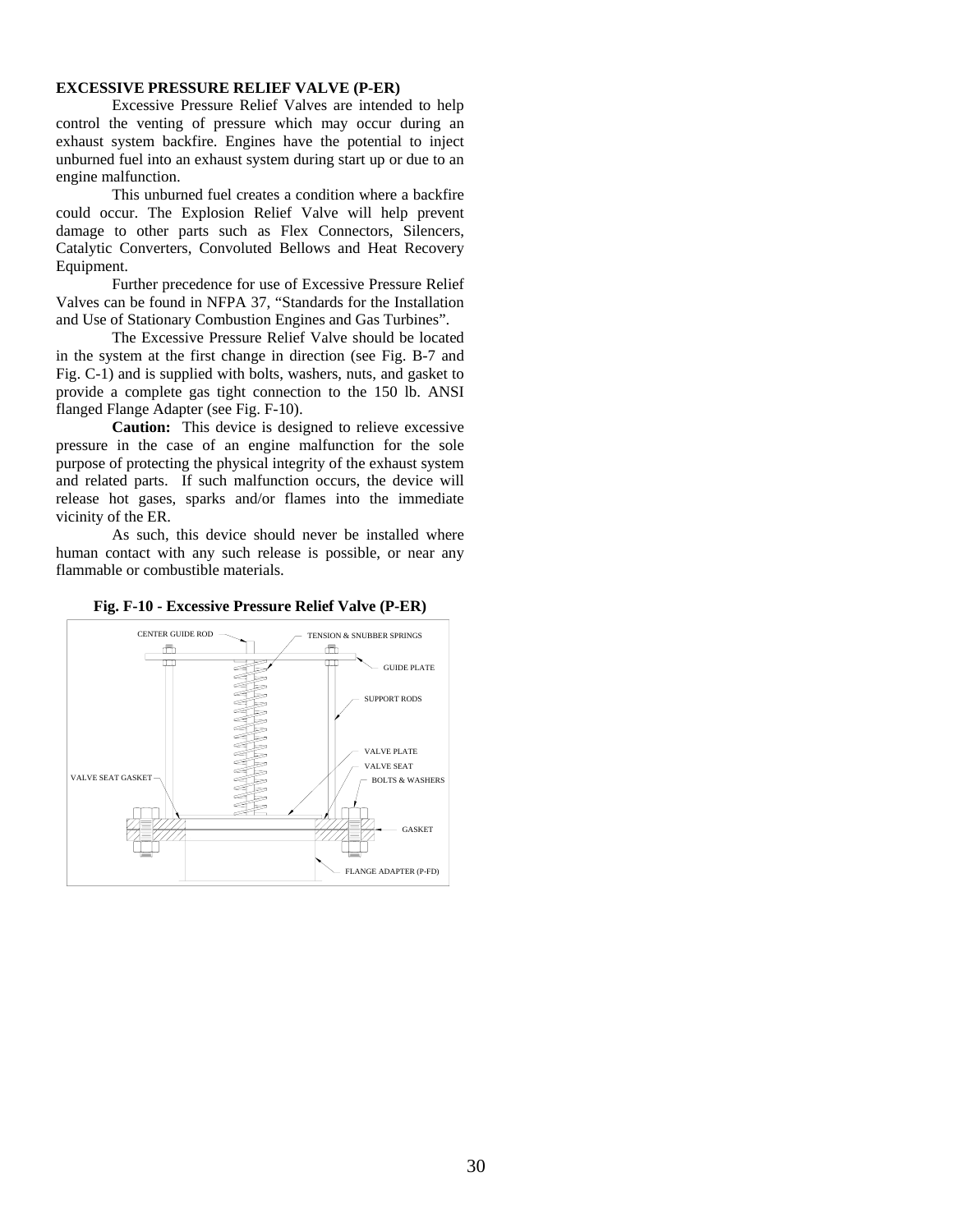**EXCESSIVE PRESSURE RELIEF VALVE (P-ER)**

Excessive Pressure Relief Valves are intended to help control the venting of pressure which may occur during an exhaust system backfire. Engines have the potential to inject unburned fuel into an exhaust system during start up or due to an engine malfunction.

This unburned fuel creates a condition where a backfire could occur. The Explosion Relief Valve will help prevent damage to other parts such as Flex Connectors, Silencers, Catalytic Converters, Convoluted Bellows and Heat Recovery Equipment.

Further precedence for use of Excessive Pressure Relief Valves can be found in NFPA 37, "Standards for the Installation and Use of Stationary Combustion Engines and Gas Turbines".

The Excessive Pressure Relief Valve should be located in the system at the first change in direction (see Fig. B-7 and Fig. C-1) and is supplied with bolts, washers, nuts, and gasket to provide a complete gas tight connection to the 150 lb. ANSI flanged Flange Adapter (see Fig. F-10).

**Caution:** This device is designed to relieve excessive pressure in the case of an engine malfunction for the sole purpose of protecting the physical integrity of the exhaust system and related parts. If such malfunction occurs, the device will release hot gases, sparks and/or flames into the immediate vicinity of the ER.

As such, this device should never be installed where human contact with any such release is possible, or near any flammable or combustible materials.

**Fig. F-10 - Excessive Pressure Relief Valve (P-ER)**

CENTER GUIDE ROD
TENSION & SNUBBER SPRINGS
GUIDE PLATE
SUPPORT RODS
VALVE PLATE
VALVE SEAT
VALVE SEAT GASKET
BOLTS & WASHERS
GASKET
FLANGE ADAPTER (P-FD)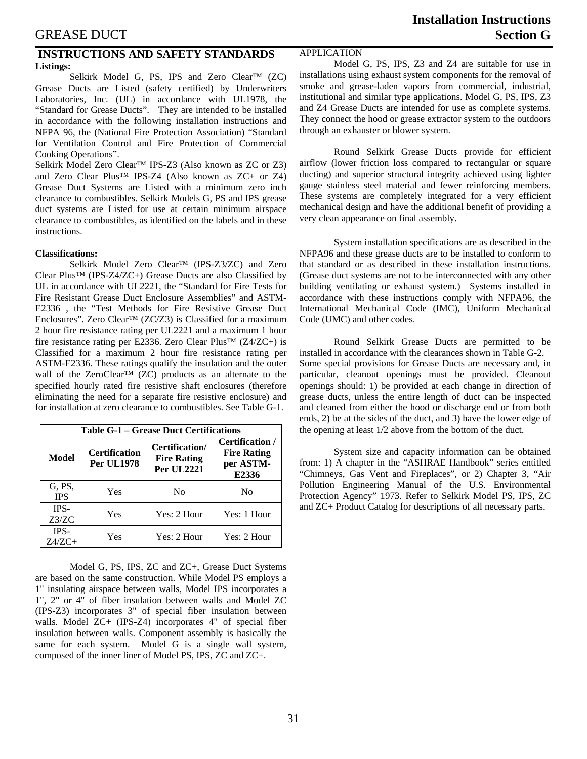# GREASE DUCT

## INSTRUCTIONS AND SAFETY STANDARDS

**Listings:**

Selkirk Model G, PS, IPS and Zero Clear™ (ZC) Grease Ducts are Listed (safety certified) by Underwriters Laboratories, Inc. (UL) in accordance with UL1978, the "Standard for Grease Ducts". They are intended to be installed in accordance with the following installation instructions and NFPA 96, the (National Fire Protection Association) "Standard for Ventilation Control and Fire Protection of Commercial Cooking Operations".

Selkirk Model Zero Clear™ IPS-Z3 (Also known as ZC or Z3) and Zero Clear Plus™ IPS-Z4 (Also known as ZC+ or Z4) Grease Duct Systems are Listed with a minimum zero inch clearance to combustibles. Selkirk Models G, PS and IPS grease duct systems are Listed for use at certain minimum airspace clearance to combustibles, as identified on the labels and in these instructions.

**Classifications:**

Selkirk Model Zero Clear™ (IPS-Z3/ZC) and Zero Clear Plus™ (IPS-Z4/ZC+) Grease Ducts are also Classified by UL in accordance with UL2221, the "Standard for Fire Tests for Fire Resistant Grease Duct Enclosure Assemblies" and ASTM-E2336 , the "Test Methods for Fire Resistive Grease Duct Enclosures". Zero Clear™ (ZC/Z3) is Classified for a maximum 2 hour fire resistance rating per UL2221 and a maximum 1 hour fire resistance rating per E2336. Zero Clear Plus™ (Z4/ZC+) is Classified for a maximum 2 hour fire resistance rating per ASTM-E2336. These ratings qualify the insulation and the outer wall of the ZeroClear™ (ZC) products as an alternate to the specified hourly rated fire resistive shaft enclosures (therefore eliminating the need for a separate fire resistive enclosure) and for installation at zero clearance to combustibles. See Table G-1.

**Table G-1 – Grease Duct Certifications**

| Model | Certification Per UL1978 | Certification/ Fire Rating Per UL2221 | Certification / Fire Rating per ASTM-E2336 |
|---|---|---|---|
| G, PS, IPS | Yes | No | No |
| IPS-Z3/ZC | Yes | Yes: 2 Hour | Yes: 1 Hour |
| IPS-Z4/ZC+ | Yes | Yes: 2 Hour | Yes: 2 Hour |

Model G, PS, IPS, ZC and ZC+, Grease Duct Systems are based on the same construction. While Model PS employs a 1" insulating airspace between walls, Model IPS incorporates a 1", 2" or 4" of fiber insulation between walls and Model ZC (IPS-Z3) incorporates 3" of special fiber insulation between walls. Model ZC+ (IPS-Z4) incorporates 4" of special fiber insulation between walls. Component assembly is basically the same for each system. Model G is a single wall system, composed of the inner liner of Model PS, IPS, ZC and ZC+.

APPLICATION

Model G, PS, IPS, Z3 and Z4 are suitable for use in installations using exhaust system components for the removal of smoke and grease-laden vapors from commercial, industrial, institutional and similar type applications. Model G, PS, IPS, Z3 and Z4 Grease Ducts are intended for use as complete systems. They connect the hood or grease extractor system to the outdoors through an exhauster or blower system.

Round Selkirk Grease Ducts provide for efficient airflow (lower friction loss compared to rectangular or square ducting) and superior structural integrity achieved using lighter gauge stainless steel material and fewer reinforcing members. These systems are completely integrated for a very efficient mechanical design and have the additional benefit of providing a very clean appearance on final assembly.

System installation specifications are as described in the NFPA96 and these grease ducts are to be installed to conform to that standard or as described in these installation instructions. (Grease duct systems are not to be interconnected with any other building ventilating or exhaust system.) Systems installed in accordance with these instructions comply with NFPA96, the International Mechanical Code (IMC), Uniform Mechanical Code (UMC) and other codes.

Round Selkirk Grease Ducts are permitted to be installed in accordance with the clearances shown in Table G-2.
Some special provisions for Grease Ducts are necessary and, in particular, cleanout openings must be provided. Cleanout openings should: 1) be provided at each change in direction of grease ducts, unless the entire length of duct can be inspected and cleaned from either the hood or discharge end or from both ends, 2) be at the sides of the duct, and 3) have the lower edge of the opening at least 1/2 above from the bottom of the duct.

System size and capacity information can be obtained from: 1) A chapter in the "ASHRAE Handbook" series entitled "Chimneys, Gas Vent and Fireplaces", or 2) Chapter 3, "Air Pollution Engineering Manual of the U.S. Environmental Protection Agency" 1973. Refer to Selkirk Model PS, IPS, ZC and ZC+ Product Catalog for descriptions of all necessary parts.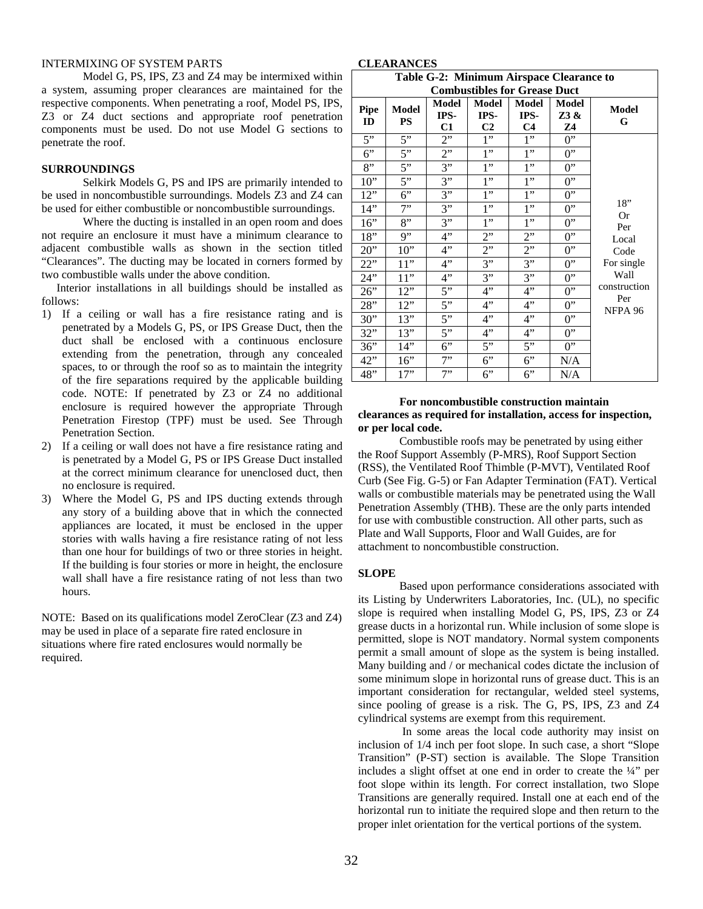INTERMIXING OF SYSTEM PARTS

Model G, PS, IPS, Z3 and Z4 may be intermixed within a system, assuming proper clearances are maintained for the respective components. When penetrating a roof, Model PS, IPS, Z3 or Z4 duct sections and appropriate roof penetration components must be used. Do not use Model G sections to penetrate the roof.

**SURROUNDINGS**

Selkirk Models G, PS and IPS are primarily intended to be used in noncombustible surroundings. Models Z3 and Z4 can be used for either combustible or noncombustible surroundings.

Where the ducting is installed in an open room and does not require an enclosure it must have a minimum clearance to adjacent combustible walls as shown in the section titled "Clearances". The ducting may be located in corners formed by two combustible walls under the above condition.

Interior installations in all buildings should be installed as follows:

1) If a ceiling or wall has a fire resistance rating and is penetrated by a Models G, PS, or IPS Grease Duct, then the duct shall be enclosed with a continuous enclosure extending from the penetration, through any concealed spaces, to or through the roof so as to maintain the integrity of the fire separations required by the applicable building code. NOTE: If penetrated by Z3 or Z4 no additional enclosure is required however the appropriate Through Penetration Firestop (TPF) must be used. See Through Penetration Section.
2) If a ceiling or wall does not have a fire resistance rating and is penetrated by a Model G, PS or IPS Grease Duct installed at the correct minimum clearance for unenclosed duct, then no enclosure is required.
3) Where the Model G, PS and IPS ducting extends through any story of a building above that in which the connected appliances are located, it must be enclosed in the upper stories with walls having a fire resistance rating of not less than one hour for buildings of two or three stories in height. If the building is four stories or more in height, the enclosure wall shall have a fire resistance rating of not less than two hours.

NOTE: Based on its qualifications model ZeroClear (Z3 and Z4) may be used in place of a separate fire rated enclosure in situations where fire rated enclosures would normally be required.

**CLEARANCES**

**Table G-2: Minimum Airspace Clearance to Combustibles for Grease Duct**

| Pipe ID | Model PS | Model IPS-C1 | Model IPS-C2 | Model IPS-C4 | Model Z3 & Z4 | Model G |
|---|---|---|---|---|---|---|
| 5" | 5" | 2" | 1" | 1" | 0" | 18" Or Per Local Code For single Wall construction Per NFPA 96 |
| 6" | 5" | 2" | 1" | 1" | 0" | |
| 8" | 5" | 3" | 1" | 1" | 0" | |
| 10" | 5" | 3" | 1" | 1" | 0" | |
| 12" | 6" | 3" | 1" | 1" | 0" | |
| 14" | 7" | 3" | 1" | 1" | 0" | |
| 16" | 8" | 3" | 1" | 1" | 0" | |
| 18" | 9" | 4" | 2" | 2" | 0" | |
| 20" | 10" | 4" | 2" | 2" | 0" | |
| 22" | 11" | 4" | 3" | 3" | 0" | |
| 24" | 11" | 4" | 3" | 3" | 0" | |
| 26" | 12" | 5" | 4" | 4" | 0" | |
| 28" | 12" | 5" | 4" | 4" | 0" | |
| 30" | 13" | 5" | 4" | 4" | 0" | |
| 32" | 13" | 5" | 4" | 4" | 0" | |
| 36" | 14" | 6" | 5" | 5" | 0" | |
| 42" | 16" | 7" | 6" | 6" | N/A | |
| 48" | 17" | 7" | 6" | 6" | N/A | |

**For noncombustible construction maintain clearances as required for installation, access for inspection, or per local code.**

Combustible roofs may be penetrated by using either the Roof Support Assembly (P-MRS), Roof Support Section (RSS), the Ventilated Roof Thimble (P-MVT), Ventilated Roof Curb (See Fig. G-5) or Fan Adapter Termination (FAT). Vertical walls or combustible materials may be penetrated using the Wall Penetration Assembly (THB). These are the only parts intended for use with combustible construction. All other parts, such as Plate and Wall Supports, Floor and Wall Guides, are for attachment to noncombustible construction.

**SLOPE**

Based upon performance considerations associated with its Listing by Underwriters Laboratories, Inc. (UL), no specific slope is required when installing Model G, PS, IPS, Z3 or Z4 grease ducts in a horizontal run. While inclusion of some slope is permitted, slope is NOT mandatory. Normal system components permit a small amount of slope as the system is being installed. Many building and / or mechanical codes dictate the inclusion of some minimum slope in horizontal runs of grease duct. This is an important consideration for rectangular, welded steel systems, since pooling of grease is a risk. The G, PS, IPS, Z3 and Z4 cylindrical systems are exempt from this requirement.

In some areas the local code authority may insist on inclusion of 1/4 inch per foot slope. In such case, a short "Slope Transition" (P-ST) section is available. The Slope Transition includes a slight offset at one end in order to create the ¼" per foot slope within its length. For correct installation, two Slope Transitions are generally required. Install one at each end of the horizontal run to initiate the required slope and then return to the proper inlet orientation for the vertical portions of the system.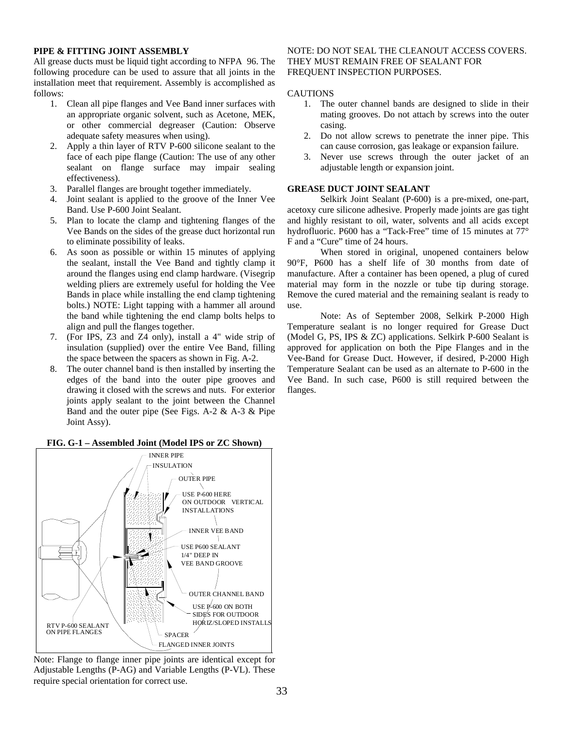**PIPE & FITTING JOINT ASSEMBLY**

All grease ducts must be liquid tight according to NFPA 96. The following procedure can be used to assure that all joints in the installation meet that requirement. Assembly is accomplished as follows:

1. Clean all pipe flanges and Vee Band inner surfaces with an appropriate organic solvent, such as Acetone, MEK, or other commercial degreaser (Caution: Observe adequate safety measures when using).
2. Apply a thin layer of RTV P-600 silicone sealant to the face of each pipe flange (Caution: The use of any other sealant on flange surface may impair sealing effectiveness).
3. Parallel flanges are brought together immediately.
4. Joint sealant is applied to the groove of the Inner Vee Band. Use P-600 Joint Sealant.
5. Plan to locate the clamp and tightening flanges of the Vee Bands on the sides of the grease duct horizontal run to eliminate possibility of leaks.
6. As soon as possible or within 15 minutes of applying the sealant, install the Vee Band and tightly clamp it around the flanges using end clamp hardware. (Visegrip welding pliers are extremely useful for holding the Vee Bands in place while installing the end clamp tightening bolts.) NOTE: Light tapping with a hammer all around the band while tightening the end clamp bolts helps to align and pull the flanges together.
7. (For IPS, Z3 and Z4 only), install a 4" wide strip of insulation (supplied) over the entire Vee Band, filling the space between the spacers as shown in Fig. A-2.
8. The outer channel band is then installed by inserting the edges of the band into the outer pipe grooves and drawing it closed with the screws and nuts. For exterior joints apply sealant to the joint between the Channel Band and the outer pipe (See Figs. A-2 & A-3 & Pipe Joint Assy).

**FIG. G-1 – Assembled Joint (Model IPS or ZC Shown)**

INNER PIPE
INSULATION
OUTER PIPE
USE P-600 HERE ON OUTDOOR VERTICAL INSTALLATIONS
INNER VEE BAND
USE P600 SEALANT 1/4" DEEP IN VEE BAND GROOVE
OUTER CHANNEL BAND
USE P-600 ON BOTH SIDES FOR OUTDOOR HORIZ/SLOPED INSTALLS
RTV P-600 SEALANT ON PIPE FLANGES
SPACER
FLANGED INNER JOINTS

Note: Flange to flange inner pipe joints are identical except for Adjustable Lengths (P-AG) and Variable Lengths (P-VL). These require special orientation for correct use.

NOTE: DO NOT SEAL THE CLEANOUT ACCESS COVERS. THEY MUST REMAIN FREE OF SEALANT FOR FREQUENT INSPECTION PURPOSES.

CAUTIONS

1. The outer channel bands are designed to slide in their mating grooves. Do not attach by screws into the outer casing.
2. Do not allow screws to penetrate the inner pipe. This can cause corrosion, gas leakage or expansion failure.
3. Never use screws through the outer jacket of an adjustable length or expansion joint.

**GREASE DUCT JOINT SEALANT**

Selkirk Joint Sealant (P-600) is a pre-mixed, one-part, acetoxy cure silicone adhesive. Properly made joints are gas tight and highly resistant to oil, water, solvents and all acids except hydrofluoric. P600 has a "Tack-Free" time of 15 minutes at 77° F and a "Cure" time of 24 hours.

When stored in original, unopened containers below 90°F, P600 has a shelf life of 30 months from date of manufacture. After a container has been opened, a plug of cured material may form in the nozzle or tube tip during storage. Remove the cured material and the remaining sealant is ready to use.

Note: As of September 2008, Selkirk P-2000 High Temperature sealant is no longer required for Grease Duct (Model G, PS, IPS & ZC) applications. Selkirk P-600 Sealant is approved for application on both the Pipe Flanges and in the Vee-Band for Grease Duct. However, if desired, P-2000 High Temperature Sealant can be used as an alternate to P-600 in the Vee Band. In such case, P600 is still required between the flanges.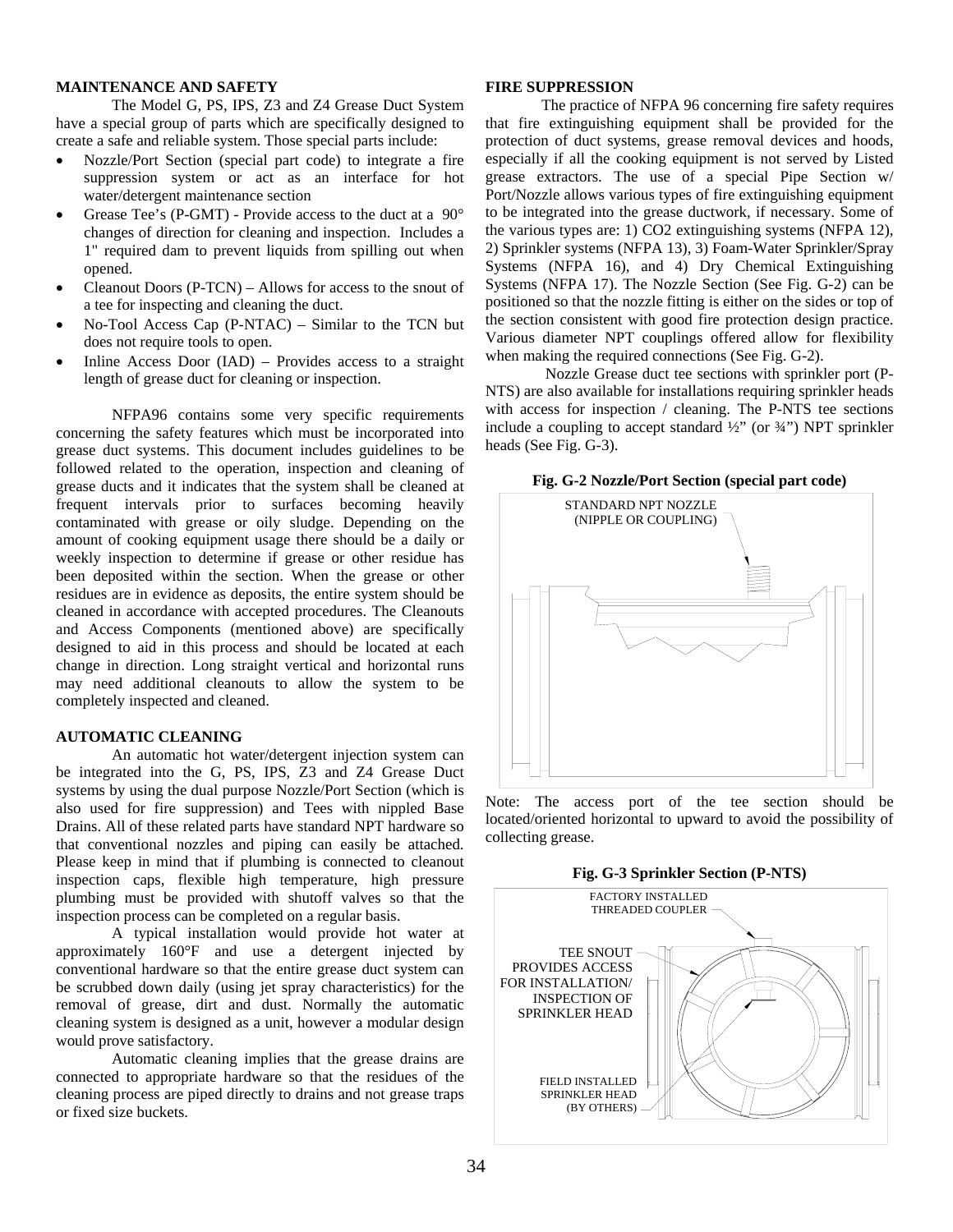## MAINTENANCE AND SAFETY

The Model G, PS, IPS, Z3 and Z4 Grease Duct System have a special group of parts which are specifically designed to create a safe and reliable system. Those special parts include:

- Nozzle/Port Section (special part code) to integrate a fire suppression system or act as an interface for hot water/detergent maintenance section
- Grease Tee's (P-GMT) - Provide access to the duct at a 90° changes of direction for cleaning and inspection. Includes a 1" required dam to prevent liquids from spilling out when opened.
- Cleanout Doors (P-TCN) – Allows for access to the snout of a tee for inspecting and cleaning the duct.
- No-Tool Access Cap (P-NTAC) – Similar to the TCN but does not require tools to open.
- Inline Access Door (IAD) – Provides access to a straight length of grease duct for cleaning or inspection.

NFPA96 contains some very specific requirements concerning the safety features which must be incorporated into grease duct systems. This document includes guidelines to be followed related to the operation, inspection and cleaning of grease ducts and it indicates that the system shall be cleaned at frequent intervals prior to surfaces becoming heavily contaminated with grease or oily sludge. Depending on the amount of cooking equipment usage there should be a daily or weekly inspection to determine if grease or other residue has been deposited within the section. When the grease or other residues are in evidence as deposits, the entire system should be cleaned in accordance with accepted procedures. The Cleanouts and Access Components (mentioned above) are specifically designed to aid in this process and should be located at each change in direction. Long straight vertical and horizontal runs may need additional cleanouts to allow the system to be completely inspected and cleaned.

## AUTOMATIC CLEANING

An automatic hot water/detergent injection system can be integrated into the G, PS, IPS, Z3 and Z4 Grease Duct systems by using the dual purpose Nozzle/Port Section (which is also used for fire suppression) and Tees with nippled Base Drains. All of these related parts have standard NPT hardware so that conventional nozzles and piping can easily be attached. Please keep in mind that if plumbing is connected to cleanout inspection caps, flexible high temperature, high pressure plumbing must be provided with shutoff valves so that the inspection process can be completed on a regular basis.

A typical installation would provide hot water at approximately 160°F and use a detergent injected by conventional hardware so that the entire grease duct system can be scrubbed down daily (using jet spray characteristics) for the removal of grease, dirt and dust. Normally the automatic cleaning system is designed as a unit, however a modular design would prove satisfactory.

Automatic cleaning implies that the grease drains are connected to appropriate hardware so that the residues of the cleaning process are piped directly to drains and not grease traps or fixed size buckets.

## FIRE SUPPRESSION

The practice of NFPA 96 concerning fire safety requires that fire extinguishing equipment shall be provided for the protection of duct systems, grease removal devices and hoods, especially if all the cooking equipment is not served by Listed grease extractors. The use of a special Pipe Section w/ Port/Nozzle allows various types of fire extinguishing equipment to be integrated into the grease ductwork, if necessary. Some of the various types are: 1) $CO_2$ extinguishing systems (NFPA 12), 2) Sprinkler systems (NFPA 13), 3) Foam-Water Sprinkler/Spray Systems (NFPA 16), and 4) Dry Chemical Extinguishing Systems (NFPA 17). The Nozzle Section (See Fig. G-2) can be positioned so that the nozzle fitting is either on the sides or top of the section consistent with good fire protection design practice. Various diameter NPT couplings offered allow for flexibility when making the required connections (See Fig. G-2).

Nozzle Grease duct tee sections with sprinkler port (P-NTS) are also available for installations requiring sprinkler heads with access for inspection / cleaning. The P-NTS tee sections include a coupling to accept standard ½" (or ¾") NPT sprinkler heads (See Fig. G-3).

**Fig. G-2 Nozzle/Port Section (special part code)**

STANDARD NPT NOZZLE (NIPPLE OR COUPLING)

Note: The access port of the tee section should be located/oriented horizontal to upward to avoid the possibility of collecting grease.

**Fig. G-3 Sprinkler Section (P-NTS)**

FACTORY INSTALLED THREADED COUPLER

TEE SNOUT PROVIDES ACCESS FOR INSTALLATION/ INSPECTION OF SPRINKLER HEAD

FIELD INSTALLED SPRINKLER HEAD (BY OTHERS)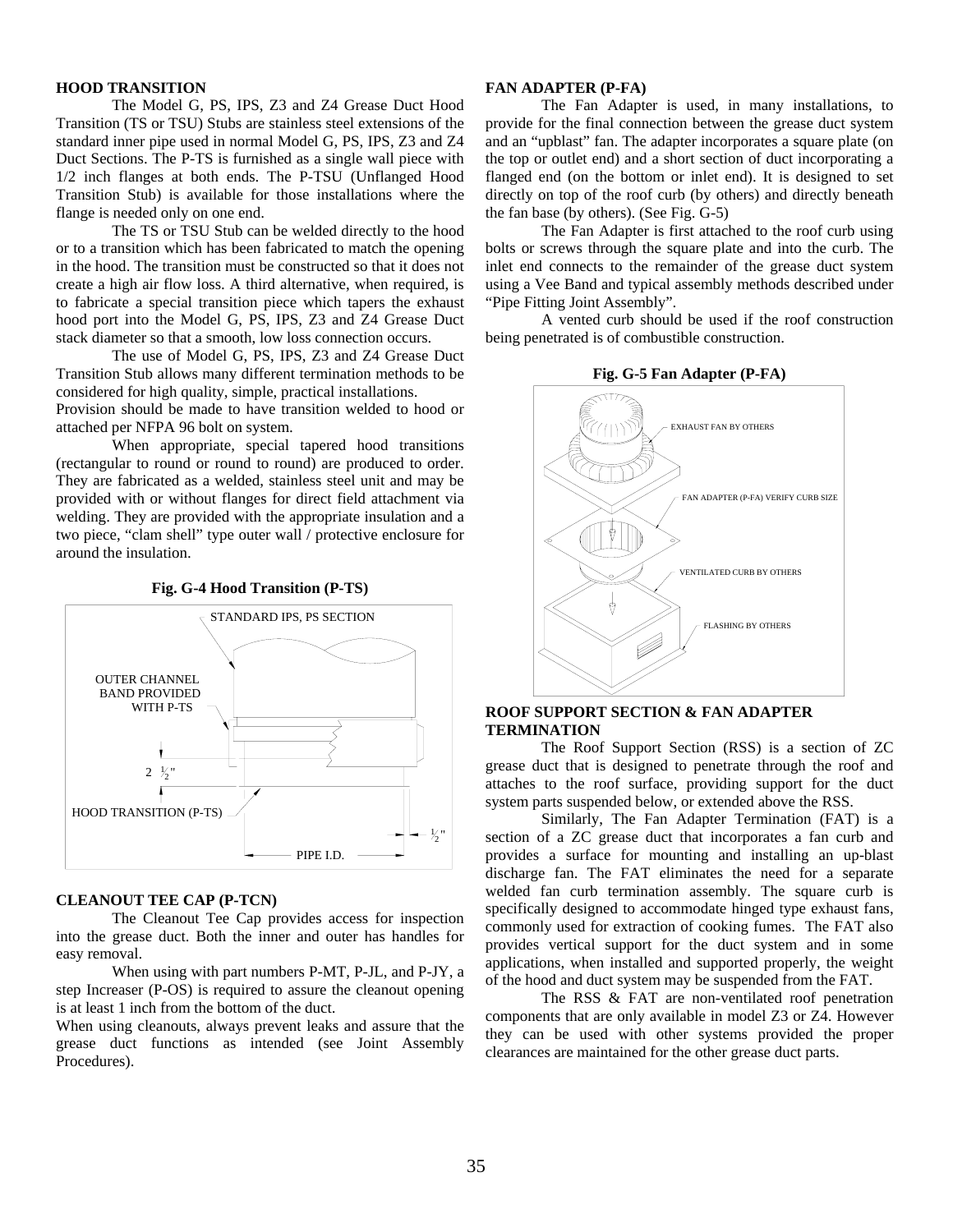## HOOD TRANSITION

The Model G, PS, IPS, Z3 and Z4 Grease Duct Hood Transition (TS or TSU) Stubs are stainless steel extensions of the standard inner pipe used in normal Model G, PS, IPS, Z3 and Z4 Duct Sections. The P-TS is furnished as a single wall piece with 1/2 inch flanges at both ends. The P-TSU (Unflanged Hood Transition Stub) is available for those installations where the flange is needed only on one end.

The TS or TSU Stub can be welded directly to the hood or to a transition which has been fabricated to match the opening in the hood. The transition must be constructed so that it does not create a high air flow loss. A third alternative, when required, is to fabricate a special transition piece which tapers the exhaust hood port into the Model G, PS, IPS, Z3 and Z4 Grease Duct stack diameter so that a smooth, low loss connection occurs.

The use of Model G, PS, IPS, Z3 and Z4 Grease Duct Transition Stub allows many different termination methods to be considered for high quality, simple, practical installations.

Provision should be made to have transition welded to hood or attached per NFPA 96 bolt on system.

When appropriate, special tapered hood transitions (rectangular to round or round to round) are produced to order. They are fabricated as a welded, stainless steel unit and may be provided with or without flanges for direct field attachment via welding. They are provided with the appropriate insulation and a two piece, "clam shell" type outer wall / protective enclosure for around the insulation.

**Fig. G-4 Hood Transition (P-TS)**

STANDARD IPS, PS SECTION

OUTER CHANNEL BAND PROVIDED WITH P-TS

2 ½"

HOOD TRANSITION (P-TS)

½"

PIPE I.D.

## CLEANOUT TEE CAP (P-TCN)

The Cleanout Tee Cap provides access for inspection into the grease duct. Both the inner and outer has handles for easy removal.

When using with part numbers P-MT, P-JL, and P-JY, a step Increaser (P-OS) is required to assure the cleanout opening is at least 1 inch from the bottom of the duct.

When using cleanouts, always prevent leaks and assure that the grease duct functions as intended (see Joint Assembly Procedures).

## FAN ADAPTER (P-FA)

The Fan Adapter is used, in many installations, to provide for the final connection between the grease duct system and an "upblast" fan. The adapter incorporates a square plate (on the top or outlet end) and a short section of duct incorporating a flanged end (on the bottom or inlet end). It is designed to set directly on top of the roof curb (by others) and directly beneath the fan base (by others). (See Fig. G-5)

The Fan Adapter is first attached to the roof curb using bolts or screws through the square plate and into the curb. The inlet end connects to the remainder of the grease duct system using a Vee Band and typical assembly methods described under "Pipe Fitting Joint Assembly".

A vented curb should be used if the roof construction being penetrated is of combustible construction.

**Fig. G-5 Fan Adapter (P-FA)**

EXHAUST FAN BY OTHERS

FAN ADAPTER (P-FA) VERIFY CURB SIZE

VENTILATED CURB BY OTHERS

FLASHING BY OTHERS

## ROOF SUPPORT SECTION & FAN ADAPTER TERMINATION

The Roof Support Section (RSS) is a section of ZC grease duct that is designed to penetrate through the roof and attaches to the roof surface, providing support for the duct system parts suspended below, or extended above the RSS.

Similarly, The Fan Adapter Termination (FAT) is a section of a ZC grease duct that incorporates a fan curb and provides a surface for mounting and installing an up-blast discharge fan. The FAT eliminates the need for a separate welded fan curb termination assembly. The square curb is specifically designed to accommodate hinged type exhaust fans, commonly used for extraction of cooking fumes. The FAT also provides vertical support for the duct system and in some applications, when installed and supported properly, the weight of the hood and duct system may be suspended from the FAT.

The RSS & FAT are non-ventilated roof penetration components that are only available in model Z3 or Z4. However they can be used with other systems provided the proper clearances are maintained for the other grease duct parts.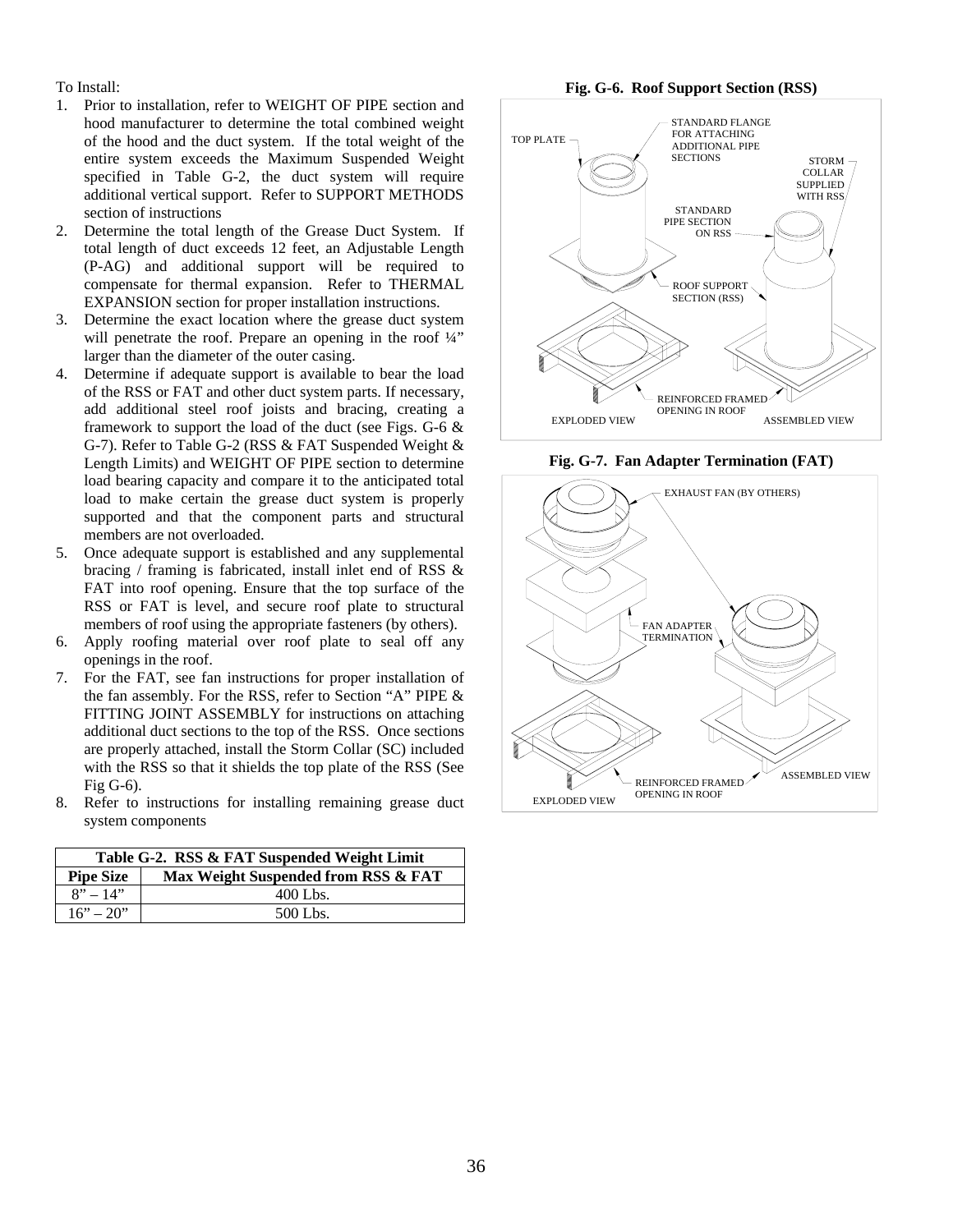To Install:

1. Prior to installation, refer to WEIGHT OF PIPE section and hood manufacturer to determine the total combined weight of the hood and the duct system. If the total weight of the entire system exceeds the Maximum Suspended Weight specified in Table G-2, the duct system will require additional vertical support. Refer to SUPPORT METHODS section of instructions
2. Determine the total length of the Grease Duct System. If total length of duct exceeds 12 feet, an Adjustable Length (P-AG) and additional support will be required to compensate for thermal expansion. Refer to THERMAL EXPANSION section for proper installation instructions.
3. Determine the exact location where the grease duct system will penetrate the roof. Prepare an opening in the roof ¼" larger than the diameter of the outer casing.
4. Determine if adequate support is available to bear the load of the RSS or FAT and other duct system parts. If necessary, add additional steel roof joists and bracing, creating a framework to support the load of the duct (see Figs. G-6 & G-7). Refer to Table G-2 (RSS & FAT Suspended Weight & Length Limits) and WEIGHT OF PIPE section to determine load bearing capacity and compare it to the anticipated total load to make certain the grease duct system is properly supported and that the component parts and structural members are not overloaded.
5. Once adequate support is established and any supplemental bracing / framing is fabricated, install inlet end of RSS & FAT into roof opening. Ensure that the top surface of the RSS or FAT is level, and secure roof plate to structural members of roof using the appropriate fasteners (by others).
6. Apply roofing material over roof plate to seal off any openings in the roof.
7. For the FAT, see fan instructions for proper installation of the fan assembly. For the RSS, refer to Section "A" PIPE & FITTING JOINT ASSEMBLY for instructions on attaching additional duct sections to the top of the RSS. Once sections are properly attached, install the Storm Collar (SC) included with the RSS so that it shields the top plate of the RSS (See Fig G-6).
8. Refer to instructions for installing remaining grease duct system components

**Table G-2. RSS & FAT Suspended Weight Limit**

| Pipe Size | Max Weight Suspended from RSS & FAT |
|---|---|
| 8" – 14" | 400 Lbs. |
| 16" – 20" | 500 Lbs. |

**Fig. G-6. Roof Support Section (RSS)**

**Fig. G-7. Fan Adapter Termination (FAT)**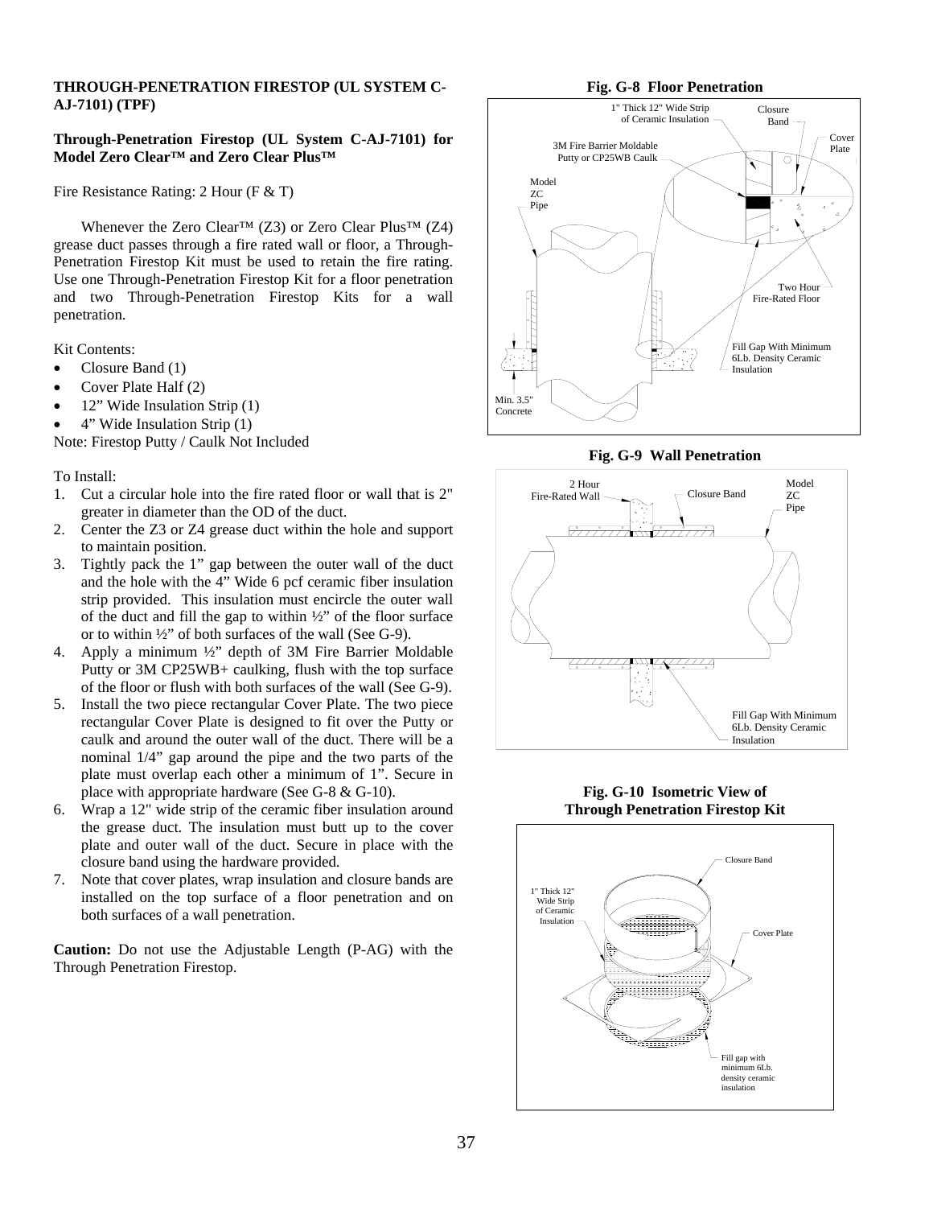**THROUGH-PENETRATION FIRESTOP (UL SYSTEM C-AJ-7101) (TPF)**

**Through-Penetration Firestop (UL System C-AJ-7101) for Model Zero Clear™ and Zero Clear Plus™**

Fire Resistance Rating: 2 Hour (F & T)

Whenever the Zero Clear™ (Z3) or Zero Clear Plus™ (Z4) grease duct passes through a fire rated wall or floor, a Through-Penetration Firestop Kit must be used to retain the fire rating. Use one Through-Penetration Firestop Kit for a floor penetration and two Through-Penetration Firestop Kits for a wall penetration.

Kit Contents:

- Closure Band (1)
- Cover Plate Half (2)
- 12" Wide Insulation Strip (1)
- 4" Wide Insulation Strip (1)

Note: Firestop Putty / Caulk Not Included

To Install:

1. Cut a circular hole into the fire rated floor or wall that is 2" greater in diameter than the OD of the duct.
2. Center the Z3 or Z4 grease duct within the hole and support to maintain position.
3. Tightly pack the 1" gap between the outer wall of the duct and the hole with the 4" Wide 6 pcf ceramic fiber insulation strip provided. This insulation must encircle the outer wall of the duct and fill the gap to within ½" of the floor surface or to within ½" of both surfaces of the wall (See G-9).
4. Apply a minimum ½" depth of 3M Fire Barrier Moldable Putty or 3M CP25WB+ caulking, flush with the top surface of the floor or flush with both surfaces of the wall (See G-9).
5. Install the two piece rectangular Cover Plate. The two piece rectangular Cover Plate is designed to fit over the Putty or caulk and around the outer wall of the duct. There will be a nominal 1/4" gap around the pipe and the two parts of the plate must overlap each other a minimum of 1". Secure in place with appropriate hardware (See G-8 & G-10).
6. Wrap a 12" wide strip of the ceramic fiber insulation around the grease duct. The insulation must butt up to the cover plate and outer wall of the duct. Secure in place with the closure band using the hardware provided.
7. Note that cover plates, wrap insulation and closure bands are installed on the top surface of a floor penetration and on both surfaces of a wall penetration.

**Caution:** Do not use the Adjustable Length (P-AG) with the Through Penetration Firestop.

**Fig. G-8 Floor Penetration**

1" Thick 12" Wide Strip of Ceramic Insulation
Closure Band
Cover Plate
3M Fire Barrier Moldable Putty or CP25WB Caulk
Model ZC Pipe
Two Hour Fire-Rated Floor
Fill Gap With Minimum 6Lb. Density Ceramic Insulation
Min. 3.5" Concrete

**Fig. G-9 Wall Penetration**

2 Hour Fire-Rated Wall
Closure Band
Model ZC Pipe
Fill Gap With Minimum 6Lb. Density Ceramic Insulation

**Fig. G-10 Isometric View of Through Penetration Firestop Kit**

Closure Band
1" Thick 12" Wide Strip of Ceramic Insulation
Cover Plate
Fill gap with minimum 6Lb. density ceramic insulation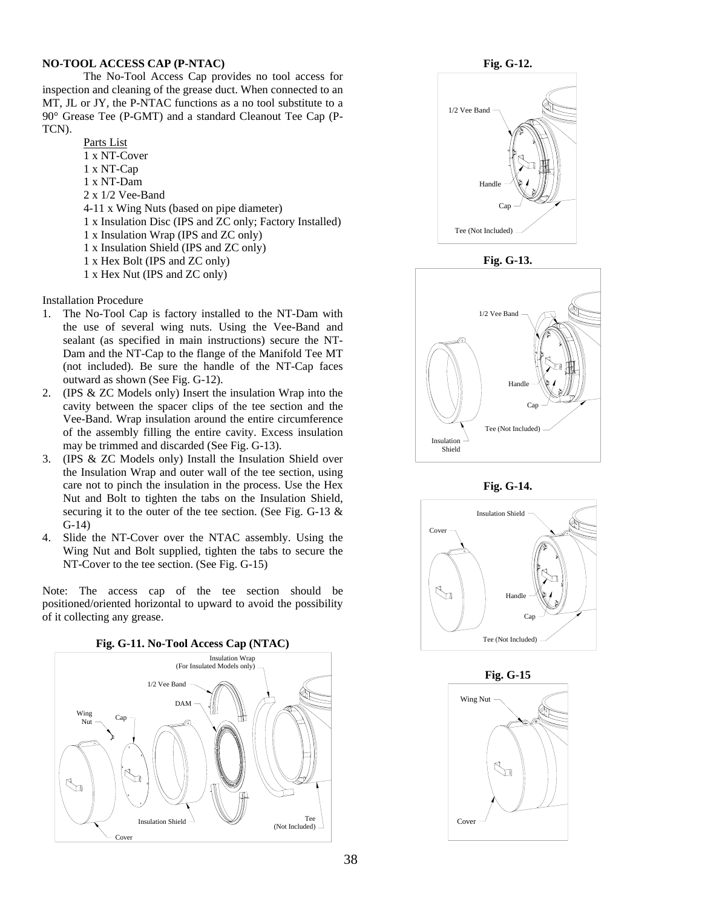**NO-TOOL ACCESS CAP (P-NTAC)**

The No-Tool Access Cap provides no tool access for inspection and cleaning of the grease duct. When connected to an MT, JL or JY, the P-NTAC functions as a no tool substitute to a 90° Grease Tee (P-GMT) and a standard Cleanout Tee Cap (P-TCN).

Parts List
- 1 x NT-Cover
- 1 x NT-Cap
- 1 x NT-Dam
- 2 x 1/2 Vee-Band
- 4-11 x Wing Nuts (based on pipe diameter)
- 1 x Insulation Disc (IPS and ZC only; Factory Installed)
- 1 x Insulation Wrap (IPS and ZC only)
- 1 x Insulation Shield (IPS and ZC only)
- 1 x Hex Bolt (IPS and ZC only)
- 1 x Hex Nut (IPS and ZC only)

Installation Procedure

1. The No-Tool Cap is factory installed to the NT-Dam with the use of several wing nuts. Using the Vee-Band and sealant (as specified in main instructions) secure the NT-Dam and the NT-Cap to the flange of the Manifold Tee MT (not included). Be sure the handle of the NT-Cap faces outward as shown (See Fig. G-12).
2. (IPS & ZC Models only) Insert the insulation Wrap into the cavity between the spacer clips of the tee section and the Vee-Band. Wrap insulation around the entire circumference of the assembly filling the entire cavity. Excess insulation may be trimmed and discarded (See Fig. G-13).
3. (IPS & ZC Models only) Install the Insulation Shield over the Insulation Wrap and outer wall of the tee section, using care not to pinch the insulation in the process. Use the Hex Nut and Bolt to tighten the tabs on the Insulation Shield, securing it to the outer of the tee section. (See Fig. G-13 & G-14)
4. Slide the NT-Cover over the NTAC assembly. Using the Wing Nut and Bolt supplied, tighten the tabs to secure the NT-Cover to the tee section. (See Fig. G-15)

Note: The access cap of the tee section should be positioned/oriented horizontal to upward to avoid the possibility of it collecting any grease.

**Fig. G-11. No-Tool Access Cap (NTAC)**

Insulation Wrap (For Insulated Models only)
1/2 Vee Band
DAM
Wing Nut
Cap
Insulation Shield
Tee (Not Included)
Cover

**Fig. G-12.**

1/2 Vee Band
Handle
Cap
Tee (Not Included)

**Fig. G-13.**

1/2 Vee Band
Handle
Cap
Tee (Not Included)
Insulation Shield

**Fig. G-14.**

Insulation Shield
Cover
Handle
Cap
Tee (Not Included)

**Fig. G-15**

Wing Nut
Cover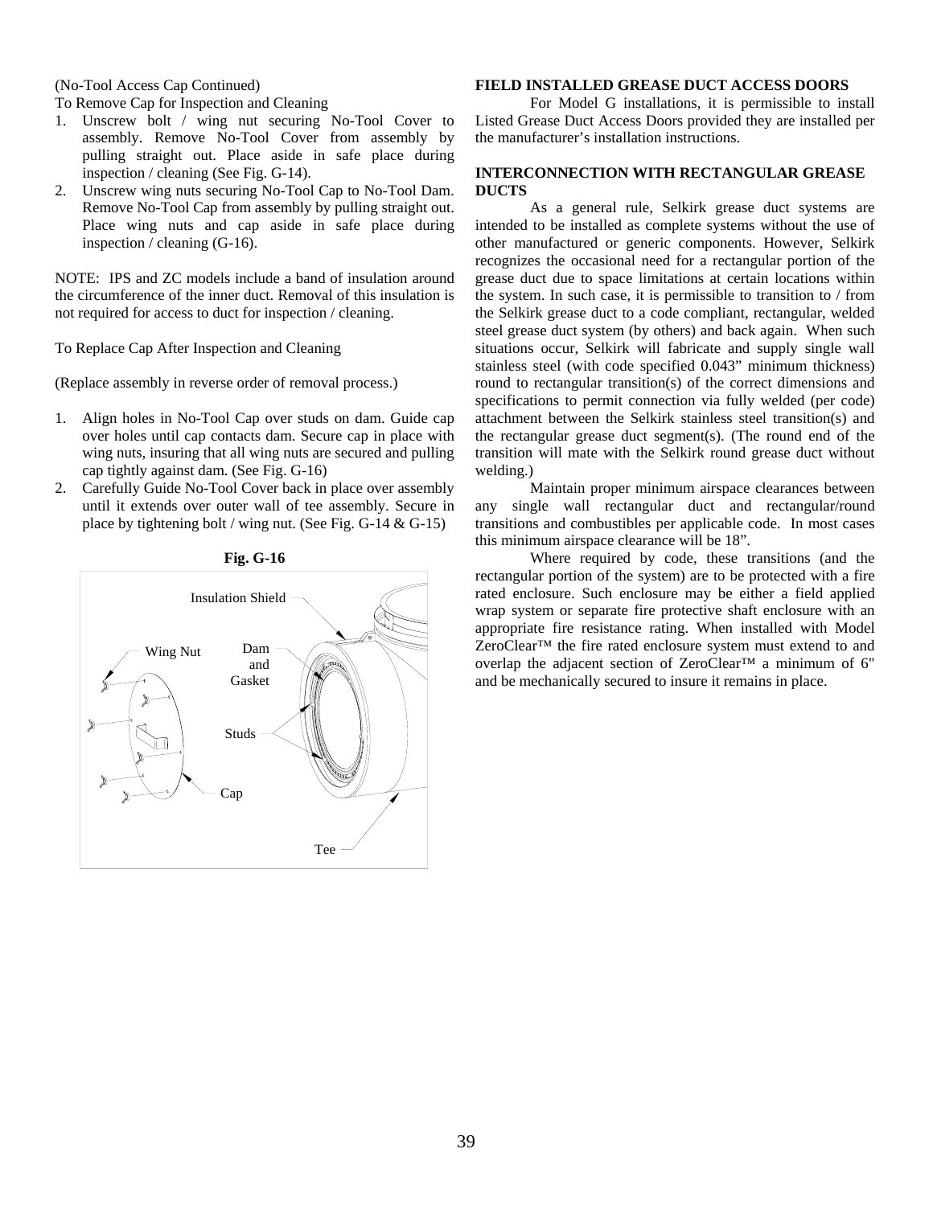(No-Tool Access Cap Continued)

To Remove Cap for Inspection and Cleaning

1. Unscrew bolt / wing nut securing No-Tool Cover to assembly. Remove No-Tool Cover from assembly by pulling straight out. Place aside in safe place during inspection / cleaning (See Fig. G-14).
2. Unscrew wing nuts securing No-Tool Cap to No-Tool Dam. Remove No-Tool Cap from assembly by pulling straight out. Place wing nuts and cap aside in safe place during inspection / cleaning (G-16).

NOTE: IPS and ZC models include a band of insulation around the circumference of the inner duct. Removal of this insulation is not required for access to duct for inspection / cleaning.

To Replace Cap After Inspection and Cleaning

(Replace assembly in reverse order of removal process.)

1. Align holes in No-Tool Cap over studs on dam. Guide cap over holes until cap contacts dam. Secure cap in place with wing nuts, insuring that all wing nuts are secured and pulling cap tightly against dam. (See Fig. G-16)
2. Carefully Guide No-Tool Cover back in place over assembly until it extends over outer wall of tee assembly. Secure in place by tightening bolt / wing nut. (See Fig. G-14 & G-15)

**Fig. G-16**

Insulation Shield

Wing Nut

Dam and Gasket

Studs

Cap

Tee

**FIELD INSTALLED GREASE DUCT ACCESS DOORS**

For Model G installations, it is permissible to install Listed Grease Duct Access Doors provided they are installed per the manufacturer's installation instructions.

**INTERCONNECTION WITH RECTANGULAR GREASE DUCTS**

As a general rule, Selkirk grease duct systems are intended to be installed as complete systems without the use of other manufactured or generic components. However, Selkirk recognizes the occasional need for a rectangular portion of the grease duct due to space limitations at certain locations within the system. In such case, it is permissible to transition to / from the Selkirk grease duct to a code compliant, rectangular, welded steel grease duct system (by others) and back again. When such situations occur, Selkirk will fabricate and supply single wall stainless steel (with code specified 0.043" minimum thickness) round to rectangular transition(s) of the correct dimensions and specifications to permit connection via fully welded (per code) attachment between the Selkirk stainless steel transition(s) and the rectangular grease duct segment(s). (The round end of the transition will mate with the Selkirk round grease duct without welding.)

Maintain proper minimum airspace clearances between any single wall rectangular duct and rectangular/round transitions and combustibles per applicable code. In most cases this minimum airspace clearance will be 18".

Where required by code, these transitions (and the rectangular portion of the system) are to be protected with a fire rated enclosure. Such enclosure may be either a field applied wrap system or separate fire protective shaft enclosure with an appropriate fire resistance rating. When installed with Model ZeroClear™ the fire rated enclosure system must extend to and overlap the adjacent section of ZeroClear™ a minimum of 6" and be mechanically secured to insure it remains in place.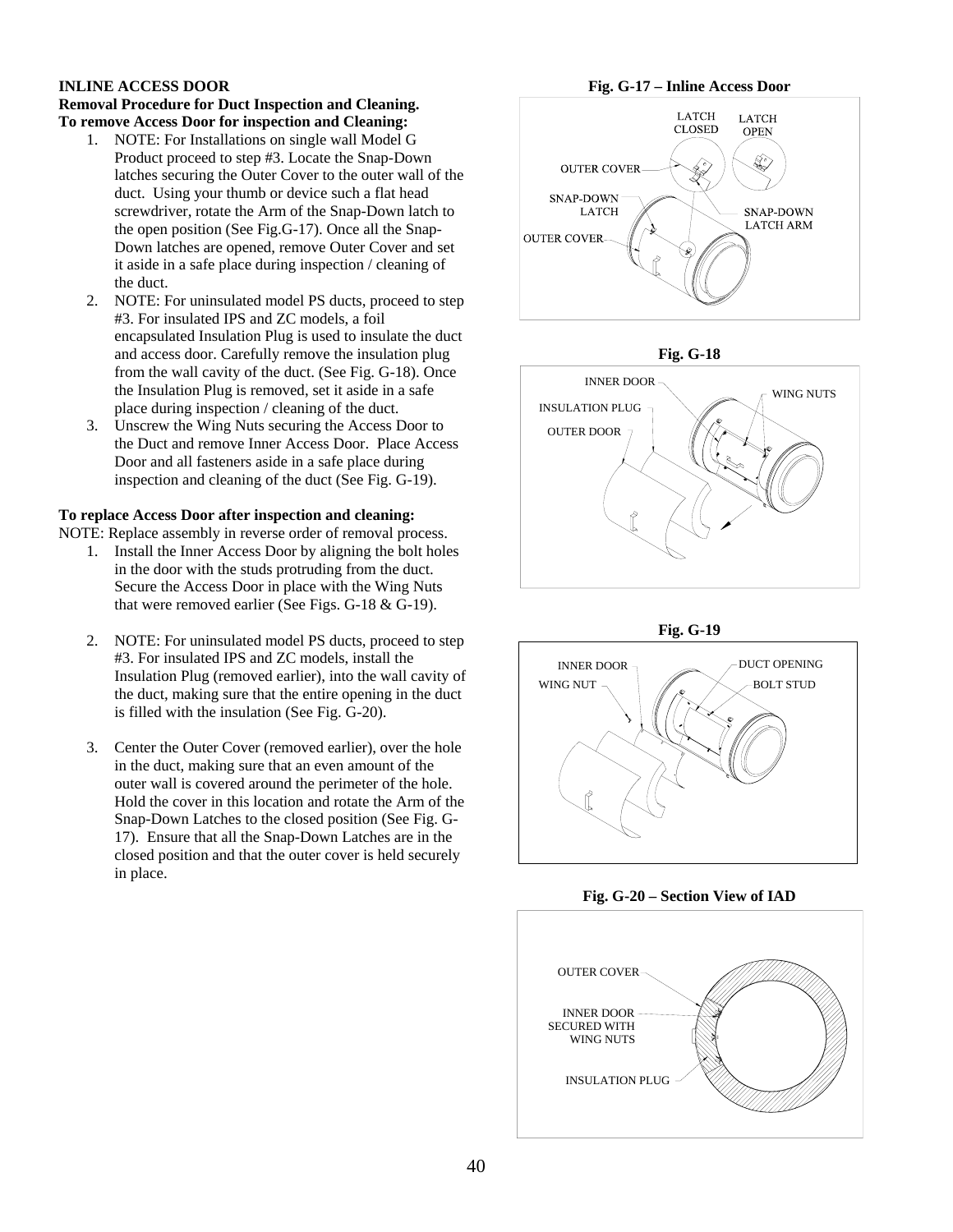**INLINE ACCESS DOOR**

**Removal Procedure for Duct Inspection and Cleaning.**

**To remove Access Door for inspection and Cleaning:**

1. NOTE: For Installations on single wall Model G Product proceed to step #3. Locate the Snap-Down latches securing the Outer Cover to the outer wall of the duct. Using your thumb or device such a flat head screwdriver, rotate the Arm of the Snap-Down latch to the open position (See Fig.G-17). Once all the Snap-Down latches are opened, remove Outer Cover and set it aside in a safe place during inspection / cleaning of the duct.
2. NOTE: For uninsulated model PS ducts, proceed to step #3. For insulated IPS and ZC models, a foil encapsulated Insulation Plug is used to insulate the duct and access door. Carefully remove the insulation plug from the wall cavity of the duct. (See Fig. G-18). Once the Insulation Plug is removed, set it aside in a safe place during inspection / cleaning of the duct.
3. Unscrew the Wing Nuts securing the Access Door to the Duct and remove Inner Access Door. Place Access Door and all fasteners aside in a safe place during inspection and cleaning of the duct (See Fig. G-19).

**To replace Access Door after inspection and cleaning:**

NOTE: Replace assembly in reverse order of removal process.

1. Install the Inner Access Door by aligning the bolt holes in the door with the studs protruding from the duct. Secure the Access Door in place with the Wing Nuts that were removed earlier (See Figs. G-18 & G-19).
2. NOTE: For uninsulated model PS ducts, proceed to step #3. For insulated IPS and ZC models, install the Insulation Plug (removed earlier), into the wall cavity of the duct, making sure that the entire opening in the duct is filled with the insulation (See Fig. G-20).
3. Center the Outer Cover (removed earlier), over the hole in the duct, making sure that an even amount of the outer wall is covered around the perimeter of the hole. Hold the cover in this location and rotate the Arm of the Snap-Down Latches to the closed position (See Fig. G-17). Ensure that all the Snap-Down Latches are in the closed position and that the outer cover is held securely in place.

**Fig. G-17 – Inline Access Door**

LATCH CLOSED
LATCH OPEN
OUTER COVER
SNAP-DOWN LATCH
SNAP-DOWN LATCH ARM
OUTER COVER

**Fig. G-18**

INNER DOOR
WING NUTS
INSULATION PLUG
OUTER DOOR

**Fig. G-19**

INNER DOOR
DUCT OPENING
WING NUT
BOLT STUD

**Fig. G-20 – Section View of IAD**

OUTER COVER
INNER DOOR SECURED WITH WING NUTS
INSULATION PLUG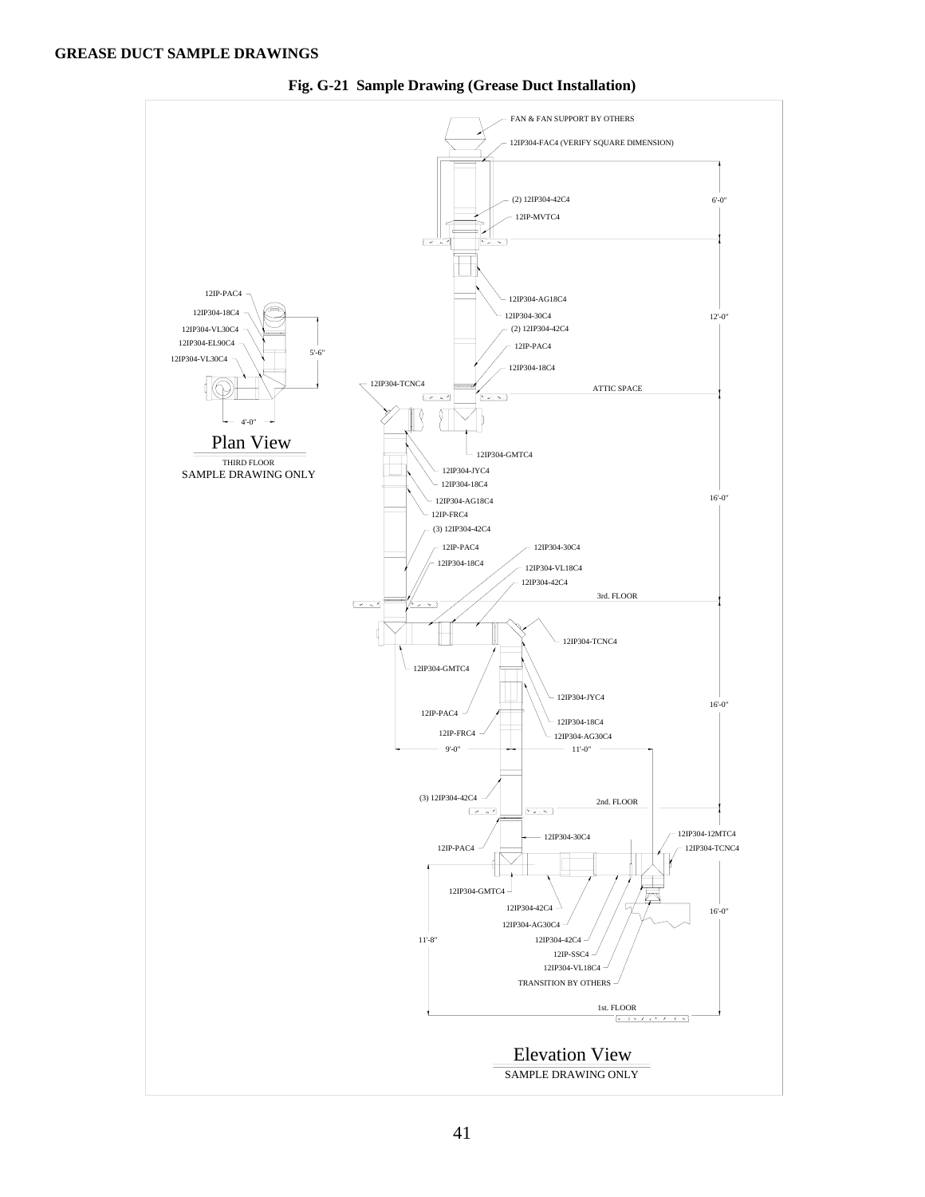**GREASE DUCT SAMPLE DRAWINGS**

**Fig. G-21 Sample Drawing (Grease Duct Installation)**

FAN & FAN SUPPORT BY OTHERS

12IP304-FAC4 (VERIFY SQUARE DIMENSION)

(2) 12IP304-42C4

12IP-MVTC4

6'-0"

12IP304-AG18C4

12IP304-30C4

12'-0"

(2) 12IP304-42C4

12IP-PAC4

12IP304-18C4

ATTIC SPACE

12IP304-TCNC4

12IP304-GMTC4

12IP304-JYC4

12IP304-18C4

12IP304-AG18C4

16'-0"

12IP-FRC4

(3) 12IP304-42C4

12IP-PAC4

12IP304-30C4

12IP304-18C4

12IP304-VL18C4

12IP304-42C4

3rd. FLOOR

12IP304-TCNC4

12IP304-GMTC4

12IP304-JYC4

12IP-PAC4

16'-0"

12IP304-18C4

12IP-FRC4

12IP304-AG30C4

9'-0"

11'-0"

(3) 12IP304-42C4

2nd. FLOOR

12IP304-12MTC4

12IP304-30C4

12IP304-TCNC4

12IP-PAC4

12IP304-GMTC4

12IP304-42C4

16'-0"

12IP304-AG30C4

11'-8"

12IP304-42C4

12IP-SSC4

12IP304-VL18C4

TRANSITION BY OTHERS

1st. FLOOR

Elevation View

SAMPLE DRAWING ONLY

12IP-PAC4

12IP304-18C4

12IP304-VL30C4

12IP304-EL90C4

5'-6"

12IP304-VL30C4

4'-0"

Plan View

THIRD FLOOR

SAMPLE DRAWING ONLY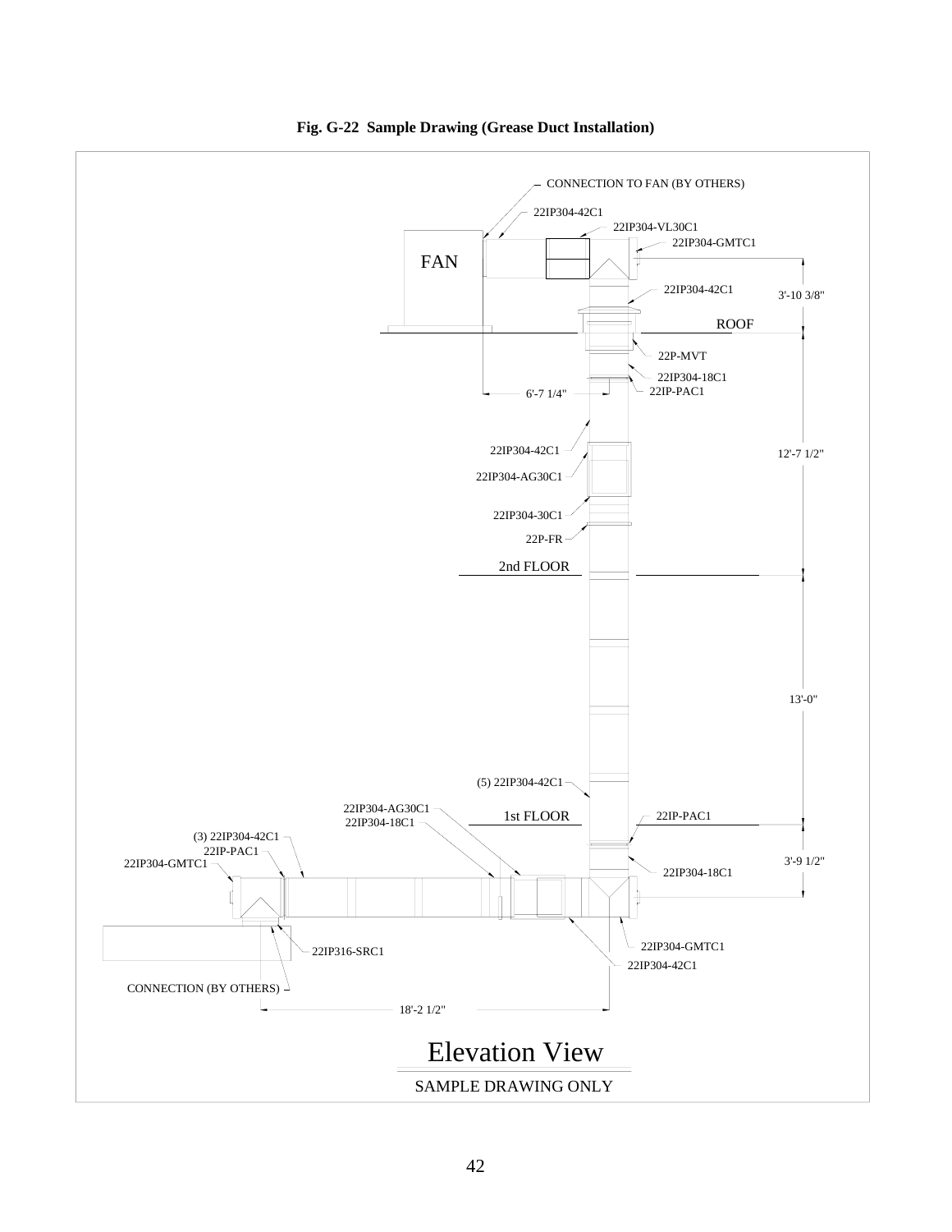**Fig. G-22 Sample Drawing (Grease Duct Installation)**

CONNECTION TO FAN (BY OTHERS)

22IP304-42C1

22IP304-VL30C1

22IP304-GMTC1

FAN

22IP304-42C1

3'-10 3/8"

ROOF

22P-MVT

22IP304-18C1

22IP-PAC1

6'-7 1/4"

22IP304-42C1

22IP304-AG30C1

12'-7 1/2"

22IP304-30C1

22P-FR

2nd FLOOR

13'-0"

(5) 22IP304-42C1

22IP304-AG30C1

22IP304-18C1

1st FLOOR

22IP-PAC1

(3) 22IP304-42C1

22IP-PAC1

22IP304-GMTC1

3'-9 1/2"

22IP304-18C1

22IP304-GMTC1

22IP316-SRC1

22IP304-42C1

CONNECTION (BY OTHERS)

18'-2 1/2"

Elevation View

SAMPLE DRAWING ONLY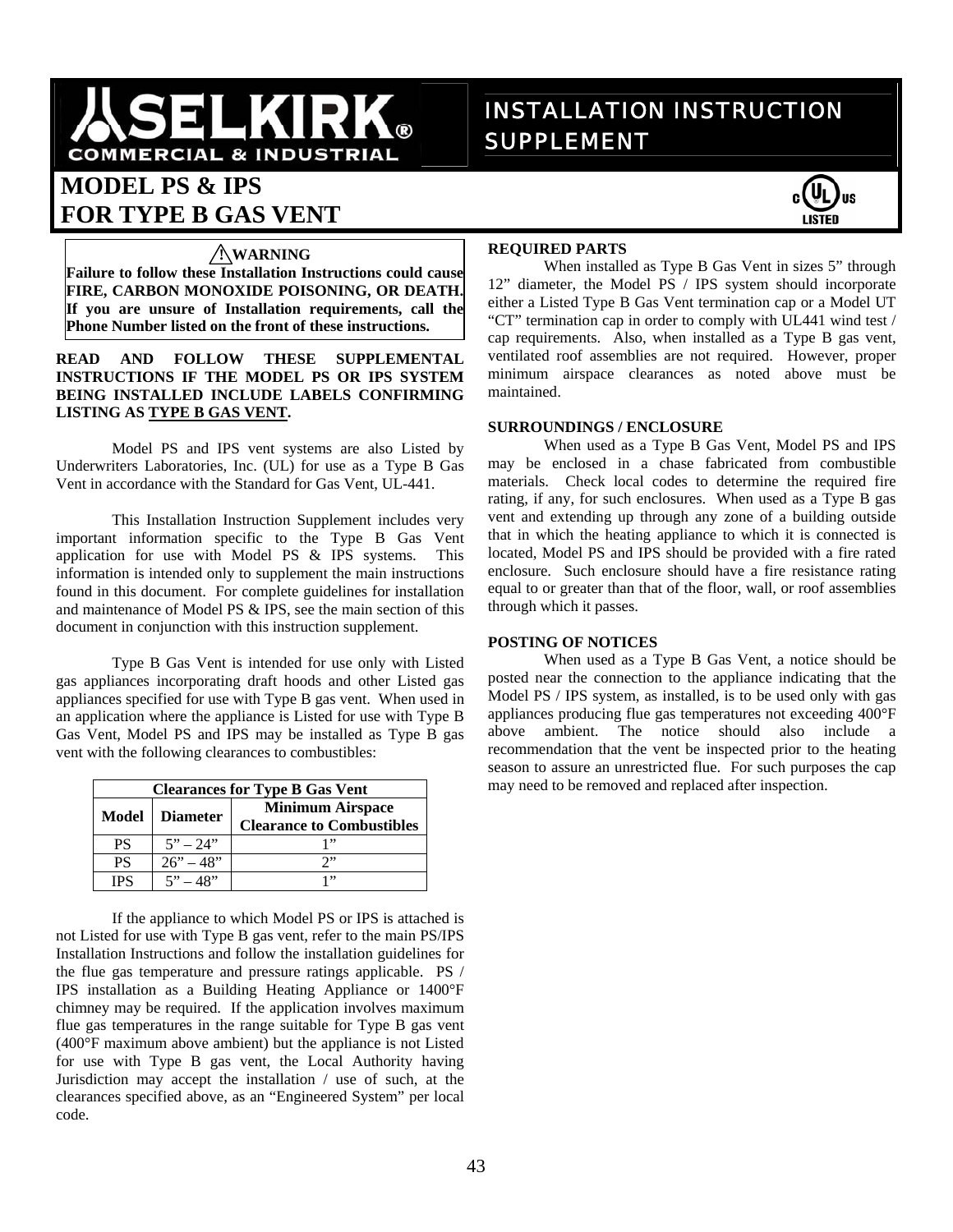# SELKIRK COMMERCIAL & INDUSTRIAL

# INSTALLATION INSTRUCTION SUPPLEMENT

## MODEL PS & IPS FOR TYPE B GAS VENT

c UL us LISTED

**⚠WARNING**

**Failure to follow these Installation Instructions could cause FIRE, CARBON MONOXIDE POISONING, OR DEATH. If you are unsure of Installation requirements, call the Phone Number listed on the front of these instructions.**

**READ AND FOLLOW THESE SUPPLEMENTAL INSTRUCTIONS IF THE MODEL PS OR IPS SYSTEM BEING INSTALLED INCLUDE LABELS CONFIRMING LISTING AS TYPE B GAS VENT.**

Model PS and IPS vent systems are also Listed by Underwriters Laboratories, Inc. (UL) for use as a Type B Gas Vent in accordance with the Standard for Gas Vent, UL-441.

This Installation Instruction Supplement includes very important information specific to the Type B Gas Vent application for use with Model PS & IPS systems. This information is intended only to supplement the main instructions found in this document. For complete guidelines for installation and maintenance of Model PS & IPS, see the main section of this document in conjunction with this instruction supplement.

Type B Gas Vent is intended for use only with Listed gas appliances incorporating draft hoods and other Listed gas appliances specified for use with Type B gas vent. When used in an application where the appliance is Listed for use with Type B Gas Vent, Model PS and IPS may be installed as Type B gas vent with the following clearances to combustibles:

| Clearances for Type B Gas Vent | | |
|---|---|---|
| **Model** | **Diameter** | **Minimum Airspace Clearance to Combustibles** |
| PS | 5" – 24" | 1" |
| PS | 26" – 48" | 2" |
| IPS | 5" – 48" | 1" |

If the appliance to which Model PS or IPS is attached is not Listed for use with Type B gas vent, refer to the main PS/IPS Installation Instructions and follow the installation guidelines for the flue gas temperature and pressure ratings applicable. PS / IPS installation as a Building Heating Appliance or 1400°F chimney may be required. If the application involves maximum flue gas temperatures in the range suitable for Type B gas vent (400°F maximum above ambient) but the appliance is not Listed for use with Type B gas vent, the Local Authority having Jurisdiction may accept the installation / use of such, at the clearances specified above, as an "Engineered System" per local code.

### REQUIRED PARTS

When installed as Type B Gas Vent in sizes 5" through 12" diameter, the Model PS / IPS system should incorporate either a Listed Type B Gas Vent termination cap or a Model UT "CT" termination cap in order to comply with UL441 wind test / cap requirements. Also, when installed as a Type B gas vent, ventilated roof assemblies are not required. However, proper minimum airspace clearances as noted above must be maintained.

### SURROUNDINGS / ENCLOSURE

When used as a Type B Gas Vent, Model PS and IPS may be enclosed in a chase fabricated from combustible materials. Check local codes to determine the required fire rating, if any, for such enclosures. When used as a Type B gas vent and extending up through any zone of a building outside that in which the heating appliance to which it is connected is located, Model PS and IPS should be provided with a fire rated enclosure. Such enclosure should have a fire resistance rating equal to or greater than that of the floor, wall, or roof assemblies through which it passes.

### POSTING OF NOTICES

When used as a Type B Gas Vent, a notice should be posted near the connection to the appliance indicating that the Model PS / IPS system, as installed, is to be used only with gas appliances producing flue gas temperatures not exceeding 400°F above ambient. The notice should also include a recommendation that the vent be inspected prior to the heating season to assure an unrestricted flue. For such purposes the cap may need to be removed and replaced after inspection.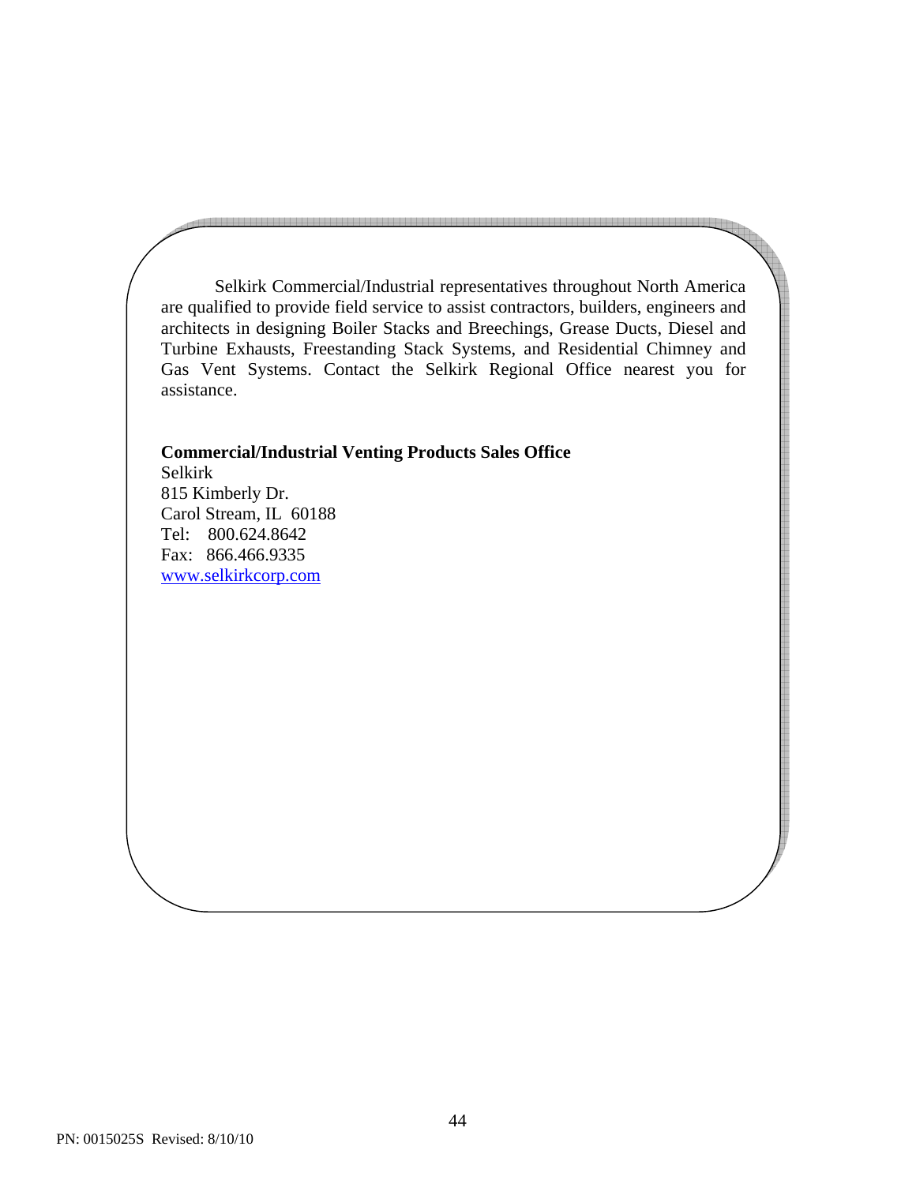Selkirk Commercial/Industrial representatives throughout North America are qualified to provide field service to assist contractors, builders, engineers and architects in designing Boiler Stacks and Breechings, Grease Ducts, Diesel and Turbine Exhausts, Freestanding Stack Systems, and Residential Chimney and Gas Vent Systems. Contact the Selkirk Regional Office nearest you for assistance.

**Commercial/Industrial Venting Products Sales Office**
Selkirk
815 Kimberly Dr.
Carol Stream, IL 60188
Tel: 800.624.8642
Fax: 866.466.9335
www.selkirkcorp.com